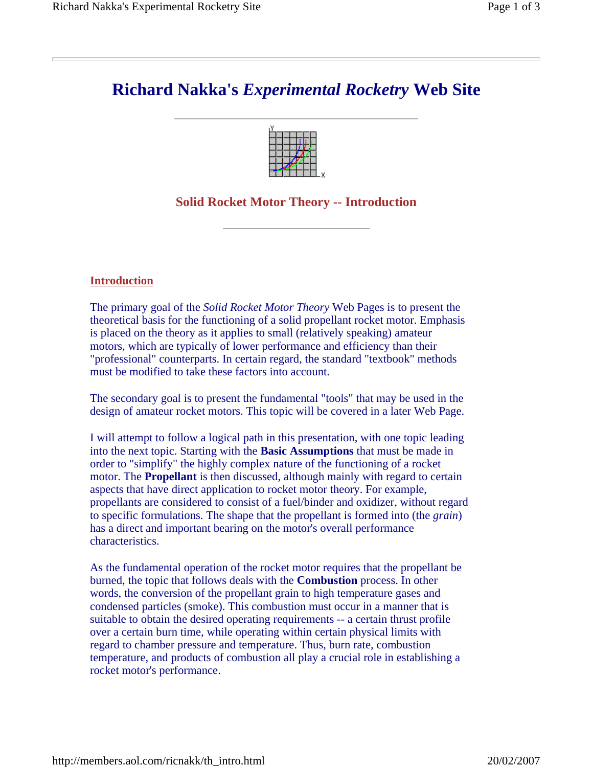# Richard Nakka's *Experimental Rocketry* Web Site

## Solid Rocket Motor Theory -- Introduction

### Introduction

The primary goal of the *Solid Rocket Motor Theory* Web Pages is to present the theoretical basis for the functioning of a solid propellant rocket motor. Emphasis is placed on the theory as it applies to small (relatively speaking) amateur motors, which are typically of lower performance and efficiency than their "professional" counterparts. In certain regard, the standard "textbook" methods must be modified to take these factors into account.

The secondary goal is to present the fundamental "tools" that may be used in the design of amateur rocket motors. This topic will be covered in a later Web Page.

I will attempt to follow a logical path in this presentation, with one topic leading into the next topic. Starting with the **Basic Assumptions** that must be made in order to "simplify" the highly complex nature of the functioning of a rocket motor. The **Propellant** is then discussed, although mainly with regard to certain aspects that have direct application to rocket motor theory. For example, propellants are considered to consist of a fuel/binder and oxidizer, without regard to specific formulations. The shape that the propellant is formed into (the *grain*) has a direct and important bearing on the motor's overall performance characteristics.

As the fundamental operation of the rocket motor requires that the propellant be burned, the topic that follows deals with the **Combustion** process. In other words, the conversion of the propellant grain to high temperature gases and condensed particles (smoke). This combustion must occur in a manner that is suitable to obtain the desired operating requirements -- a certain thrust profile over a certain burn time, while operating within certain physical limits with regard to chamber pressure and temperature. Thus, burn rate, combustion temperature, and products of combustion all play a crucial role in establishing a rocket motor's performance.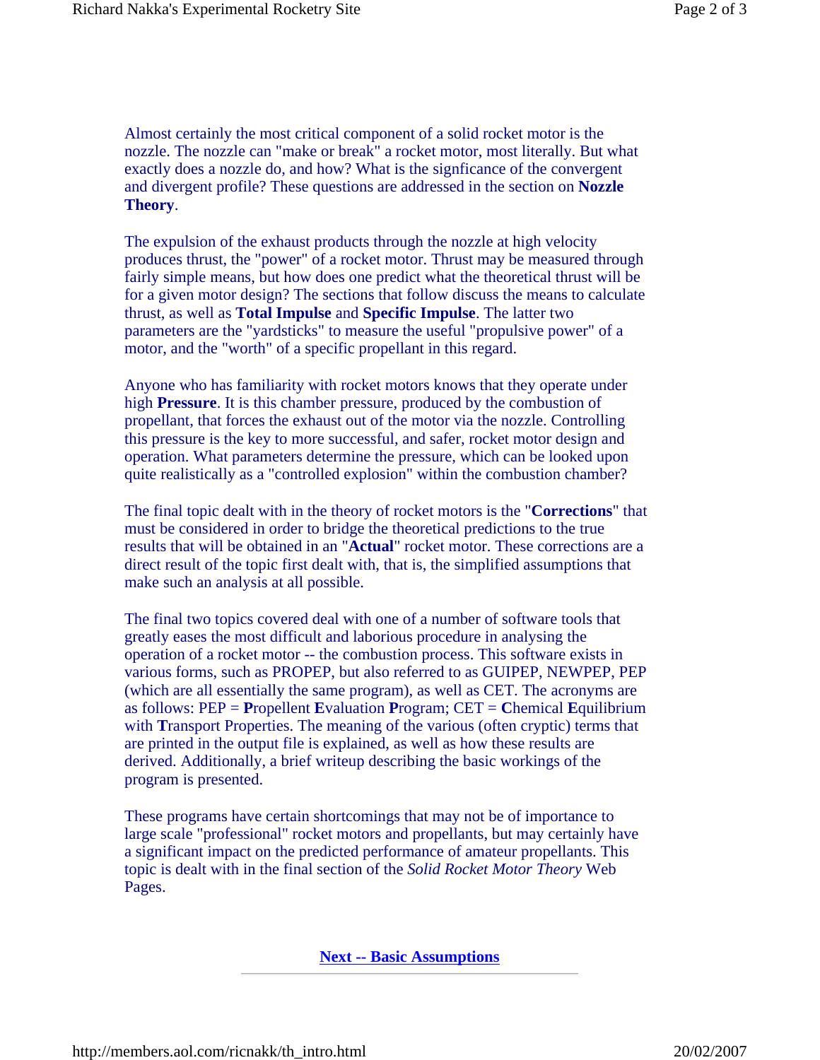Almost certainly the most critical component of a solid rocket motor is the nozzle. The nozzle can "make or break" a rocket motor, most literally. But what exactly does a nozzle do, and how? What is the signficance of the convergent and divergent profile? These questions are addressed in the section on **Nozzle Theory**.

The expulsion of the exhaust products through the nozzle at high velocity produces thrust, the "power" of a rocket motor. Thrust may be measured through fairly simple means, but how does one predict what the theoretical thrust will be for a given motor design? The sections that follow discuss the means to calculate thrust, as well as **Total Impulse** and **Specific Impulse**. The latter two parameters are the "yardsticks" to measure the useful "propulsive power" of a motor, and the "worth" of a specific propellant in this regard.

Anyone who has familiarity with rocket motors knows that they operate under high **Pressure**. It is this chamber pressure, produced by the combustion of propellant, that forces the exhaust out of the motor via the nozzle. Controlling this pressure is the key to more successful, and safer, rocket motor design and operation. What parameters determine the pressure, which can be looked upon quite realistically as a "controlled explosion" within the combustion chamber?

The final topic dealt with in the theory of rocket motors is the "**Corrections**" that must be considered in order to bridge the theoretical predictions to the true results that will be obtained in an "**Actual**" rocket motor. These corrections are a direct result of the topic first dealt with, that is, the simplified assumptions that make such an analysis at all possible.

The final two topics covered deal with one of a number of software tools that greatly eases the most difficult and laborious procedure in analysing the operation of a rocket motor -- the combustion process. This software exists in various forms, such as PROPEP, but also referred to as GUIPEP, NEWPEP, PEP (which are all essentially the same program), as well as CET. The acronyms are as follows: PEP = **P**ropellent **E**valuation **P**rogram; CET = **C**hemical **E**quilibrium with **T**ransport Properties. The meaning of the various (often cryptic) terms that are printed in the output file is explained, as well as how these results are derived. Additionally, a brief writeup describing the basic workings of the program is presented.

These programs have certain shortcomings that may not be of importance to large scale "professional" rocket motors and propellants, but may certainly have a significant impact on the predicted performance of amateur propellants. This topic is dealt with in the final section of the *Solid Rocket Motor Theory* Web Pages.

**Next -- Basic Assumptions**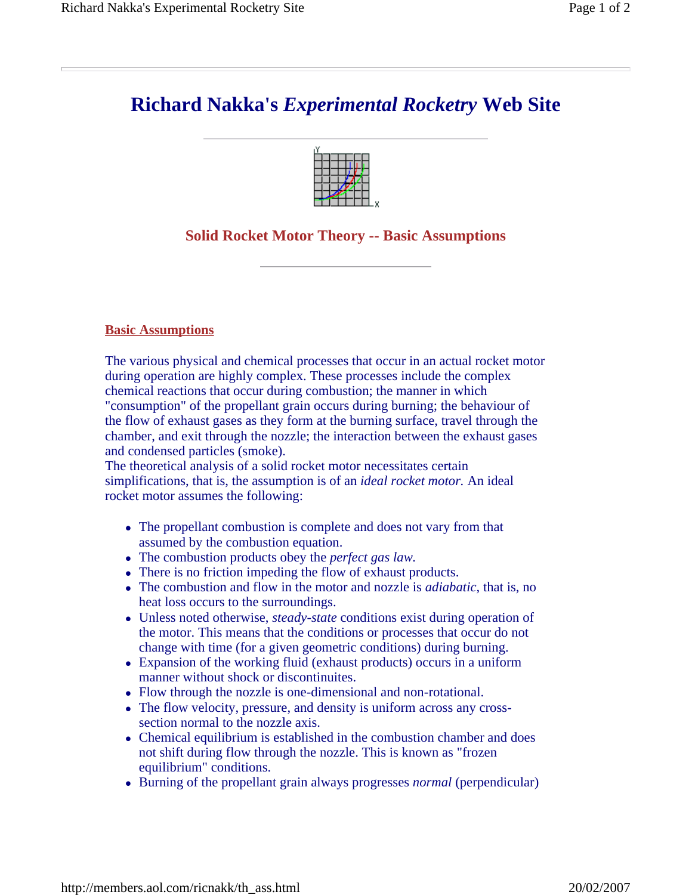# Richard Nakka's *Experimental Rocketry* Web Site

## Solid Rocket Motor Theory -- Basic Assumptions

### Basic Assumptions

The various physical and chemical processes that occur in an actual rocket motor during operation are highly complex. These processes include the complex chemical reactions that occur during combustion; the manner in which "consumption" of the propellant grain occurs during burning; the behaviour of the flow of exhaust gases as they form at the burning surface, travel through the chamber, and exit through the nozzle; the interaction between the exhaust gases and condensed particles (smoke).
The theoretical analysis of a solid rocket motor necessitates certain simplifications, that is, the assumption is of an *ideal rocket motor.* An ideal rocket motor assumes the following:

- The propellant combustion is complete and does not vary from that assumed by the combustion equation.
- The combustion products obey the *perfect gas law.*
- There is no friction impeding the flow of exhaust products.
- The combustion and flow in the motor and nozzle is *adiabatic*, that is, no heat loss occurs to the surroundings.
- Unless noted otherwise, *steady-state* conditions exist during operation of the motor. This means that the conditions or processes that occur do not change with time (for a given geometric conditions) during burning.
- Expansion of the working fluid (exhaust products) occurs in a uniform manner without shock or discontinuites.
- Flow through the nozzle is one-dimensional and non-rotational.
- The flow velocity, pressure, and density is uniform across any cross-section normal to the nozzle axis.
- Chemical equilibrium is established in the combustion chamber and does not shift during flow through the nozzle. This is known as "frozen equilibrium" conditions.
- Burning of the propellant grain always progresses *normal* (perpendicular)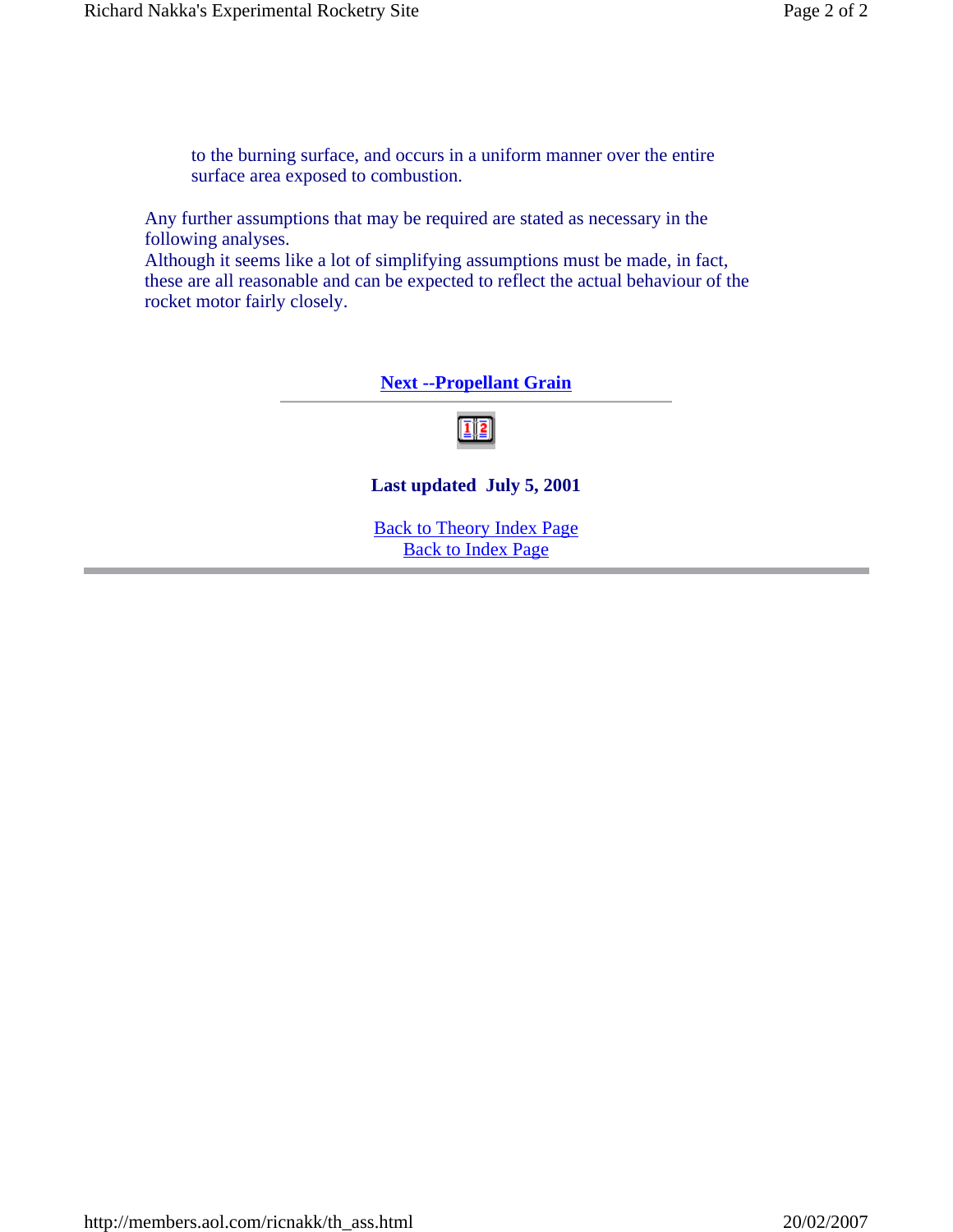to the burning surface, and occurs in a uniform manner over the entire surface area exposed to combustion.

Any further assumptions that may be required are stated as necessary in the following analyses.
Although it seems like a lot of simplifying assumptions must be made, in fact, these are all reasonable and can be expected to reflect the actual behaviour of the rocket motor fairly closely.

**Next --Propellant Grain**

---

**Last updated July 5, 2001**

Back to Theory Index Page
Back to Index Page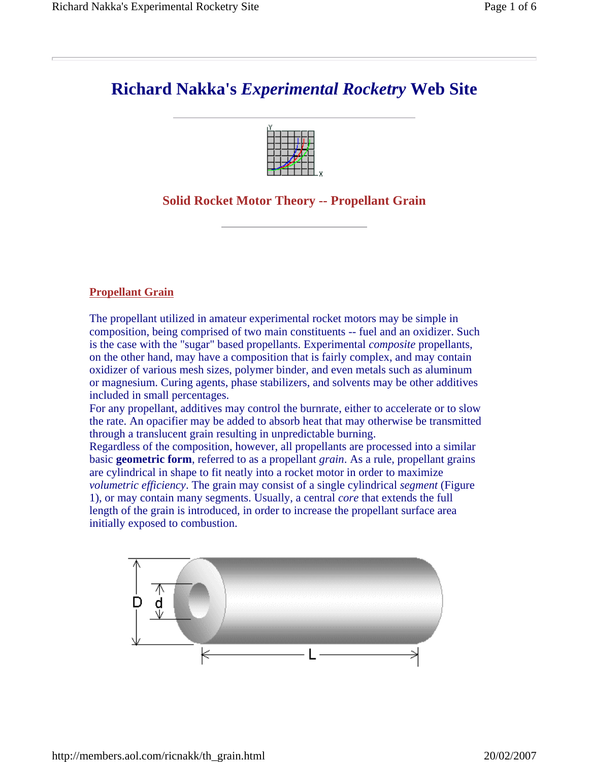# Richard Nakka's *Experimental Rocketry* Web Site

## Solid Rocket Motor Theory -- Propellant Grain

### Propellant Grain

The propellant utilized in amateur experimental rocket motors may be simple in composition, being comprised of two main constituents -- fuel and an oxidizer. Such is the case with the "sugar" based propellants. Experimental *composite* propellants, on the other hand, may have a composition that is fairly complex, and may contain oxidizer of various mesh sizes, polymer binder, and even metals such as aluminum or magnesium. Curing agents, phase stabilizers, and solvents may be other additives included in small percentages.

For any propellant, additives may control the burnrate, either to accelerate or to slow the rate. An opacifier may be added to absorb heat that may otherwise be transmitted through a translucent grain resulting in unpredictable burning.

Regardless of the composition, however, all propellants are processed into a similar basic **geometric form**, referred to as a propellant *grain*. As a rule, propellant grains are cylindrical in shape to fit neatly into a rocket motor in order to maximize *volumetric efficiency*. The grain may consist of a single cylindrical *segment* (Figure 1), or may contain many segments. Usually, a central *core* that extends the full length of the grain is introduced, in order to increase the propellant surface area initially exposed to combustion.

D

d

L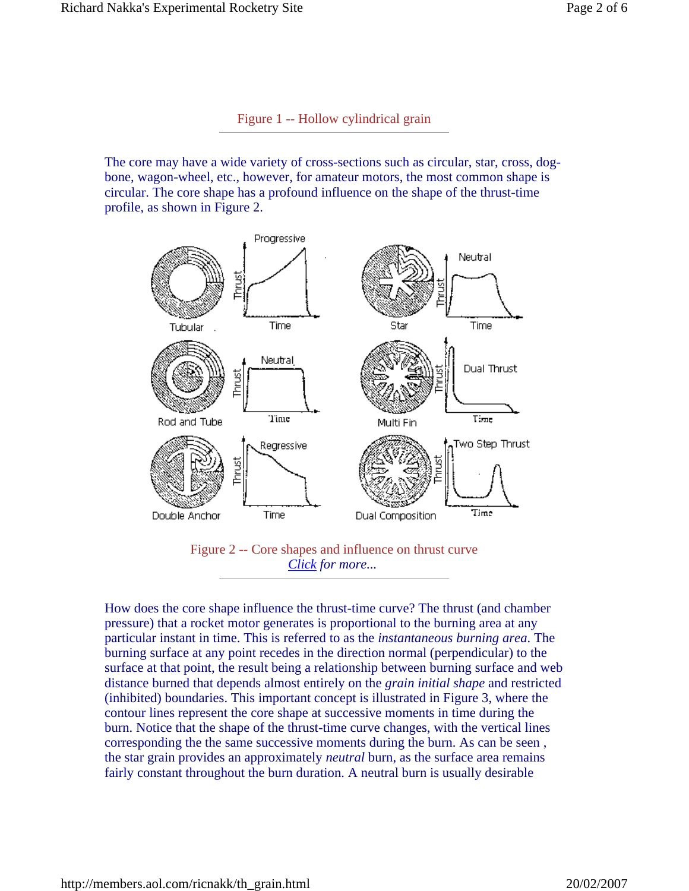Figure 1 -- Hollow cylindrical grain

The core may have a wide variety of cross-sections such as circular, star, cross, dog-bone, wagon-wheel, etc., however, for amateur motors, the most common shape is circular. The core shape has a profound influence on the shape of the thrust-time profile, as shown in Figure 2.

Progressive
Thrust
Time
Tubular

Neutral
Thrust
Time
Star

Neutral
Thrust
Time
Rod and Tube

Dual Thrust
Thrust
Time
Multi Fin

Regressive
Thrust
Time
Double Anchor

Two Step Thrust
Thrust
Time
Dual Composition

Figure 2 -- Core shapes and influence on thrust curve
*Click for more...*

How does the core shape influence the thrust-time curve? The thrust (and chamber pressure) that a rocket motor generates is proportional to the burning area at any particular instant in time. This is referred to as the *instantaneous burning area*. The burning surface at any point recedes in the direction normal (perpendicular) to the surface at that point, the result being a relationship between burning surface and web distance burned that depends almost entirely on the *grain initial shape* and restricted (inhibited) boundaries. This important concept is illustrated in Figure 3, where the contour lines represent the core shape at successive moments in time during the burn. Notice that the shape of the thrust-time curve changes, with the vertical lines corresponding the the same successive moments during the burn. As can be seen , the star grain provides an approximately *neutral* burn, as the surface area remains fairly constant throughout the burn duration. A neutral burn is usually desirable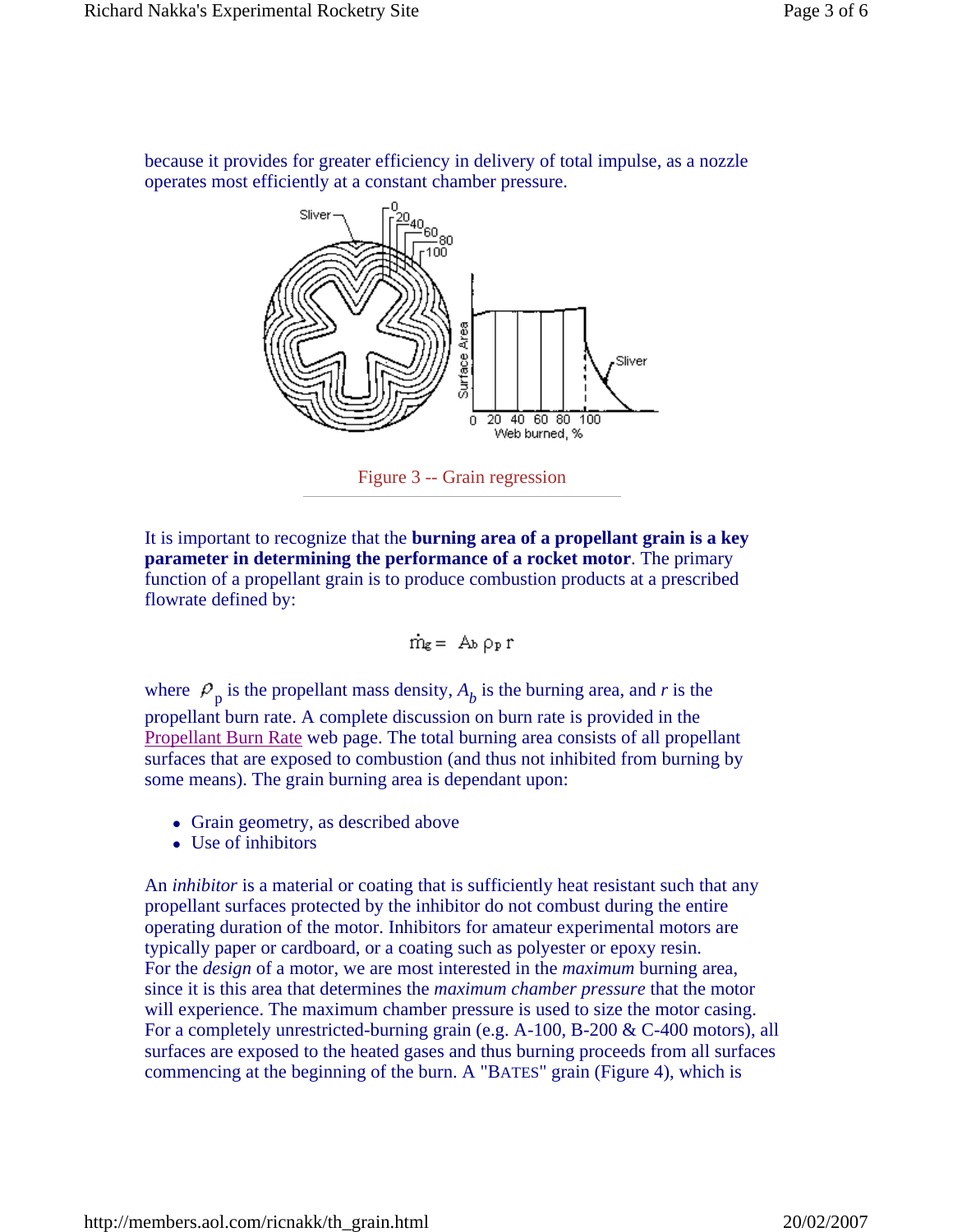because it provides for greater efficiency in delivery of total impulse, as a nozzle operates most efficiently at a constant chamber pressure.

Sliver
0
20
40
60
80
100
Surface Area
Sliver
0 20 40 60 80 100
Web burned, %

Figure 3 -- Grain regression

It is important to recognize that the **burning area of a propellant grain is a key parameter in determining the performance of a rocket motor**. The primary function of a propellant grain is to produce combustion products at a prescribed flowrate defined by:

$$\dot{m}_g = A_b \, \rho_p \, r$$

where $\rho_p$ is the propellant mass density, $A_b$ is the burning area, and $r$ is the propellant burn rate. A complete discussion on burn rate is provided in the Propellant Burn Rate web page. The total burning area consists of all propellant surfaces that are exposed to combustion (and thus not inhibited from burning by some means). The grain burning area is dependant upon:

- Grain geometry, as described above
- Use of inhibitors

An *inhibitor* is a material or coating that is sufficiently heat resistant such that any propellant surfaces protected by the inhibitor do not combust during the entire operating duration of the motor. Inhibitors for amateur experimental motors are typically paper or cardboard, or a coating such as polyester or epoxy resin.
For the *design* of a motor, we are most interested in the *maximum* burning area, since it is this area that determines the *maximum chamber pressure* that the motor will experience. The maximum chamber pressure is used to size the motor casing.
For a completely unrestricted-burning grain (e.g. A-100, B-200 & C-400 motors), all surfaces are exposed to the heated gases and thus burning proceeds from all surfaces commencing at the beginning of the burn. A "BATES" grain (Figure 4), which is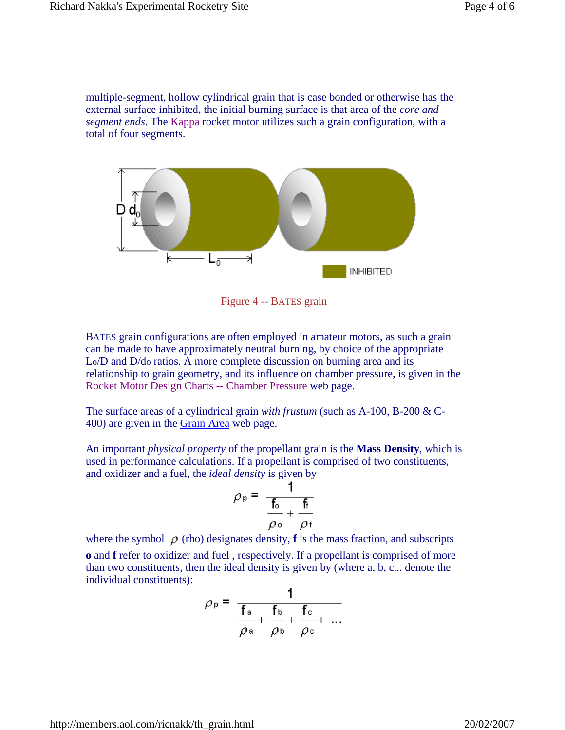multiple-segment, hollow cylindrical grain that is case bonded or otherwise has the external surface inhibited, the initial burning surface is that area of the *core and segment ends*. The Kappa rocket motor utilizes such a grain configuration, with a total of four segments.

D $d_0$

$L_0$

INHIBITED

Figure 4 -- BATES grain

BATES grain configurations are often employed in amateur motors, as such a grain can be made to have approximately neutral burning, by choice of the appropriate $L_o/D$ and $D/d_o$ ratios. A more complete discussion on burning area and its relationship to grain geometry, and its influence on chamber pressure, is given in the Rocket Motor Design Charts -- Chamber Pressure web page.

The surface areas of a cylindrical grain *with frustum* (such as A-100, B-200 & C-400) are given in the Grain Area web page.

An important *physical property* of the propellant grain is the **Mass Density**, which is used in performance calculations. If a propellant is comprised of two constituents, and oxidizer and a fuel, the *ideal density* is given by

$$\rho_p = \frac{1}{\dfrac{f_o}{\rho_o} + \dfrac{f_f}{\rho_f}}$$

where the symbol $\rho$ (rho) designates density, **f** is the mass fraction, and subscripts **o** and **f** refer to oxidizer and fuel , respectively. If a propellant is comprised of more than two constituents, then the ideal density is given by (where a, b, c... denote the individual constituents):

$$\rho_p = \frac{1}{\dfrac{f_a}{\rho_a} + \dfrac{f_b}{\rho_b} + \dfrac{f_c}{\rho_c} + \ldots}$$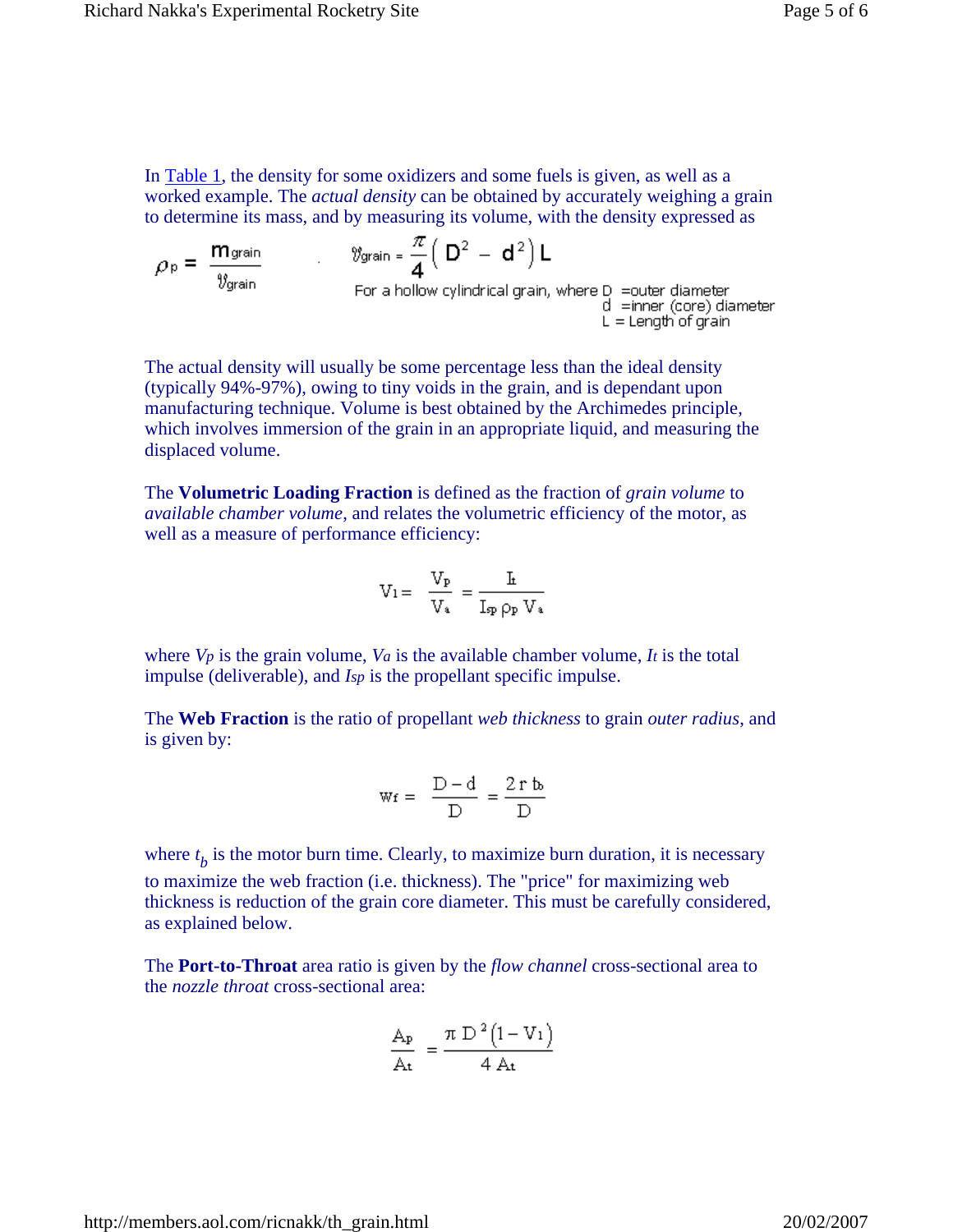In Table 1, the density for some oxidizers and some fuels is given, as well as a worked example. The *actual density* can be obtained by accurately weighing a grain to determine its mass, and by measuring its volume, with the density expressed as

$$\rho_p = \frac{m_{grain}}{\mathcal{V}_{grain}} \qquad \mathcal{V}_{grain} = \frac{\pi}{4}\left(D^2 - d^2\right)L$$

For a hollow cylindrical grain, where D =outer diameter
d =inner (core) diameter
L = Length of grain

The actual density will usually be some percentage less than the ideal density (typically 94%-97%), owing to tiny voids in the grain, and is dependant upon manufacturing technique. Volume is best obtained by the Archimedes principle, which involves immersion of the grain in an appropriate liquid, and measuring the displaced volume.

The **Volumetric Loading Fraction** is defined as the fraction of *grain volume* to *available chamber volume*, and relates the volumetric efficiency of the motor, as well as a measure of performance efficiency:

$$V_l = \frac{V_p}{V_a} = \frac{I_t}{I_{sp}\,\rho_p\,V_a}$$

where $V_p$ is the grain volume, $V_a$ is the available chamber volume, $I_t$ is the total impulse (deliverable), and $I_{sp}$ is the propellant specific impulse.

The **Web Fraction** is the ratio of propellant *web thickness* to grain *outer radius*, and is given by:

$$w_f = \frac{D-d}{D} = \frac{2\,r\,t_b}{D}$$

where $t_b$ is the motor burn time. Clearly, to maximize burn duration, it is necessary to maximize the web fraction (i.e. thickness). The "price" for maximizing web thickness is reduction of the grain core diameter. This must be carefully considered, as explained below.

The **Port-to-Throat** area ratio is given by the *flow channel* cross-sectional area to the *nozzle throat* cross-sectional area:

$$\frac{A_p}{A_t} = \frac{\pi D^2\left(1 - V_l\right)}{4\,A_t}$$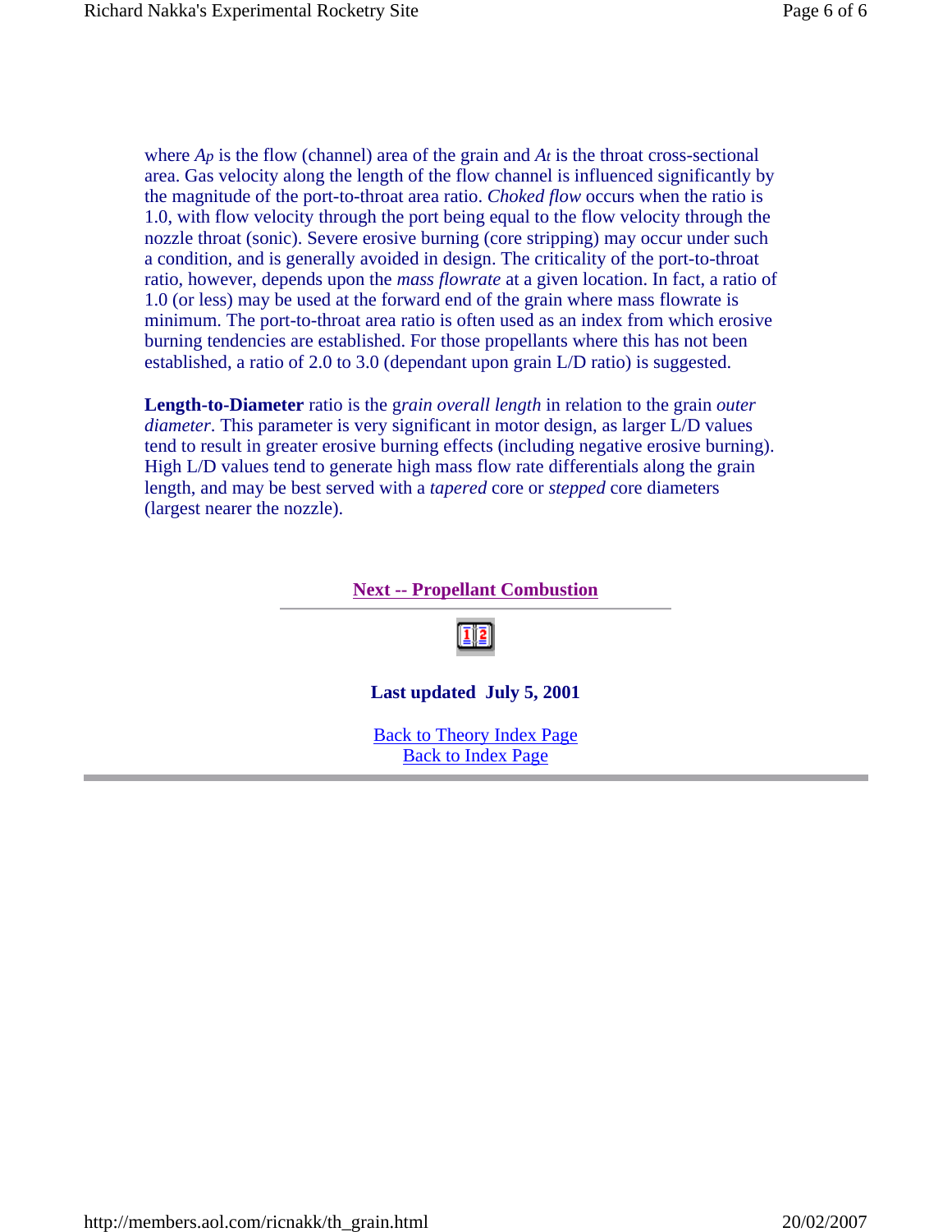where $A_p$ is the flow (channel) area of the grain and $A_t$ is the throat cross-sectional area. Gas velocity along the length of the flow channel is influenced significantly by the magnitude of the port-to-throat area ratio. *Choked flow* occurs when the ratio is 1.0, with flow velocity through the port being equal to the flow velocity through the nozzle throat (sonic). Severe erosive burning (core stripping) may occur under such a condition, and is generally avoided in design. The criticality of the port-to-throat ratio, however, depends upon the *mass flowrate* at a given location. In fact, a ratio of 1.0 (or less) may be used at the forward end of the grain where mass flowrate is minimum. The port-to-throat area ratio is often used as an index from which erosive burning tendencies are established. For those propellants where this has not been established, a ratio of 2.0 to 3.0 (dependant upon grain L/D ratio) is suggested.

**Length-to-Diameter** ratio is the g*rain overall length* in relation to the grain *outer diameter*. This parameter is very significant in motor design, as larger L/D values tend to result in greater erosive burning effects (including negative erosive burning). High L/D values tend to generate high mass flow rate differentials along the grain length, and may be best served with a *tapered* core or *stepped* core diameters (largest nearer the nozzle).

**Next -- Propellant Combustion**

**Last updated July 5, 2001**

Back to Theory Index Page
Back to Index Page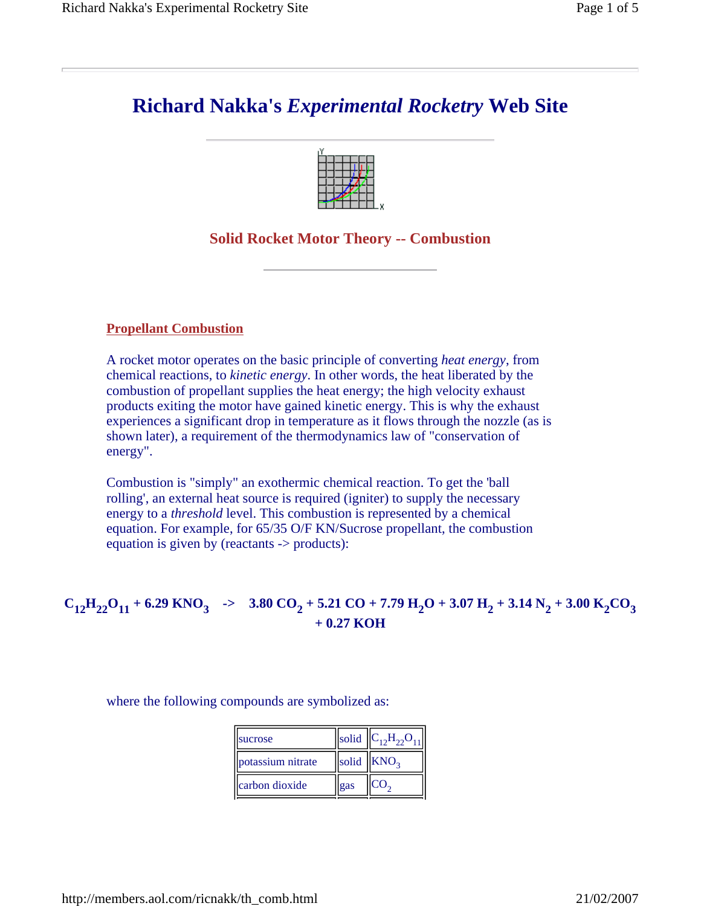# Richard Nakka's *Experimental Rocketry* Web Site

## Solid Rocket Motor Theory -- Combustion

### Propellant Combustion

A rocket motor operates on the basic principle of converting *heat energy*, from chemical reactions, to *kinetic energy*. In other words, the heat liberated by the combustion of propellant supplies the heat energy; the high velocity exhaust products exiting the motor have gained kinetic energy. This is why the exhaust experiences a significant drop in temperature as it flows through the nozzle (as is shown later), a requirement of the thermodynamics law of "conservation of energy".

Combustion is "simply" an exothermic chemical reaction. To get the 'ball rolling', an external heat source is required (igniter) to supply the necessary energy to a *threshold* level. This combustion is represented by a chemical equation. For example, for 65/35 O/F KN/Sucrose propellant, the combustion equation is given by (reactants -> products):

$$C_{12}H_{22}O_{11} + 6.29\ KNO_3 \rightarrow 3.80\ CO_2 + 5.21\ CO + 7.79\ H_2O + 3.07\ H_2 + 3.14\ N_2 + 3.00\ K_2CO_3 + 0.27\ KOH$$

where the following compounds are symbolized as:

| | | |
|---|---|---|
| sucrose | solid | $C_{12}H_{22}O_{11}$ |
| potassium nitrate | solid | $KNO_3$ |
| carbon dioxide | gas | $CO_2$ |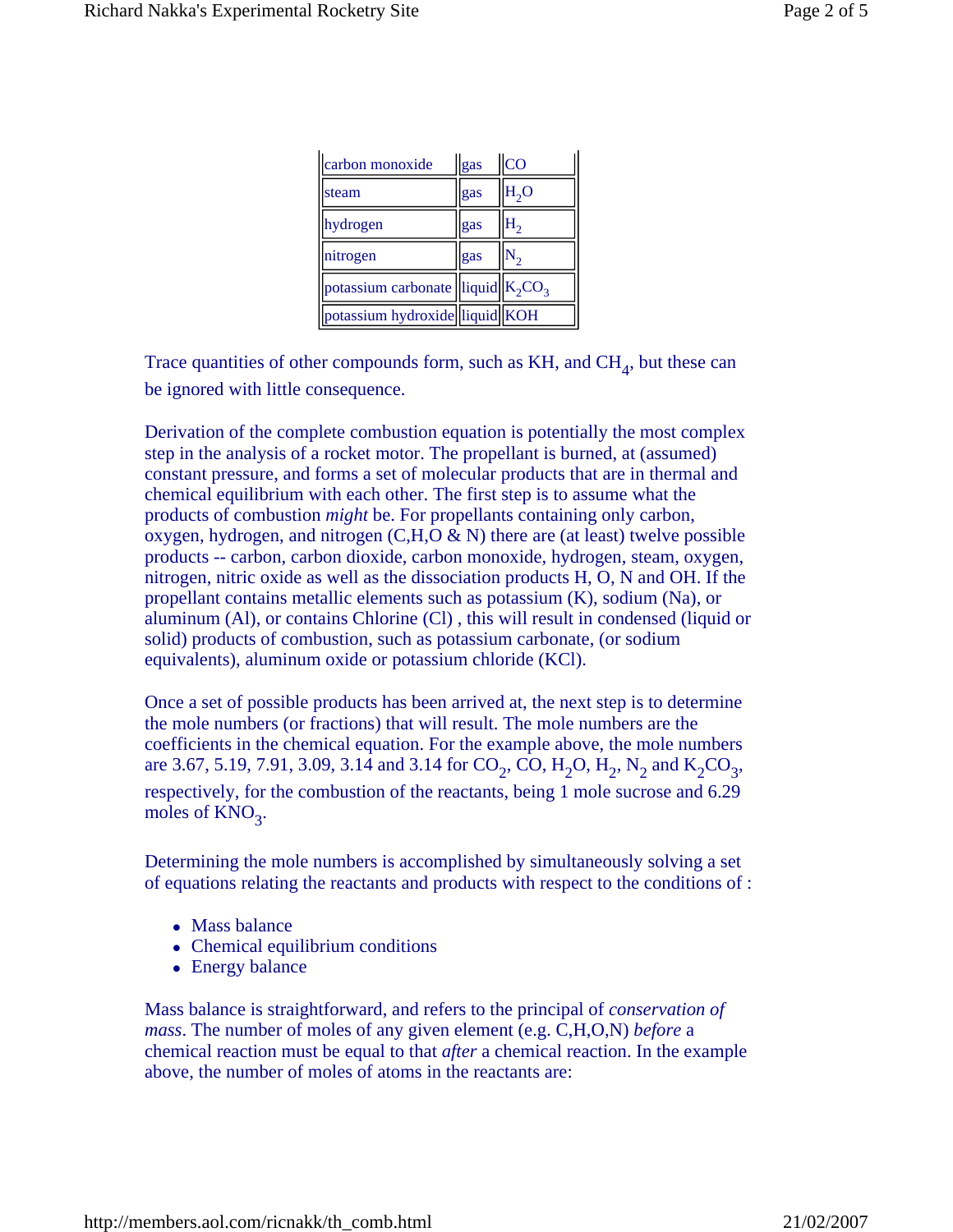| | | |
|---|---|---|
| carbon monoxide | gas | $CO$ |
| steam | gas | $H_2O$ |
| hydrogen | gas | $H_2$ |
| nitrogen | gas | $N_2$ |
| potassium carbonate | liquid | $K_2CO_3$ |
| potassium hydroxide | liquid | $KOH$ |

Trace quantities of other compounds form, such as KH, and $CH_4$, but these can be ignored with little consequence.

Derivation of the complete combustion equation is potentially the most complex step in the analysis of a rocket motor. The propellant is burned, at (assumed) constant pressure, and forms a set of molecular products that are in thermal and chemical equilibrium with each other. The first step is to assume what the products of combustion *might* be. For propellants containing only carbon, oxygen, hydrogen, and nitrogen (C,H,O & N) there are (at least) twelve possible products -- carbon, carbon dioxide, carbon monoxide, hydrogen, steam, oxygen, nitrogen, nitric oxide as well as the dissociation products H, O, N and OH. If the propellant contains metallic elements such as potassium (K), sodium (Na), or aluminum (Al), or contains Chlorine (Cl) , this will result in condensed (liquid or solid) products of combustion, such as potassium carbonate, (or sodium equivalents), aluminum oxide or potassium chloride (KCl).

Once a set of possible products has been arrived at, the next step is to determine the mole numbers (or fractions) that will result. The mole numbers are the coefficients in the chemical equation. For the example above, the mole numbers are 3.67, 5.19, 7.91, 3.09, 3.14 and 3.14 for $CO_2$, $CO$, $H_2O$, $H_2$, $N_2$ and $K_2CO_3$, respectively, for the combustion of the reactants, being 1 mole sucrose and 6.29 moles of $KNO_3$.

Determining the mole numbers is accomplished by simultaneously solving a set of equations relating the reactants and products with respect to the conditions of :

- Mass balance
- Chemical equilibrium conditions
- Energy balance

Mass balance is straightforward, and refers to the principal of *conservation of mass*. The number of moles of any given element (e.g. C,H,O,N) *before* a chemical reaction must be equal to that *after* a chemical reaction. In the example above, the number of moles of atoms in the reactants are: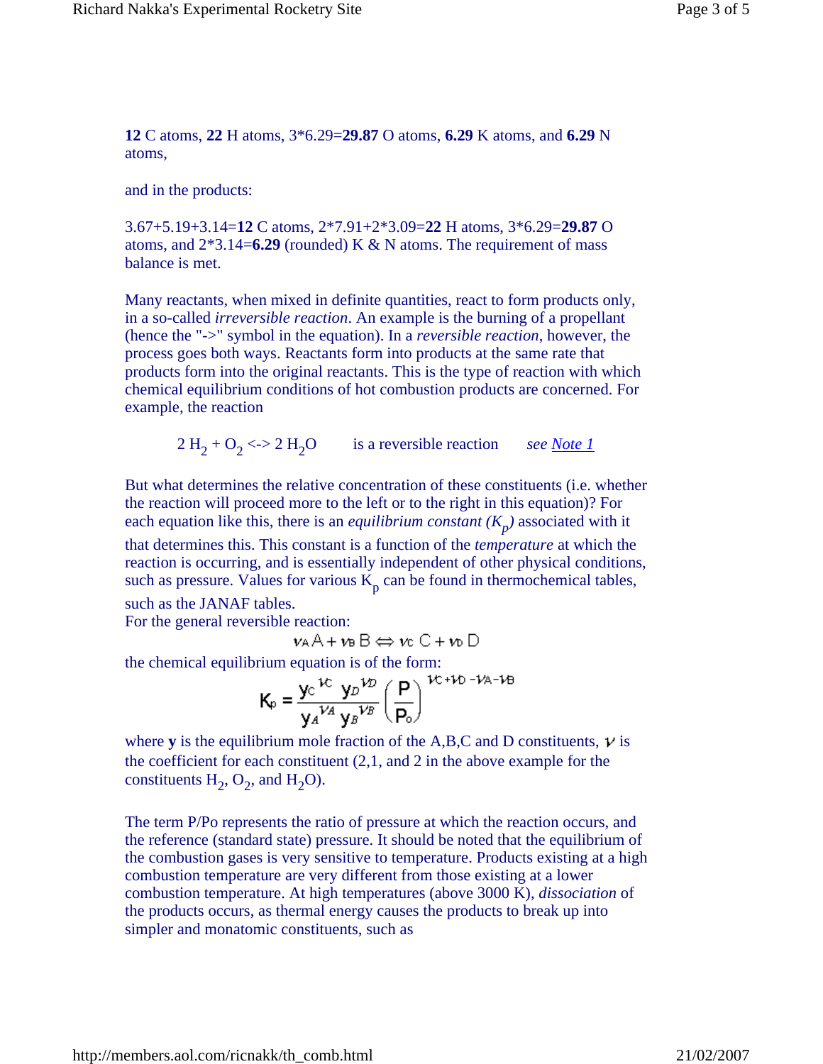**12** C atoms, **22** H atoms, 3*6.29=**29.87** O atoms, **6.29** K atoms, and **6.29** N atoms,

and in the products:

3.67+5.19+3.14=**12** C atoms, 2*7.91+2*3.09=**22** H atoms, 3*6.29=**29.87** O atoms, and 2*3.14=**6.29** (rounded) K & N atoms. The requirement of mass balance is met.

Many reactants, when mixed in definite quantities, react to form products only, in a so-called *irreversible reaction*. An example is the burning of a propellant (hence the "->" symbol in the equation). In a *reversible reaction*, however, the process goes both ways. Reactants form into products at the same rate that products form into the original reactants. This is the type of reaction with which chemical equilibrium conditions of hot combustion products are concerned. For example, the reaction

$2\,H_2 + O_2 \leftrightarrow 2\,H_2O$ is a reversible reaction *see Note 1*

But what determines the relative concentration of these constituents (i.e. whether the reaction will proceed more to the left or to the right in this equation)? For each equation like this, there is an *equilibrium constant* ($K_p$) associated with it that determines this. This constant is a function of the *temperature* at which the reaction is occurring, and is essentially independent of other physical conditions, such as pressure. Values for various $K_p$ can be found in thermochemical tables, such as the JANAF tables.

For the general reversible reaction:

$$\nu_A A + \nu_B B \Leftrightarrow \nu_C C + \nu_D D$$

the chemical equilibrium equation is of the form:

$$K_p = \frac{y_C^{\nu_C}\, y_D^{\nu_D}}{y_A^{\nu_A}\, y_B^{\nu_B}} \left(\frac{P}{P_o}\right)^{\nu_C + \nu_D - \nu_A - \nu_B}$$

where **y** is the equilibrium mole fraction of the A,B,C and D constituents, $\nu$ is the coefficient for each constituent (2,1, and 2 in the above example for the constituents $H_2$, $O_2$, and $H_2O$).

The term P/Po represents the ratio of pressure at which the reaction occurs, and the reference (standard state) pressure. It should be noted that the equilibrium of the combustion gases is very sensitive to temperature. Products existing at a high combustion temperature are very different from those existing at a lower combustion temperature. At high temperatures (above 3000 K), *dissociation* of the products occurs, as thermal energy causes the products to break up into simpler and monatomic constituents, such as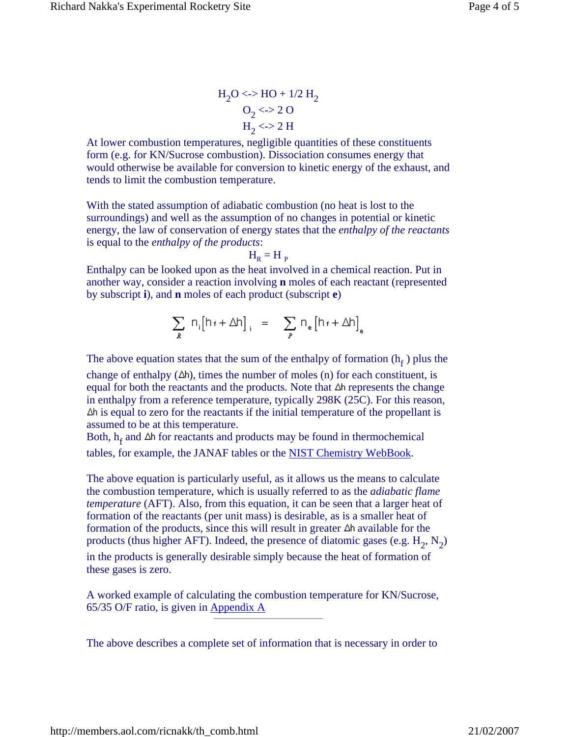$$H_2O \leftrightarrow HO + 1/2\ H_2$$
$$O_2 \leftrightarrow 2\ O$$
$$H_2 \leftrightarrow 2\ H$$

At lower combustion temperatures, negligible quantities of these constituents form (e.g. for KN/Sucrose combustion). Dissociation consumes energy that would otherwise be available for conversion to kinetic energy of the exhaust, and tends to limit the combustion temperature.

With the stated assumption of adiabatic combustion (no heat is lost to the surroundings) and well as the assumption of no changes in potential or kinetic energy, the law of conservation of energy states that the *enthalpy of the reactants* is equal to the *enthalpy of the products*:

$$H_R = H_P$$

Enthalpy can be looked upon as the heat involved in a chemical reaction. Put in another way, consider a reaction involving **n** moles of each reactant (represented by subscript **i**), and **n** moles of each product (subscript **e**)

$$\sum_R n_i \left[h_f + \Delta h\right]_i = \sum_P n_e \left[h_f + \Delta h\right]_e$$

The above equation states that the sum of the enthalpy of formation ($h_f$ ) plus the change of enthalpy ($\Delta h$), times the number of moles (n) for each constituent, is equal for both the reactants and the products. Note that $\Delta h$ represents the change in enthalpy from a reference temperature, typically 298K (25C). For this reason, $\Delta h$ is equal to zero for the reactants if the initial temperature of the propellant is assumed to be at this temperature.

Both, $h_f$ and $\Delta h$ for reactants and products may be found in thermochemical tables, for example, the JANAF tables or the NIST Chemistry WebBook.

The above equation is particularly useful, as it allows us the means to calculate the combustion temperature, which is usually referred to as the *adiabatic flame temperature* (AFT). Also, from this equation, it can be seen that a larger heat of formation of the reactants (per unit mass) is desirable, as is a smaller heat of formation of the products, since this will result in greater $\Delta h$ available for the products (thus higher AFT). Indeed, the presence of diatomic gases (e.g. $H_2$, $N_2$) in the products is generally desirable simply because the heat of formation of these gases is zero.

A worked example of calculating the combustion temperature for KN/Sucrose, 65/35 O/F ratio, is given in Appendix A

---

The above describes a complete set of information that is necessary in order to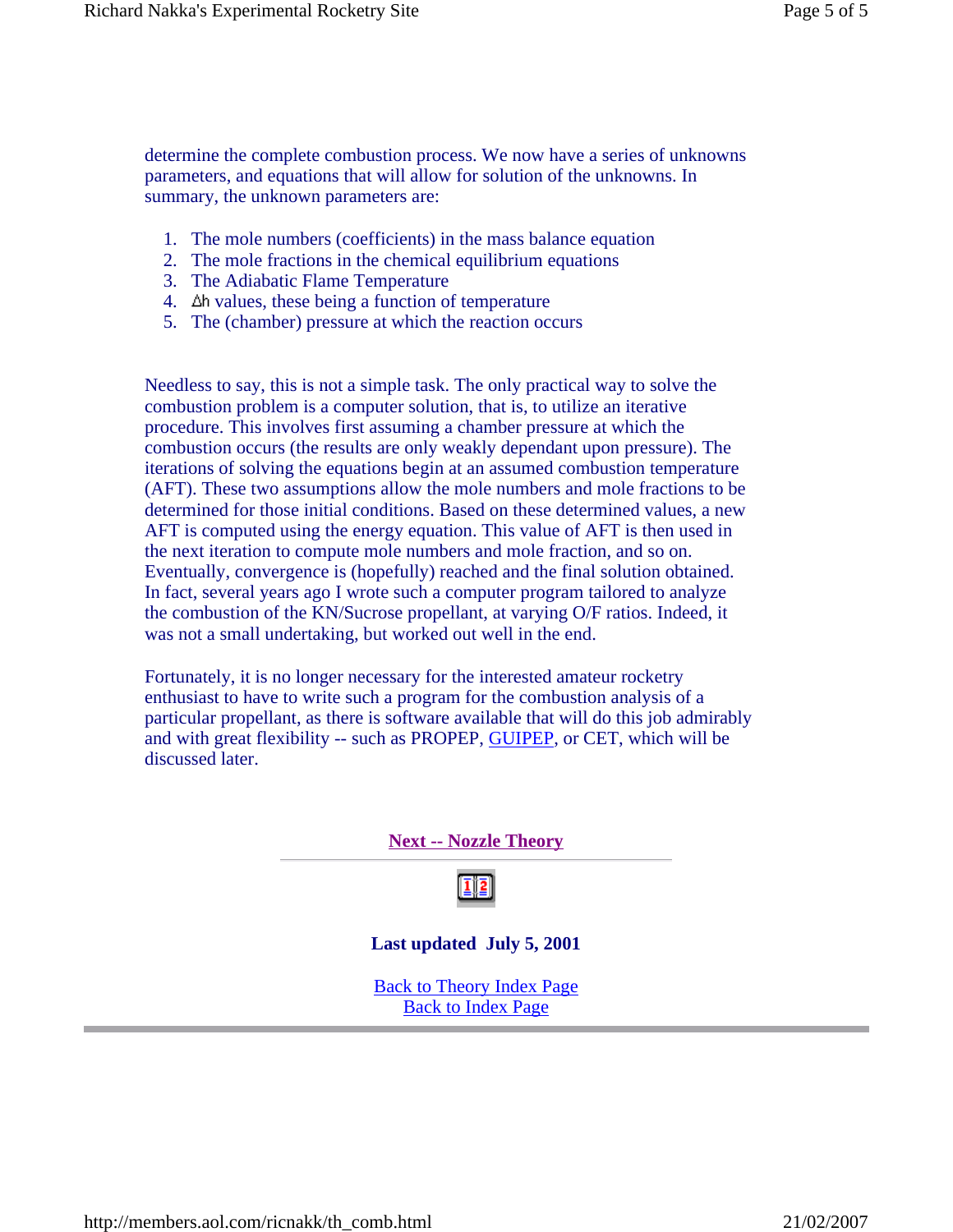determine the complete combustion process. We now have a series of unknowns parameters, and equations that will allow for solution of the unknowns. In summary, the unknown parameters are:

1. The mole numbers (coefficients) in the mass balance equation
2. The mole fractions in the chemical equilibrium equations
3. The Adiabatic Flame Temperature
4. $\Delta h$ values, these being a function of temperature
5. The (chamber) pressure at which the reaction occurs

Needless to say, this is not a simple task. The only practical way to solve the combustion problem is a computer solution, that is, to utilize an iterative procedure. This involves first assuming a chamber pressure at which the combustion occurs (the results are only weakly dependant upon pressure). The iterations of solving the equations begin at an assumed combustion temperature (AFT). These two assumptions allow the mole numbers and mole fractions to be determined for those initial conditions. Based on these determined values, a new AFT is computed using the energy equation. This value of AFT is then used in the next iteration to compute mole numbers and mole fraction, and so on. Eventually, convergence is (hopefully) reached and the final solution obtained. In fact, several years ago I wrote such a computer program tailored to analyze the combustion of the KN/Sucrose propellant, at varying O/F ratios. Indeed, it was not a small undertaking, but worked out well in the end.

Fortunately, it is no longer necessary for the interested amateur rocketry enthusiast to have to write such a program for the combustion analysis of a particular propellant, as there is software available that will do this job admirably and with great flexibility -- such as PROPEP, GUIPEP, or CET, which will be discussed later.

**Next -- Nozzle Theory**

---

**Last updated July 5, 2001**

Back to Theory Index Page
Back to Index Page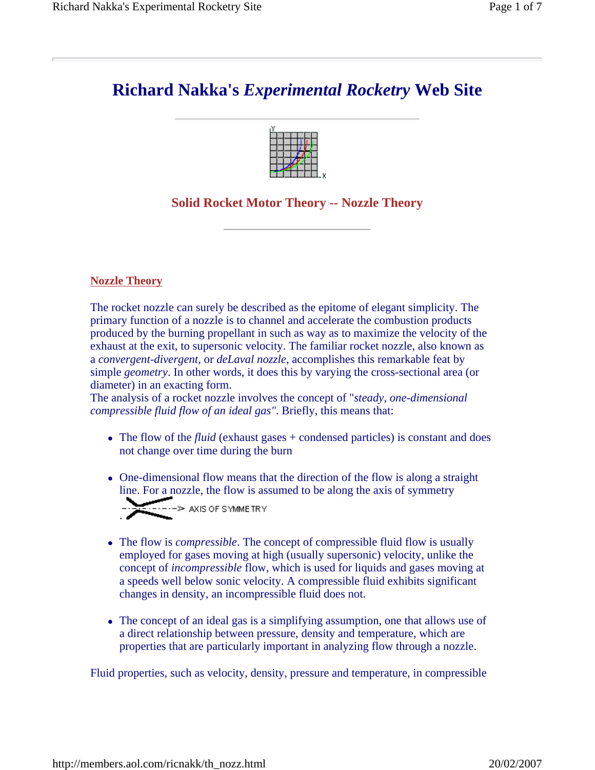# Richard Nakka's *Experimental Rocketry* Web Site

## Solid Rocket Motor Theory -- Nozzle Theory

### Nozzle Theory

The rocket nozzle can surely be described as the epitome of elegant simplicity. The primary function of a nozzle is to channel and accelerate the combustion products produced by the burning propellant in such as way as to maximize the velocity of the exhaust at the exit, to supersonic velocity. The familiar rocket nozzle, also known as a *convergent-divergent*, or *deLaval nozzle*, accomplishes this remarkable feat by simple *geometry*. In other words, it does this by varying the cross-sectional area (or diameter) in an exacting form.
The analysis of a rocket nozzle involves the concept of "*steady, one-dimensional compressible fluid flow of an ideal gas"*. Briefly, this means that:

- The flow of the *fluid* (exhaust gases + condensed particles) is constant and does not change over time during the burn
- One-dimensional flow means that the direction of the flow is along a straight line. For a nozzle, the flow is assumed to be along the axis of symmetry
  AXIS OF SYMMETRY
- The flow is *compressible*. The concept of compressible fluid flow is usually employed for gases moving at high (usually supersonic) velocity, unlike the concept of *incompressible* flow, which is used for liquids and gases moving at a speeds well below sonic velocity. A compressible fluid exhibits significant changes in density, an incompressible fluid does not.
- The concept of an ideal gas is a simplifying assumption, one that allows use of a direct relationship between pressure, density and temperature, which are properties that are particularly important in analyzing flow through a nozzle.

Fluid properties, such as velocity, density, pressure and temperature, in compressible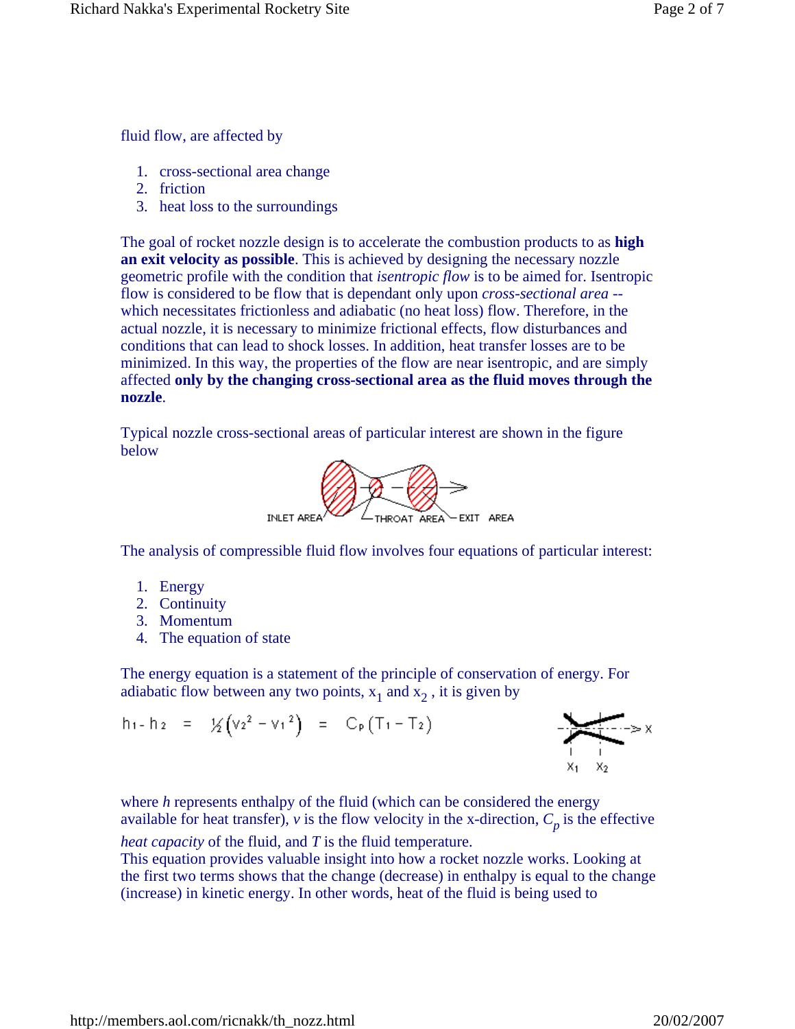fluid flow, are affected by

1. cross-sectional area change
2. friction
3. heat loss to the surroundings

The goal of rocket nozzle design is to accelerate the combustion products to as **high an exit velocity as possible**. This is achieved by designing the necessary nozzle geometric profile with the condition that *isentropic flow* is to be aimed for. Isentropic flow is considered to be flow that is dependant only upon *cross-sectional area* -- which necessitates frictionless and adiabatic (no heat loss) flow. Therefore, in the actual nozzle, it is necessary to minimize frictional effects, flow disturbances and conditions that can lead to shock losses. In addition, heat transfer losses are to be minimized. In this way, the properties of the flow are near isentropic, and are simply affected **only by the changing cross-sectional area as the fluid moves through the nozzle**.

Typical nozzle cross-sectional areas of particular interest are shown in the figure below

INLET AREA THROAT AREA EXIT AREA

The analysis of compressible fluid flow involves four equations of particular interest:

1. Energy
2. Continuity
3. Momentum
4. The equation of state

The energy equation is a statement of the principle of conservation of energy. For adiabatic flow between any two points, $x_1$ and $x_2$ , it is given by

$$h_1 - h_2 = \tfrac{1}{2}\left(v_2^2 - v_1^2\right) = C_p\left(T_1 - T_2\right)$$

x

$x_1$ $x_2$

where $h$ represents enthalpy of the fluid (which can be considered the energy available for heat transfer), $v$ is the flow velocity in the x-direction, $C_p$ is the effective *heat capacity* of the fluid, and $T$ is the fluid temperature.
This equation provides valuable insight into how a rocket nozzle works. Looking at the first two terms shows that the change (decrease) in enthalpy is equal to the change (increase) in kinetic energy. In other words, heat of the fluid is being used to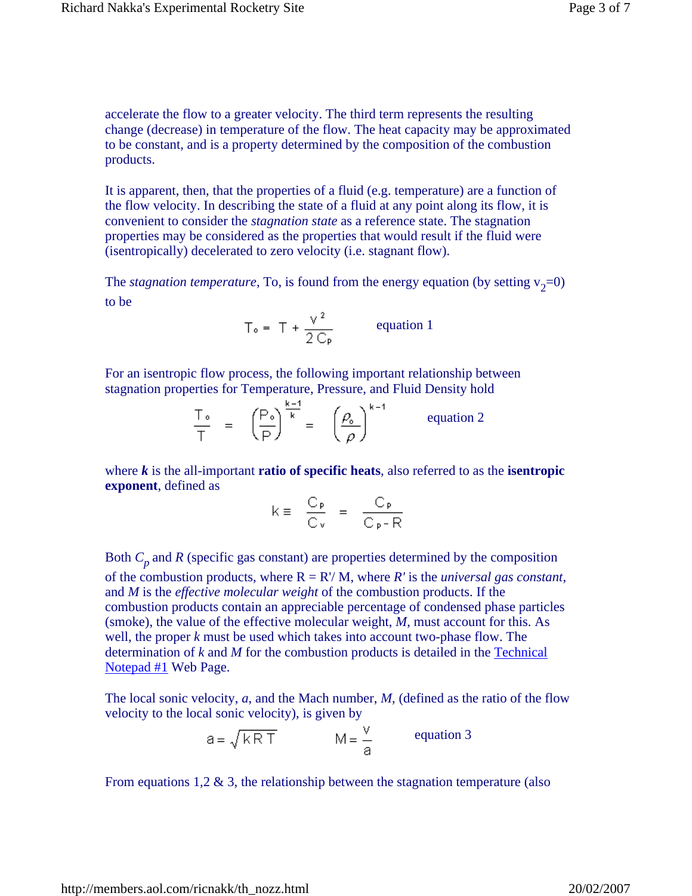accelerate the flow to a greater velocity. The third term represents the resulting change (decrease) in temperature of the flow. The heat capacity may be approximated to be constant, and is a property determined by the composition of the combustion products.

It is apparent, then, that the properties of a fluid (e.g. temperature) are a function of the flow velocity. In describing the state of a fluid at any point along its flow, it is convenient to consider the *stagnation state* as a reference state. The stagnation properties may be considered as the properties that would result if the fluid were (isentropically) decelerated to zero velocity (i.e. stagnant flow).

The *stagnation temperature*, To, is found from the energy equation (by setting $v_2=0$) to be

$$T_o = T + \frac{v^2}{2\,C_p} \qquad \text{equation 1}$$

For an isentropic flow process, the following important relationship between stagnation properties for Temperature, Pressure, and Fluid Density hold

$$\frac{T_o}{T} = \left(\frac{P_o}{P}\right)^{\frac{k-1}{k}} = \left(\frac{\rho_o}{\rho}\right)^{k-1} \qquad \text{equation 2}$$

where ***k*** is the all-important **ratio of specific heats**, also referred to as the **isentropic exponent**, defined as

$$k \equiv \frac{C_p}{C_v} = \frac{C_p}{C_p - R}$$

Both $C_p$ and *R* (specific gas constant) are properties determined by the composition of the combustion products, where R = R'/ M, where *R'* is the *universal gas constant*, and *M* is the *effective molecular weight* of the combustion products. If the combustion products contain an appreciable percentage of condensed phase particles (smoke), the value of the effective molecular weight, *M*, must account for this. As well, the proper *k* must be used which takes into account two-phase flow. The determination of *k* and *M* for the combustion products is detailed in the Technical Notepad #1 Web Page.

The local sonic velocity, *a*, and the Mach number, *M*, (defined as the ratio of the flow velocity to the local sonic velocity), is given by

$$a = \sqrt{k\,R\,T} \qquad M = \frac{v}{a} \qquad \text{equation 3}$$

From equations 1,2 & 3, the relationship between the stagnation temperature (also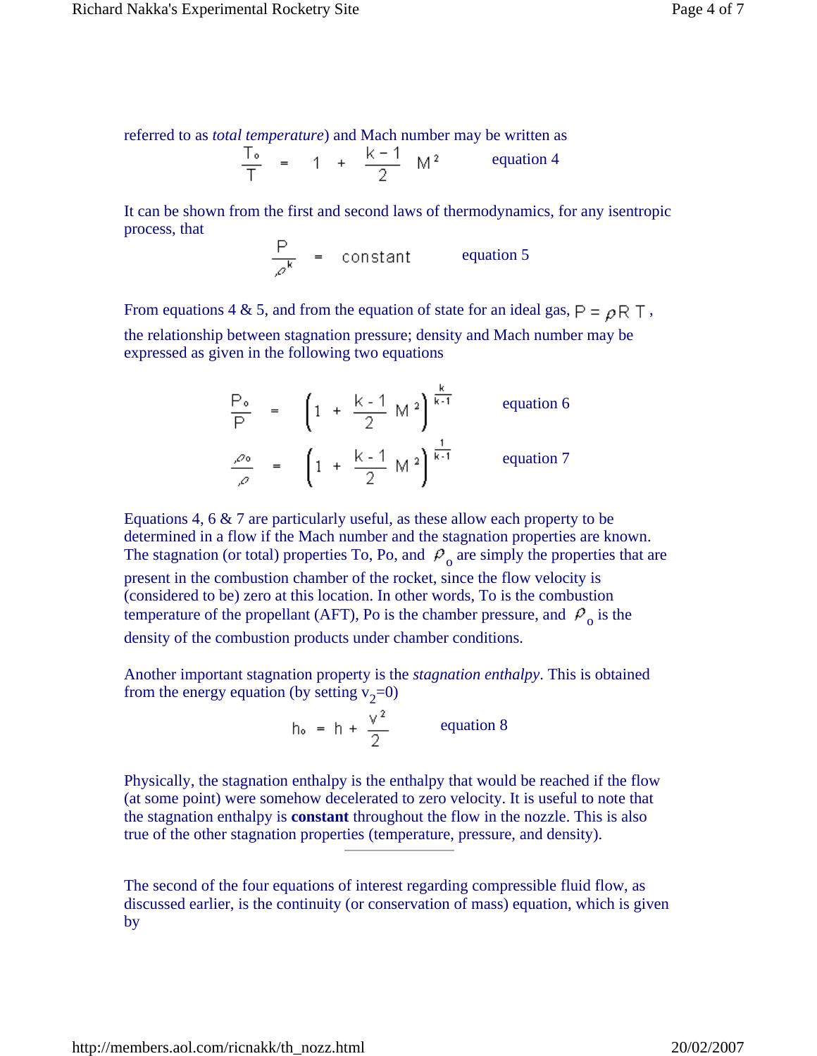referred to as *total temperature*) and Mach number may be written as

$$\frac{T_o}{T} = 1 + \frac{k-1}{2} M^2 \qquad \text{equation 4}$$

It can be shown from the first and second laws of thermodynamics, for any isentropic process, that

$$\frac{P}{\rho^k} = \text{constant} \qquad \text{equation 5}$$

From equations 4 & 5, and from the equation of state for an ideal gas, $P = \rho R T$, the relationship between stagnation pressure; density and Mach number may be expressed as given in the following two equations

$$\frac{P_o}{P} = \left(1 + \frac{k-1}{2} M^2\right)^{\frac{k}{k-1}} \qquad \text{equation 6}$$

$$\frac{\rho_o}{\rho} = \left(1 + \frac{k-1}{2} M^2\right)^{\frac{1}{k-1}} \qquad \text{equation 7}$$

Equations 4, 6 & 7 are particularly useful, as these allow each property to be determined in a flow if the Mach number and the stagnation properties are known. The stagnation (or total) properties To, Po, and $\rho_o$ are simply the properties that are present in the combustion chamber of the rocket, since the flow velocity is (considered to be) zero at this location. In other words, To is the combustion temperature of the propellant (AFT), Po is the chamber pressure, and $\rho_o$ is the density of the combustion products under chamber conditions.

Another important stagnation property is the *stagnation enthalpy*. This is obtained from the energy equation (by setting $v_2$=0)

$$h_o = h + \frac{v^2}{2} \qquad \text{equation 8}$$

Physically, the stagnation enthalpy is the enthalpy that would be reached if the flow (at some point) were somehow decelerated to zero velocity. It is useful to note that the stagnation enthalpy is **constant** throughout the flow in the nozzle. This is also true of the other stagnation properties (temperature, pressure, and density).

---

The second of the four equations of interest regarding compressible fluid flow, as discussed earlier, is the continuity (or conservation of mass) equation, which is given by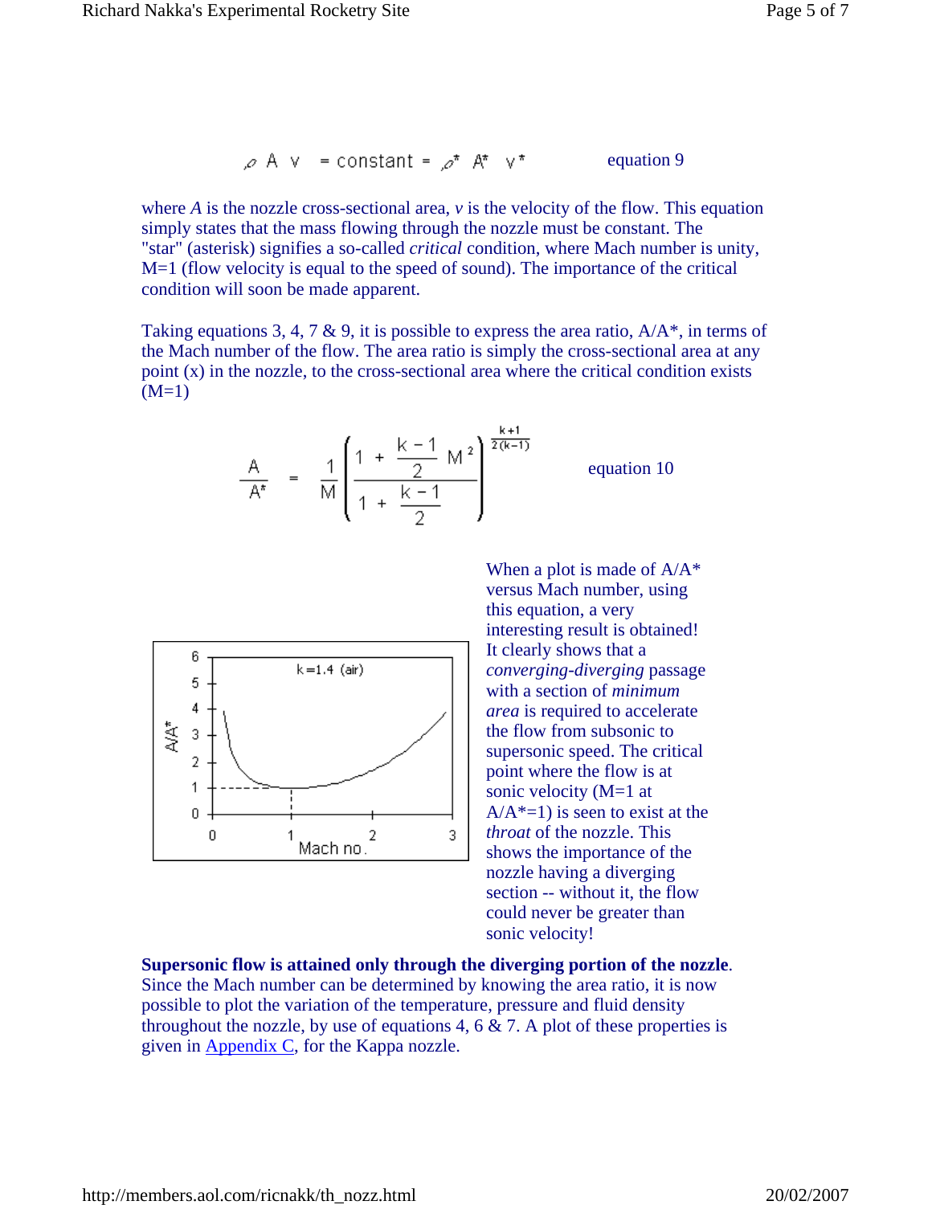$$\rho A v = \text{constant} = \rho^* A^* v^* \qquad \text{equation 9}$$

where $A$ is the nozzle cross-sectional area, $v$ is the velocity of the flow. This equation simply states that the mass flowing through the nozzle must be constant. The "star" (asterisk) signifies a so-called *critical* condition, where Mach number is unity, M=1 (flow velocity is equal to the speed of sound). The importance of the critical condition will soon be made apparent.

Taking equations 3, 4, 7 & 9, it is possible to express the area ratio, A/A*, in terms of the Mach number of the flow. The area ratio is simply the cross-sectional area at any point (x) in the nozzle, to the cross-sectional area where the critical condition exists (M=1)

$$\frac{A}{A^*} = \frac{1}{M}\left(\frac{1 + \frac{k-1}{2}M^2}{1 + \frac{k-1}{2}}\right)^{\frac{k+1}{2(k-1)}} \qquad \text{equation 10}$$

k=1.4 (air)

A/A*

6
5
4
3
2
1
0

0
1
2
3

Mach no.

When a plot is made of A/A* versus Mach number, using this equation, a very interesting result is obtained! It clearly shows that a *converging-diverging* passage with a section of *minimum area* is required to accelerate the flow from subsonic to supersonic speed. The critical point where the flow is at sonic velocity (M=1 at A/A*=1) is seen to exist at the *throat* of the nozzle. This shows the importance of the nozzle having a diverging section -- without it, the flow could never be greater than sonic velocity!

**Supersonic flow is attained only through the diverging portion of the nozzle**. Since the Mach number can be determined by knowing the area ratio, it is now possible to plot the variation of the temperature, pressure and fluid density throughout the nozzle, by use of equations 4, 6 & 7. A plot of these properties is given in Appendix C, for the Kappa nozzle.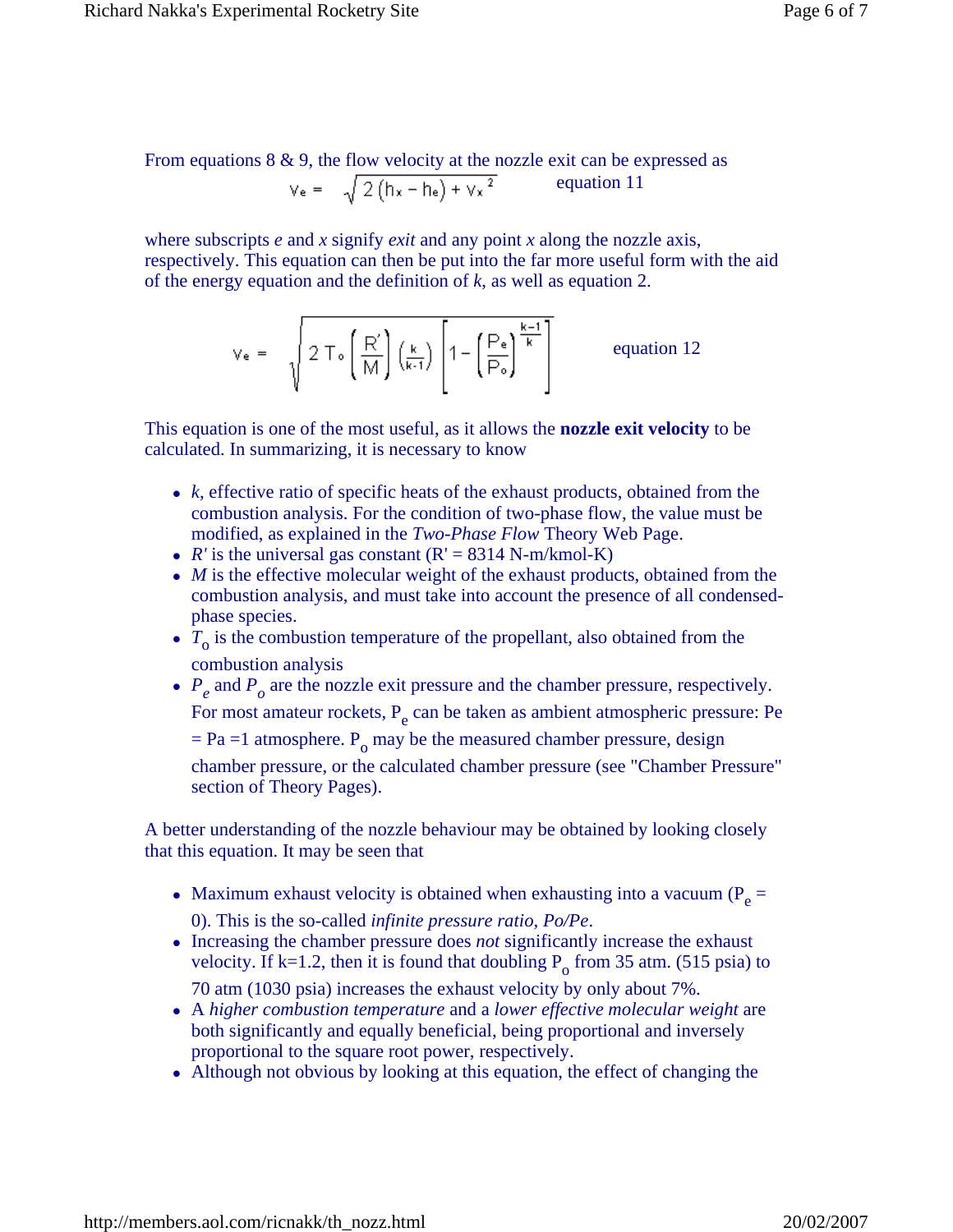From equations 8 & 9, the flow velocity at the nozzle exit can be expressed as

$$V_e = \sqrt{2\left(h_x - h_e\right) + V_x^{\,2}} \qquad \text{equation 11}$$

where subscripts *e* and *x* signify *exit* and any point *x* along the nozzle axis, respectively. This equation can then be put into the far more useful form with the aid of the energy equation and the definition of *k*, as well as equation 2.

$$V_e = \sqrt{2\,T_o\left(\frac{R'}{M}\right)\left(\frac{k}{k-1}\right)\left[1-\left(\frac{P_e}{P_o}\right)^{\frac{k-1}{k}}\right]} \qquad \text{equation 12}$$

This equation is one of the most useful, as it allows the **nozzle exit velocity** to be calculated. In summarizing, it is necessary to know

- $k$, effective ratio of specific heats of the exhaust products, obtained from the combustion analysis. For the condition of two-phase flow, the value must be modified, as explained in the *Two-Phase Flow* Theory Web Page.
- $R'$ is the universal gas constant ($R'$ = 8314 N-m/kmol-K)
- $M$ is the effective molecular weight of the exhaust products, obtained from the combustion analysis, and must take into account the presence of all condensed-phase species.
- $T_o$ is the combustion temperature of the propellant, also obtained from the combustion analysis
- $P_e$ and $P_o$ are the nozzle exit pressure and the chamber pressure, respectively. For most amateur rockets, $P_e$ can be taken as ambient atmospheric pressure: Pe = Pa =1 atmosphere. $P_o$ may be the measured chamber pressure, design chamber pressure, or the calculated chamber pressure (see "Chamber Pressure" section of Theory Pages).

A better understanding of the nozzle behaviour may be obtained by looking closely that this equation. It may be seen that

- Maximum exhaust velocity is obtained when exhausting into a vacuum ($P_e$ = 0). This is the so-called *infinite pressure ratio, Po/Pe*.
- Increasing the chamber pressure does *not* significantly increase the exhaust velocity. If k=1.2, then it is found that doubling $P_o$ from 35 atm. (515 psia) to 70 atm (1030 psia) increases the exhaust velocity by only about 7%.
- A *higher combustion temperature* and a *lower effective molecular weight* are both significantly and equally beneficial, being proportional and inversely proportional to the square root power, respectively.
- Although not obvious by looking at this equation, the effect of changing the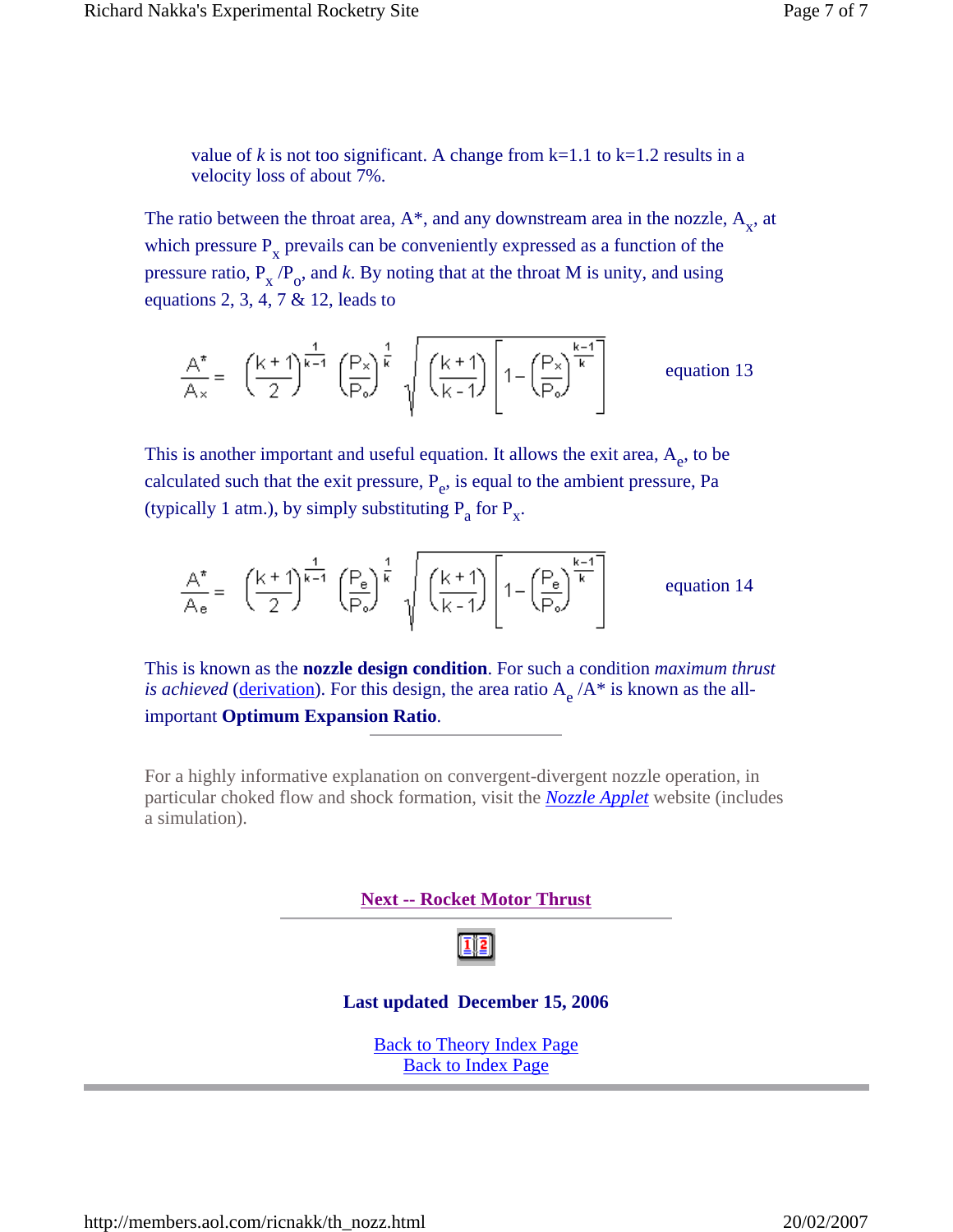value of *k* is not too significant. A change from k=1.1 to k=1.2 results in a velocity loss of about 7%.

The ratio between the throat area, A*, and any downstream area in the nozzle, $A_x$, at which pressure $P_x$ prevails can be conveniently expressed as a function of the pressure ratio, $P_x / P_o$, and *k*. By noting that at the throat M is unity, and using equations 2, 3, 4, 7 & 12, leads to

$$\frac{A^*}{A_x} = \left(\frac{k+1}{2}\right)^{\frac{1}{k-1}} \left(\frac{P_x}{P_o}\right)^{\frac{1}{k}} \sqrt{\left(\frac{k+1}{k-1}\right)\left[1-\left(\frac{P_x}{P_o}\right)^{\frac{k-1}{k}}\right]} \qquad \text{equation 13}$$

This is another important and useful equation. It allows the exit area, $A_e$, to be calculated such that the exit pressure, $P_e$, is equal to the ambient pressure, Pa (typically 1 atm.), by simply substituting $P_a$ for $P_x$.

$$\frac{A^*}{A_e} = \left(\frac{k+1}{2}\right)^{\frac{1}{k-1}} \left(\frac{P_e}{P_o}\right)^{\frac{1}{k}} \sqrt{\left(\frac{k+1}{k-1}\right)\left[1-\left(\frac{P_e}{P_o}\right)^{\frac{k-1}{k}}\right]} \qquad \text{equation 14}$$

This is known as the **nozzle design condition**. For such a condition *maximum thrust is achieved* (derivation). For this design, the area ratio $A_e$ /A* is known as the all-important **Optimum Expansion Ratio**.

---

For a highly informative explanation on convergent-divergent nozzle operation, in particular choked flow and shock formation, visit the *Nozzle Applet* website (includes a simulation).

**Next -- Rocket Motor Thrust**

---

**Last updated December 15, 2006**

Back to Theory Index Page
Back to Index Page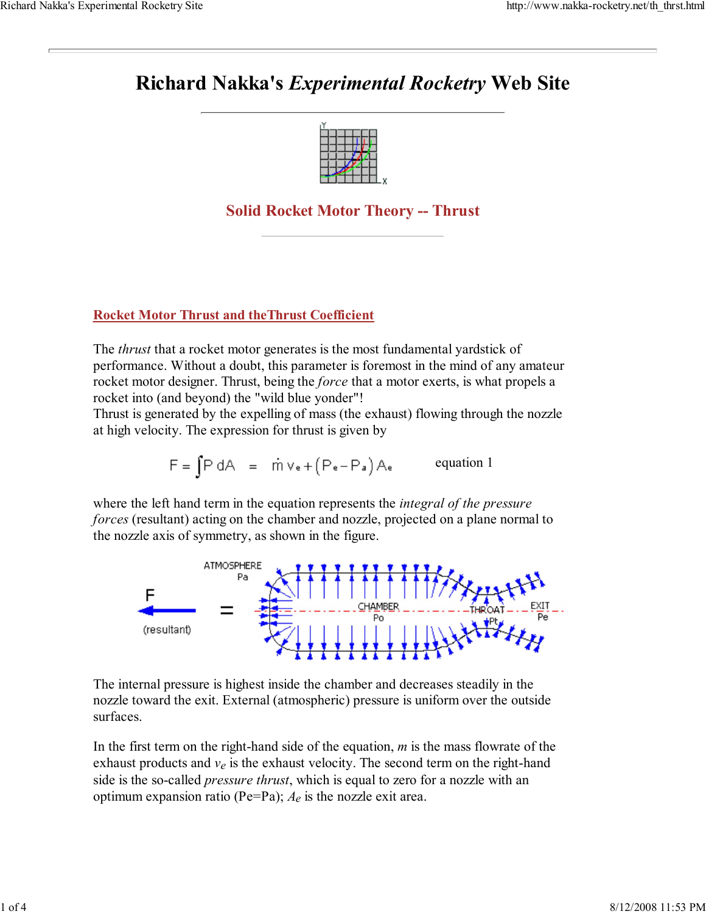# Richard Nakka's *Experimental Rocketry* Web Site

## Solid Rocket Motor Theory -- Thrust

### Rocket Motor Thrust and theThrust Coefficient

The *thrust* that a rocket motor generates is the most fundamental yardstick of performance. Without a doubt, this parameter is foremost in the mind of any amateur rocket motor designer. Thrust, being the *force* that a motor exerts, is what propels a rocket into (and beyond) the "wild blue yonder"!
Thrust is generated by the expelling of mass (the exhaust) flowing through the nozzle at high velocity. The expression for thrust is given by

$$F = \int P\,dA \;=\; \dot{m}\,v_e + (P_e - P_a)\,A_e \qquad \text{equation 1}$$

where the left hand term in the equation represents the *integral of the pressure forces* (resultant) acting on the chamber and nozzle, projected on a plane normal to the nozzle axis of symmetry, as shown in the figure.

ATMOSPHERE
Pa
F
(resultant)
=
CHAMBER
Po
THROAT
Pt
EXIT
Pe

The internal pressure is highest inside the chamber and decreases steadily in the nozzle toward the exit. External (atmospheric) pressure is uniform over the outside surfaces.

In the first term on the right-hand side of the equation, *m* is the mass flowrate of the exhaust products and $v_e$ is the exhaust velocity. The second term on the right-hand side is the so-called *pressure thrust*, which is equal to zero for a nozzle with an optimum expansion ratio (Pe=Pa); $A_e$ is the nozzle exit area.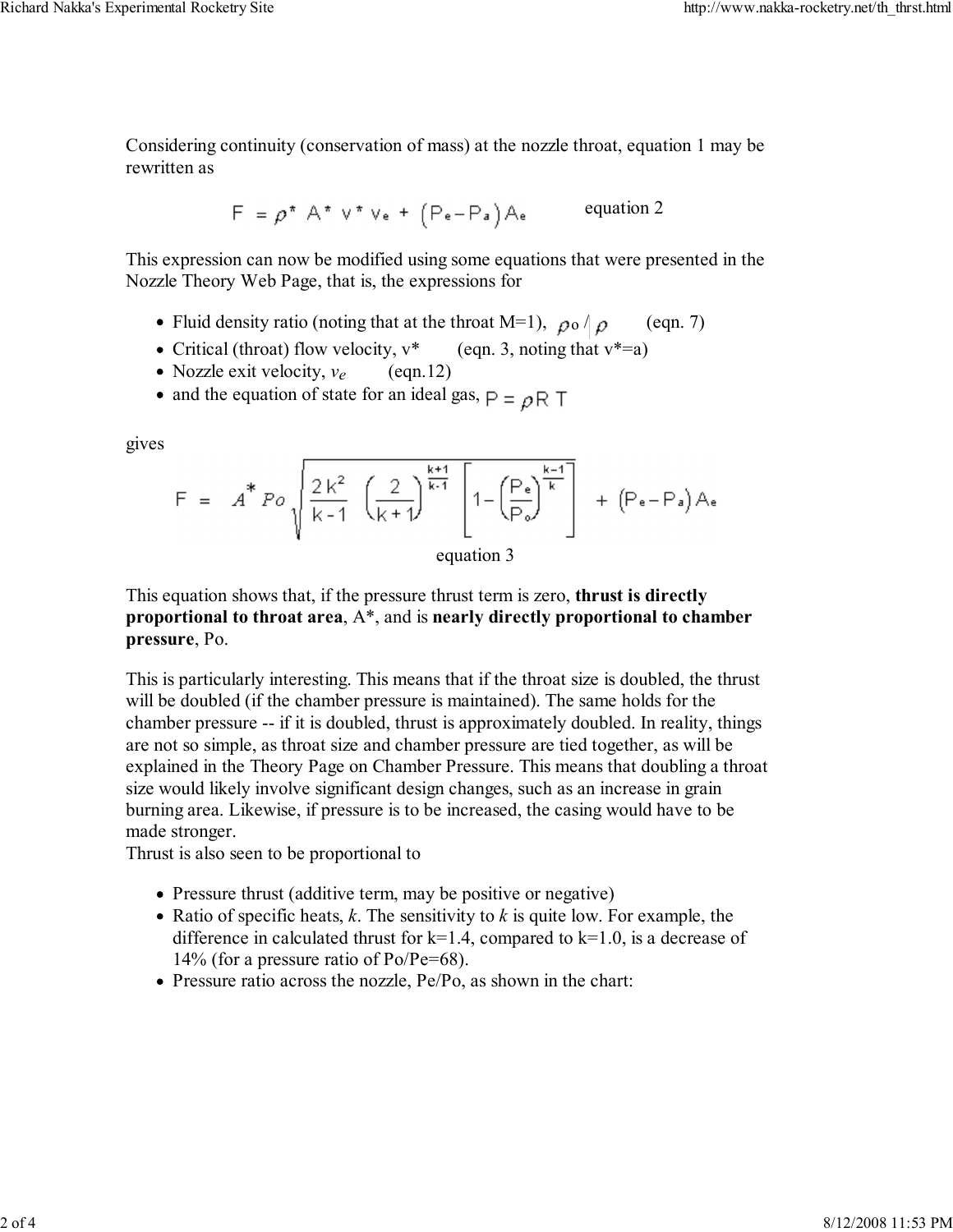Considering continuity (conservation of mass) at the nozzle throat, equation 1 may be rewritten as

$$F = \rho^* A^* v^* v_e + (P_e - P_a) A_e \qquad \text{equation 2}$$

This expression can now be modified using some equations that were presented in the Nozzle Theory Web Page, that is, the expressions for

- Fluid density ratio (noting that at the throat M=1), $\rho_o / \rho$ (eqn. 7)
- Critical (throat) flow velocity, v* (eqn. 3, noting that v*=a)
- Nozzle exit velocity, $v_e$ (eqn.12)
- and the equation of state for an ideal gas, $P = \rho R T$

gives

$$F = A^* Po \sqrt{\frac{2k^2}{k-1} \left(\frac{2}{k+1}\right)^{\frac{k+1}{k-1}} \left[1 - \left(\frac{P_e}{P_o}\right)^{\frac{k-1}{k}}\right]} + (P_e - P_a) A_e$$

equation 3

This equation shows that, if the pressure thrust term is zero, **thrust is directly proportional to throat area**, A*, and is **nearly directly proportional to chamber pressure**, Po.

This is particularly interesting. This means that if the throat size is doubled, the thrust will be doubled (if the chamber pressure is maintained). The same holds for the chamber pressure -- if it is doubled, thrust is approximately doubled. In reality, things are not so simple, as throat size and chamber pressure are tied together, as will be explained in the Theory Page on Chamber Pressure. This means that doubling a throat size would likely involve significant design changes, such as an increase in grain burning area. Likewise, if pressure is to be increased, the casing would have to be made stronger.
Thrust is also seen to be proportional to

- Pressure thrust (additive term, may be positive or negative)
- Ratio of specific heats, *k*. The sensitivity to *k* is quite low. For example, the difference in calculated thrust for k=1.4, compared to k=1.0, is a decrease of 14% (for a pressure ratio of Po/Pe=68).
- Pressure ratio across the nozzle, Pe/Po, as shown in the chart: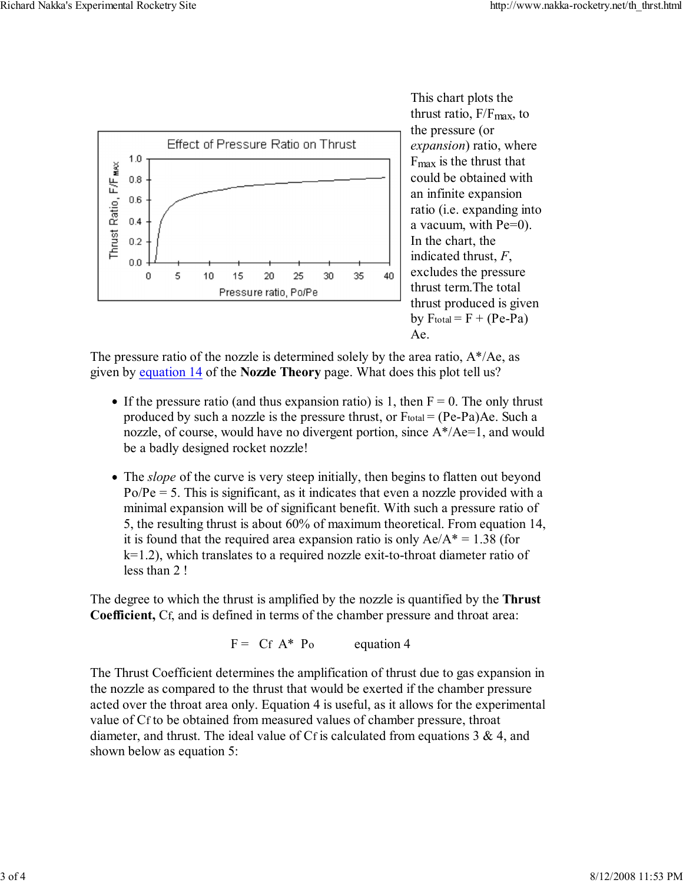Effect of Pressure Ratio on Thrust

Thrust Ratio, $F/F_{MAX}$

1.0
0.8
0.6
0.4
0.2
0.0

0 5 10 15 20 25 30 35 40

Pressure ratio, Po/Pe

This chart plots the thrust ratio, $F/F_{max}$, to the pressure (or *expansion*) ratio, where $F_{max}$ is the thrust that could be obtained with an infinite expansion ratio (i.e. expanding into a vacuum, with Pe=0). In the chart, the indicated thrust, *F*, excludes the pressure thrust term.The total thrust produced is given by $F_{total} = F + (Pe-Pa)\,Ae$.

The pressure ratio of the nozzle is determined solely by the area ratio, A*/Ae, as given by equation 14 of the **Nozzle Theory** page. What does this plot tell us?

- If the pressure ratio (and thus expansion ratio) is 1, then F = 0. The only thrust produced by such a nozzle is the pressure thrust, or $F_{total} = (Pe-Pa)Ae$. Such a nozzle, of course, would have no divergent portion, since A*/Ae=1, and would be a badly designed rocket nozzle!
- The *slope* of the curve is very steep initially, then begins to flatten out beyond Po/Pe = 5. This is significant, as it indicates that even a nozzle provided with a minimal expansion will be of significant benefit. With such a pressure ratio of 5, the resulting thrust is about 60% of maximum theoretical. From equation 14, it is found that the required area expansion ratio is only Ae/A* = 1.38 (for k=1.2), which translates to a required nozzle exit-to-throat diameter ratio of less than 2 !

The degree to which the thrust is amplified by the nozzle is quantified by the **Thrust Coefficient,** $C_f$, and is defined in terms of the chamber pressure and throat area:

$$F = C_f \, A^* \, P_o \qquad \text{equation 4}$$

The Thrust Coefficient determines the amplification of thrust due to gas expansion in the nozzle as compared to the thrust that would be exerted if the chamber pressure acted over the throat area only. Equation 4 is useful, as it allows for the experimental value of $C_f$ to be obtained from measured values of chamber pressure, throat diameter, and thrust. The ideal value of $C_f$ is calculated from equations 3 & 4, and shown below as equation 5: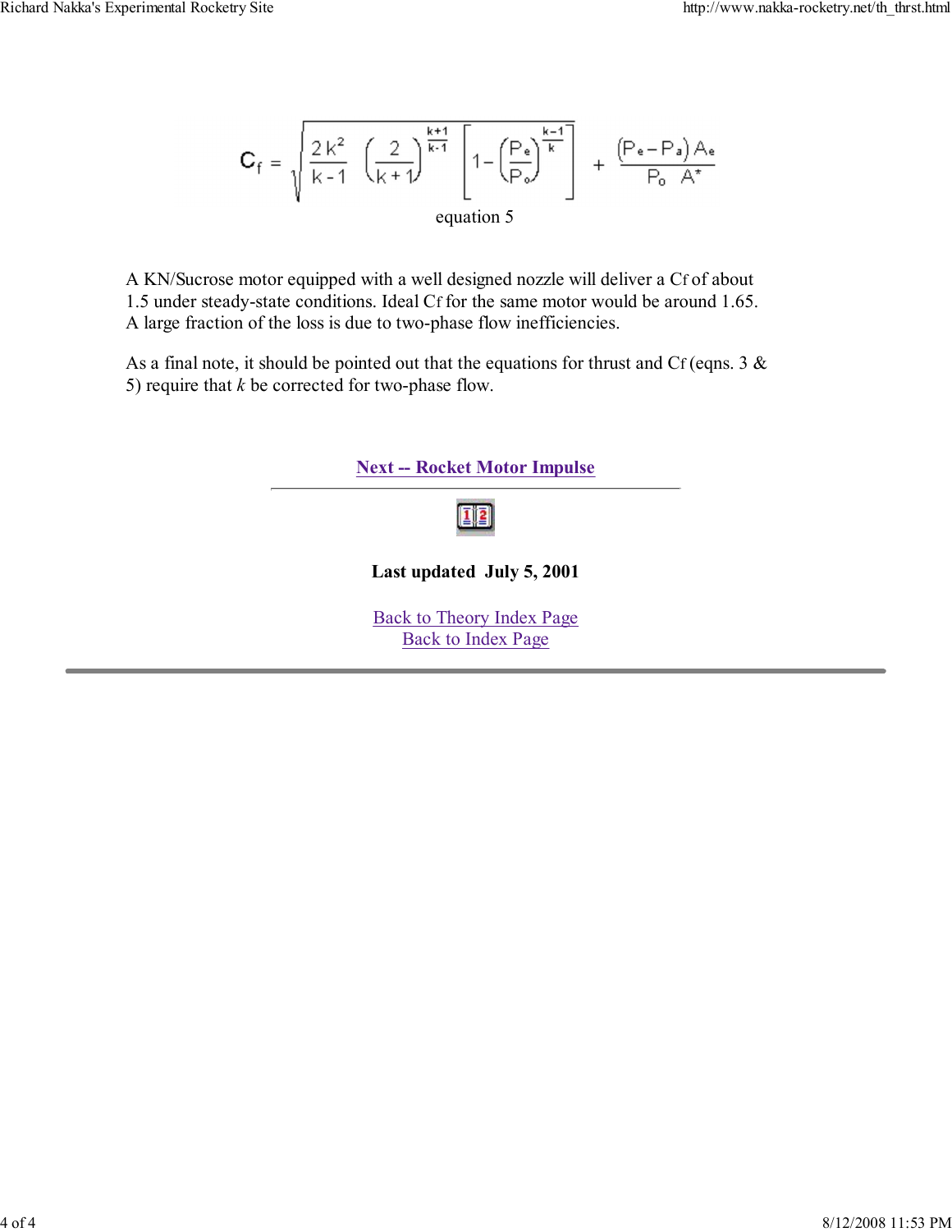$$C_f = \sqrt{\frac{2k^2}{k-1}\left(\frac{2}{k+1}\right)^{\frac{k+1}{k-1}}\left[1-\left(\frac{P_e}{P_o}\right)^{\frac{k-1}{k}}\right]} + \frac{(P_e - P_a)}{P_o}\frac{A_e}{A^*}$$

equation 5

A KN/Sucrose motor equipped with a well designed nozzle will deliver a $C_f$ of about 1.5 under steady-state conditions. Ideal $C_f$ for the same motor would be around 1.65. A large fraction of the loss is due to two-phase flow inefficiencies.

As a final note, it should be pointed out that the equations for thrust and $C_f$ (eqns. 3 & 5) require that *k* be corrected for two-phase flow.

**Next -- Rocket Motor Impulse**

---

**Last updated July 5, 2001**

Back to Theory Index Page
Back to Index Page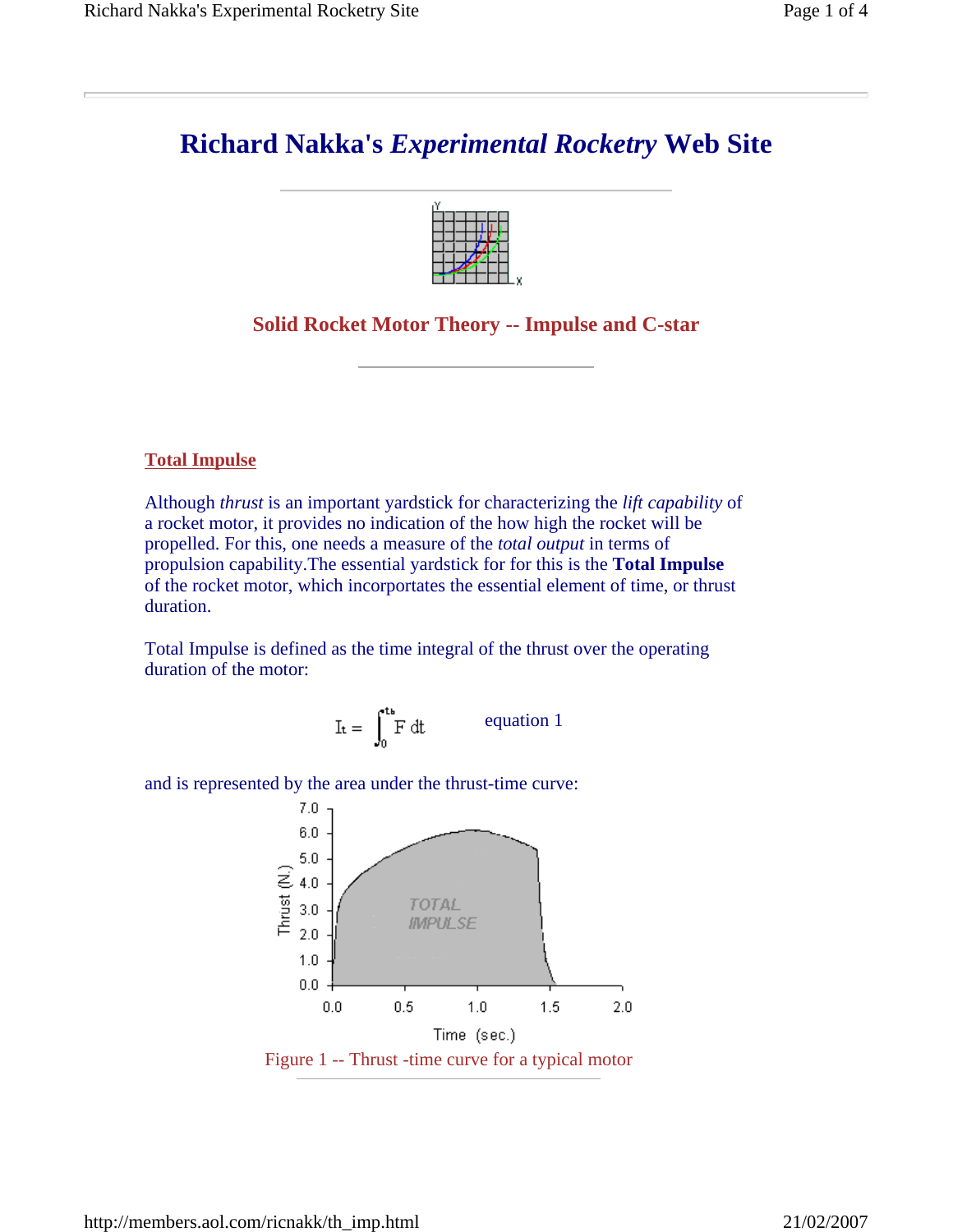# Richard Nakka's *Experimental Rocketry* Web Site

## Solid Rocket Motor Theory -- Impulse and C-star

### Total Impulse

Although *thrust* is an important yardstick for characterizing the *lift capability* of a rocket motor, it provides no indication of the how high the rocket will be propelled. For this, one needs a measure of the *total output* in terms of propulsion capability.The essential yardstick for for this is the **Total Impulse** of the rocket motor, which incorportates the essential element of time, or thrust duration.

Total Impulse is defined as the time integral of the thrust over the operating duration of the motor:

$$I_t = \int_0^{t_b} F\,dt \qquad \text{equation 1}$$

and is represented by the area under the thrust-time curve:

7.0
6.0
5.0
4.0
3.0
2.0
1.0
0.0

Thrust (N.)

TOTAL IMPULSE

0.0 0.5 1.0 1.5 2.0

Time (sec.)

Figure 1 -- Thrust -time curve for a typical motor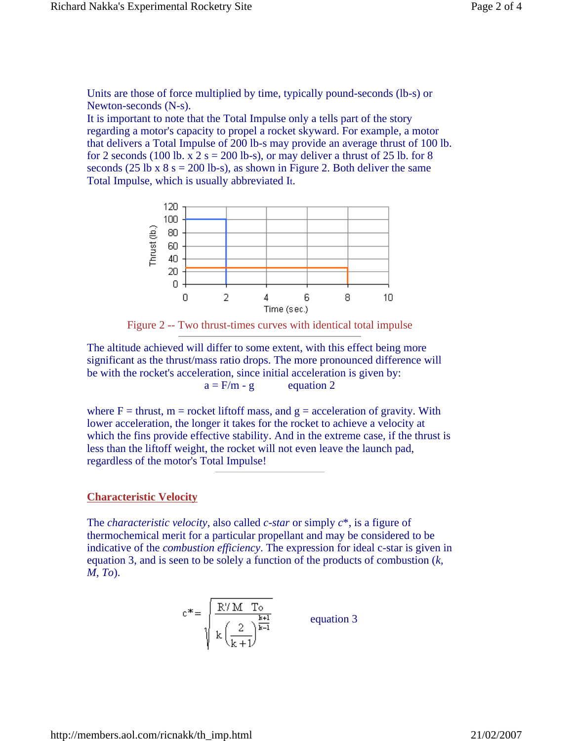Units are those of force multiplied by time, typically pound-seconds (lb-s) or Newton-seconds (N-s).
It is important to note that the Total Impulse only a tells part of the story regarding a motor's capacity to propel a rocket skyward. For example, a motor that delivers a Total Impulse of 200 lb-s may provide an average thrust of 100 lb. for 2 seconds (100 lb. x 2 s = 200 lb-s), or may deliver a thrust of 25 lb. for 8 seconds (25 lb x 8 s = 200 lb-s), as shown in Figure 2. Both deliver the same Total Impulse, which is usually abbreviated $I_t$.

Thrust (lb.)
120
100
80
60
40
20
0
0 2 4 6 8 10
Time (sec.)

Figure 2 -- Two thrust-times curves with identical total impulse

The altitude achieved will differ to some extent, with this effect being more significant as the thrust/mass ratio drops. The more pronounced difference will be with the rocket's acceleration, since initial acceleration is given by:

$$a = F/m - g \qquad \text{equation 2}$$

where F = thrust, m = rocket liftoff mass, and g = acceleration of gravity. With lower acceleration, the longer it takes for the rocket to achieve a velocity at which the fins provide effective stability. And in the extreme case, if the thrust is less than the liftoff weight, the rocket will not even leave the launch pad, regardless of the motor's Total Impulse!

## Characteristic Velocity

The *characteristic velocity*, also called *c-star* or simply *c\**, is a figure of thermochemical merit for a particular propellant and may be considered to be indicative of the *combustion efficiency*. The expression for ideal c-star is given in equation 3, and is seen to be solely a function of the products of combustion (*k, M, To*).

$$c^* = \sqrt{\frac{R'/M \;\; T_o}{k\left(\frac{2}{k+1}\right)^{\frac{k+1}{k-1}}}} \qquad \text{equation 3}$$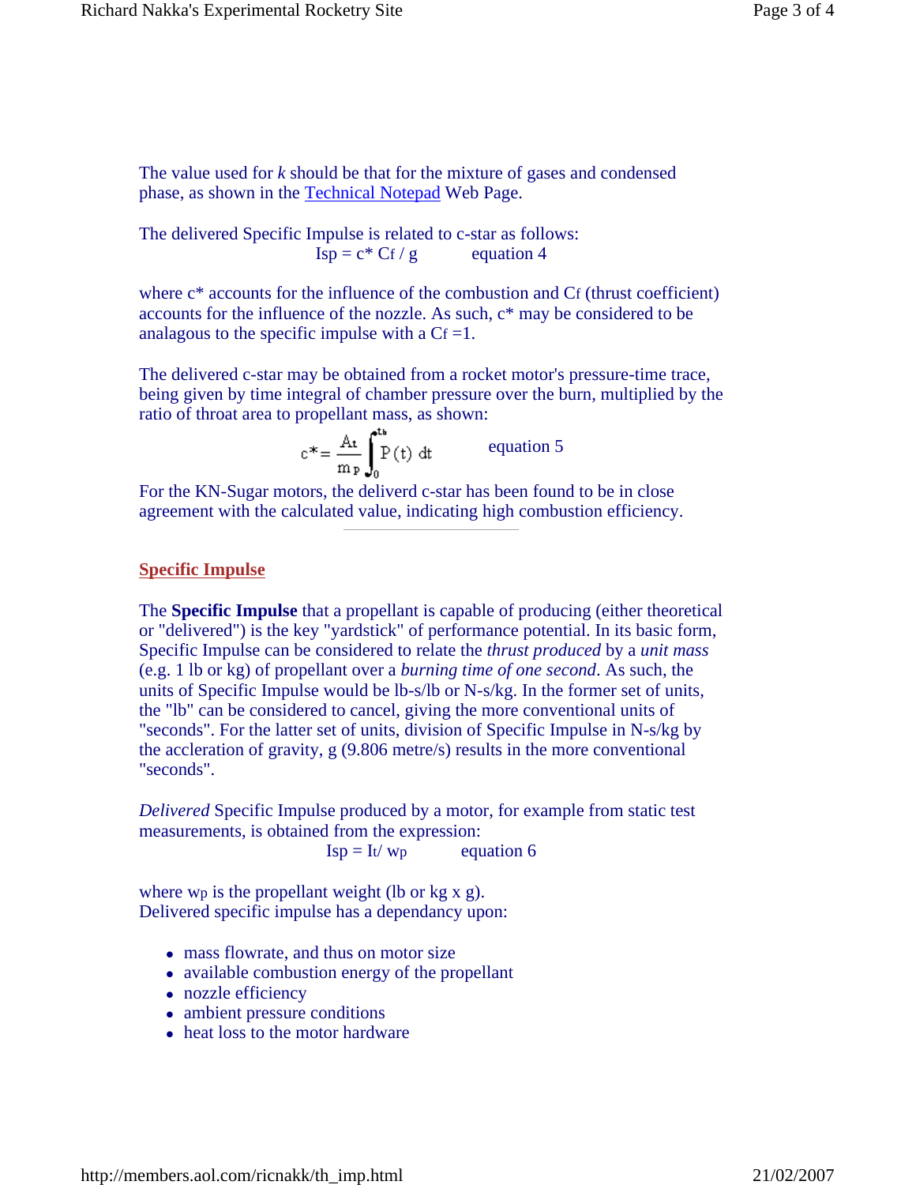The value used for *k* should be that for the mixture of gases and condensed phase, as shown in the Technical Notepad Web Page.

The delivered Specific Impulse is related to c-star as follows:

$$Isp = c^* \, C_f / g \qquad \text{equation 4}$$

where c* accounts for the influence of the combustion and $C_f$ (thrust coefficient) accounts for the influence of the nozzle. As such, c* may be considered to be analagous to the specific impulse with a $C_f$ =1.

The delivered c-star may be obtained from a rocket motor's pressure-time trace, being given by time integral of chamber pressure over the burn, multiplied by the ratio of throat area to propellant mass, as shown:

$$c^* = \frac{A_t}{m_p} \int_0^{t_b} P(t)\, dt \qquad \text{equation 5}$$

For the KN-Sugar motors, the deliverd c-star has been found to be in close agreement with the calculated value, indicating high combustion efficiency.

## Specific Impulse

The **Specific Impulse** that a propellant is capable of producing (either theoretical or "delivered") is the key "yardstick" of performance potential. In its basic form, Specific Impulse can be considered to relate the *thrust produced* by a *unit mass* (e.g. 1 lb or kg) of propellant over a *burning time of one second*. As such, the units of Specific Impulse would be lb-s/lb or N-s/kg. In the former set of units, the "lb" can be considered to cancel, giving the more conventional units of "seconds". For the latter set of units, division of Specific Impulse in N-s/kg by the accleration of gravity, g (9.806 metre/s) results in the more conventional "seconds".

*Delivered* Specific Impulse produced by a motor, for example from static test measurements, is obtained from the expression:

$$Isp = I_t / w_p \qquad \text{equation 6}$$

where $w_p$ is the propellant weight (lb or kg x g).
Delivered specific impulse has a dependancy upon:

- mass flowrate, and thus on motor size
- available combustion energy of the propellant
- nozzle efficiency
- ambient pressure conditions
- heat loss to the motor hardware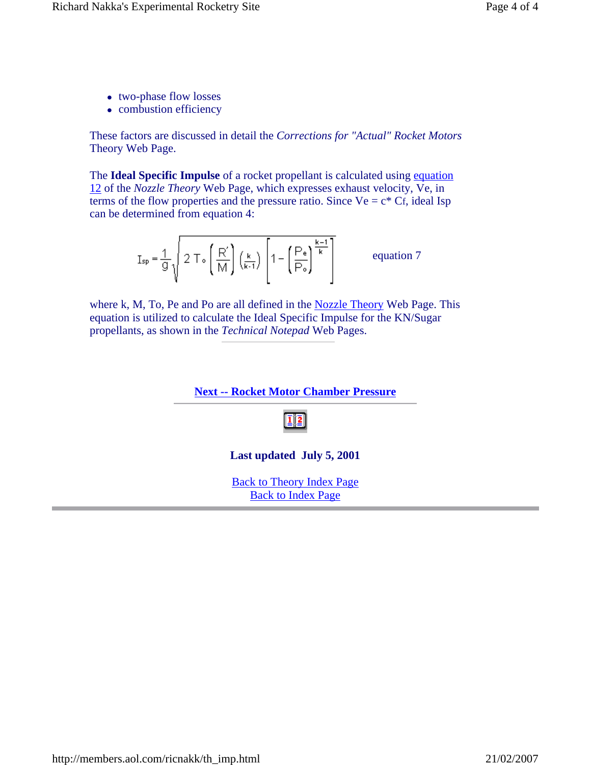- two-phase flow losses
- combustion efficiency

These factors are discussed in detail the *Corrections for "Actual" Rocket Motors* Theory Web Page.

The **Ideal Specific Impulse** of a rocket propellant is calculated using equation 12 of the *Nozzle Theory* Web Page, which expresses exhaust velocity, Ve, in terms of the flow properties and the pressure ratio. Since Ve = c* Cf, ideal Isp can be determined from equation 4:

$$I_{sp} = \frac{1}{g}\sqrt{2\,T_o\left(\frac{R'}{M}\right)\left(\frac{k}{k-1}\right)\left[1-\left(\frac{P_e}{P_o}\right)^{\frac{k-1}{k}}\right]} \qquad \text{equation 7}$$

where k, M, To, Pe and Po are all defined in the Nozzle Theory Web Page. This equation is utilized to calculate the Ideal Specific Impulse for the KN/Sugar propellants, as shown in the *Technical Notepad* Web Pages.

---

**Next -- Rocket Motor Chamber Pressure**

**Last updated July 5, 2001**

Back to Theory Index Page
Back to Index Page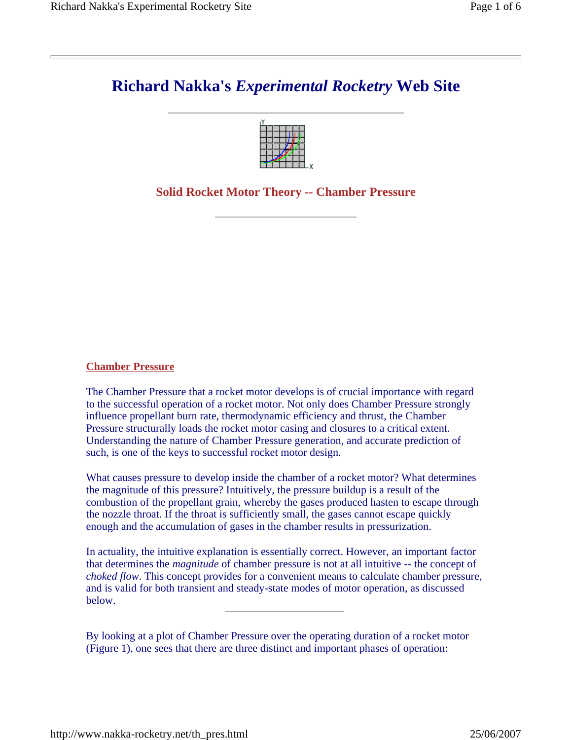# Richard Nakka's *Experimental Rocketry* Web Site

## Solid Rocket Motor Theory -- Chamber Pressure

### Chamber Pressure

The Chamber Pressure that a rocket motor develops is of crucial importance with regard to the successful operation of a rocket motor. Not only does Chamber Pressure strongly influence propellant burn rate, thermodynamic efficiency and thrust, the Chamber Pressure structurally loads the rocket motor casing and closures to a critical extent. Understanding the nature of Chamber Pressure generation, and accurate prediction of such, is one of the keys to successful rocket motor design.

What causes pressure to develop inside the chamber of a rocket motor? What determines the magnitude of this pressure? Intuitively, the pressure buildup is a result of the combustion of the propellant grain, whereby the gases produced hasten to escape through the nozzle throat. If the throat is sufficiently small, the gases cannot escape quickly enough and the accumulation of gases in the chamber results in pressurization.

In actuality, the intuitive explanation is essentially correct. However, an important factor that determines the *magnitude* of chamber pressure is not at all intuitive -- the concept of *choked flow*. This concept provides for a convenient means to calculate chamber pressure, and is valid for both transient and steady-state modes of motor operation, as discussed below.

---

By looking at a plot of Chamber Pressure over the operating duration of a rocket motor (Figure 1), one sees that there are three distinct and important phases of operation: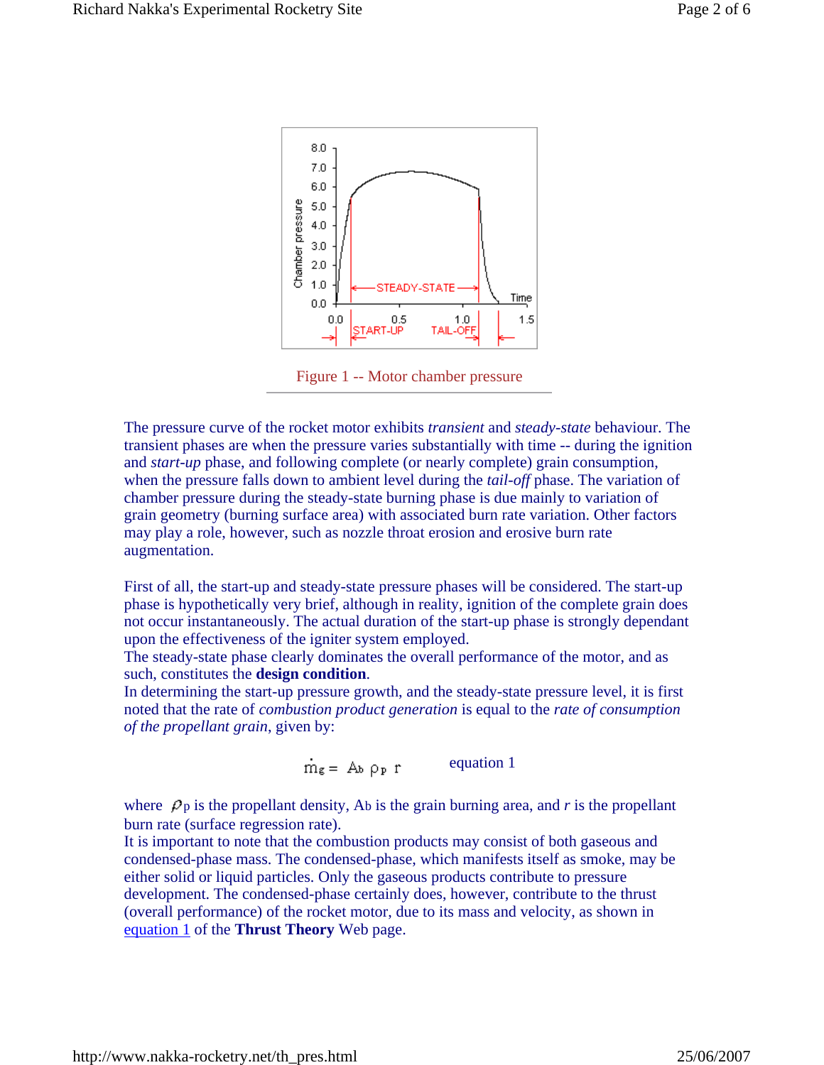Chamber pressure

8.0
7.0
6.0
5.0
4.0
3.0
2.0
1.0
0.0

STEADY-STATE

Time

0.0
0.5
1.0
1.5

START-UP
TAIL-OFF

Figure 1 -- Motor chamber pressure

The pressure curve of the rocket motor exhibits *transient* and *steady-state* behaviour. The transient phases are when the pressure varies substantially with time -- during the ignition and *start-up* phase, and following complete (or nearly complete) grain consumption, when the pressure falls down to ambient level during the *tail-off* phase. The variation of chamber pressure during the steady-state burning phase is due mainly to variation of grain geometry (burning surface area) with associated burn rate variation. Other factors may play a role, however, such as nozzle throat erosion and erosive burn rate augmentation.

First of all, the start-up and steady-state pressure phases will be considered. The start-up phase is hypothetically very brief, although in reality, ignition of the complete grain does not occur instantaneously. The actual duration of the start-up phase is strongly dependant upon the effectiveness of the igniter system employed.
The steady-state phase clearly dominates the overall performance of the motor, and as such, constitutes the **design condition**.
In determining the start-up pressure growth, and the steady-state pressure level, it is first noted that the rate of *combustion product generation* is equal to the *rate of consumption of the propellant grain*, given by:

$$\dot{m}_g = A_b \, \rho_p \, r \qquad \text{equation 1}$$

where $\rho_p$ is the propellant density, $A_b$ is the grain burning area, and $r$ is the propellant burn rate (surface regression rate).
It is important to note that the combustion products may consist of both gaseous and condensed-phase mass. The condensed-phase, which manifests itself as smoke, may be either solid or liquid particles. Only the gaseous products contribute to pressure development. The condensed-phase certainly does, however, contribute to the thrust (overall performance) of the rocket motor, due to its mass and velocity, as shown in equation 1 of the **Thrust Theory** Web page.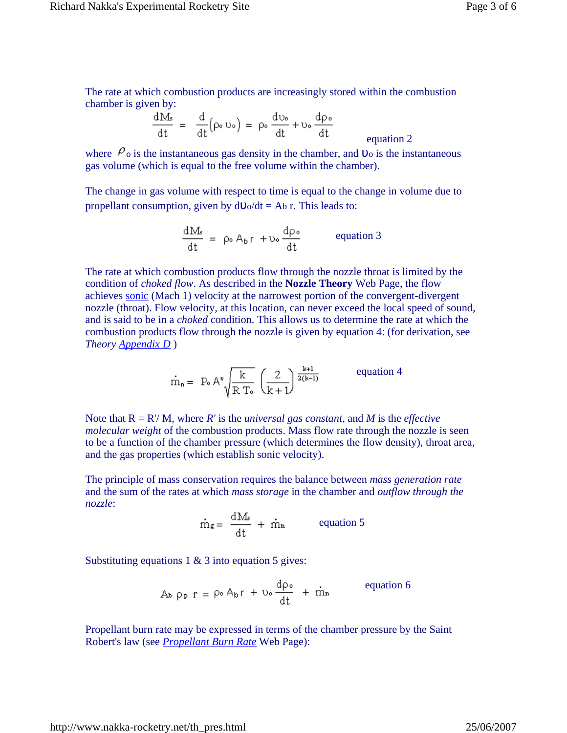The rate at which combustion products are increasingly stored within the combustion chamber is given by:

$$\frac{dM_s}{dt} = \frac{d}{dt}(\rho_o \upsilon_o) = \rho_o \frac{d\upsilon_o}{dt} + \upsilon_o \frac{d\rho_o}{dt} \qquad \text{equation 2}$$

where $\rho_o$ is the instantaneous gas density in the chamber, and $\upsilon_o$ is the instantaneous gas volume (which is equal to the free volume within the chamber).

The change in gas volume with respect to time is equal to the change in volume due to propellant consumption, given by $d\upsilon_o/dt = A_b\, r$. This leads to:

$$\frac{dM_s}{dt} = \rho_o A_b r + \upsilon_o \frac{d\rho_o}{dt} \qquad \text{equation 3}$$

The rate at which combustion products flow through the nozzle throat is limited by the condition of *choked flow*. As described in the **Nozzle Theory** Web Page, the flow achieves sonic (Mach 1) velocity at the narrowest portion of the convergent-divergent nozzle (throat). Flow velocity, at this location, can never exceed the local speed of sound, and is said to be in a *choked* condition. This allows us to determine the rate at which the combustion products flow through the nozzle is given by equation 4: (for derivation, see *Theory Appendix D* )

$$\dot{m}_n = P_o A^* \sqrt{\frac{k}{R\,T_o}} \left(\frac{2}{k+1}\right)^{\frac{k+1}{2(k-1)}} \qquad \text{equation 4}$$

Note that $R = R'/M$, where *R'* is the *universal gas constant*, and *M* is the *effective molecular weight* of the combustion products. Mass flow rate through the nozzle is seen to be a function of the chamber pressure (which determines the flow density), throat area, and the gas properties (which establish sonic velocity).

The principle of mass conservation requires the balance between *mass generation rate* and the sum of the rates at which *mass storage* in the chamber and *outflow through the nozzle*:

$$\dot{m}_g = \frac{dM_s}{dt} + \dot{m}_n \qquad \text{equation 5}$$

Substituting equations 1 & 3 into equation 5 gives:

$$A_b \rho_p r = \rho_o A_b r + \upsilon_o \frac{d\rho_o}{dt} + \dot{m}_n \qquad \text{equation 6}$$

Propellant burn rate may be expressed in terms of the chamber pressure by the Saint Robert's law (see *Propellant Burn Rate* Web Page):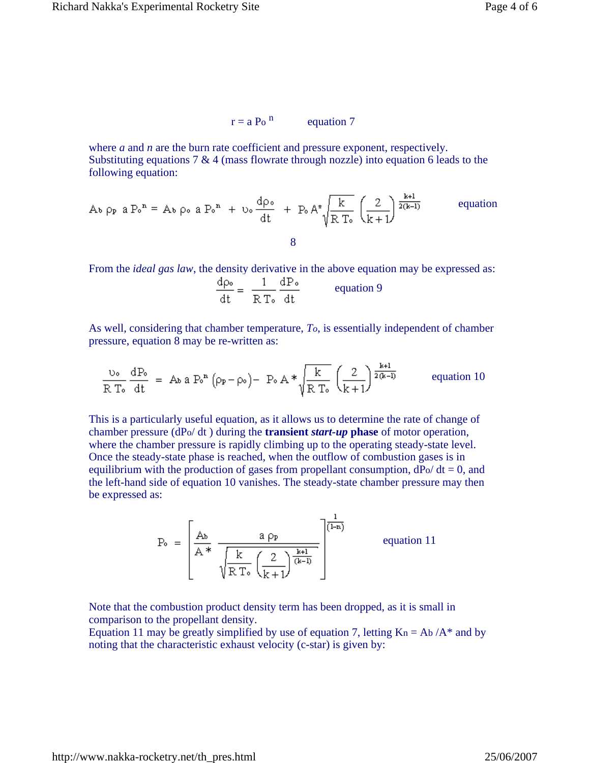$$r = a P_o^{\,n} \qquad \text{equation 7}$$

where *a* and *n* are the burn rate coefficient and pressure exponent, respectively. Substituting equations 7 & 4 (mass flowrate through nozzle) into equation 6 leads to the following equation:

$$A_b \rho_p \, a P_o^{\,n} = A_b \rho_o \, a P_o^{\,n} + \upsilon_o \frac{d\rho_o}{dt} + P_o A^* \sqrt{\frac{k}{R T_o}} \left(\frac{2}{k+1}\right)^{\frac{k+1}{2(k-1)}} \qquad \text{equation 8}$$

From the *ideal gas law*, the density derivative in the above equation may be expressed as:

$$\frac{d\rho_o}{dt} = \frac{1}{R T_o} \frac{dP_o}{dt} \qquad \text{equation 9}$$

As well, considering that chamber temperature, $T_o$, is essentially independent of chamber pressure, equation 8 may be re-written as:

$$\frac{\upsilon_o}{R T_o} \frac{dP_o}{dt} = A_b \, a P_o^{\,n} (\rho_p - \rho_o) - P_o A^* \sqrt{\frac{k}{R T_o}} \left(\frac{2}{k+1}\right)^{\frac{k+1}{2(k-1)}} \qquad \text{equation 10}$$

This is a particularly useful equation, as it allows us to determine the rate of change of chamber pressure ($dP_o/dt$) during the **transient *start-up* phase** of motor operation, where the chamber pressure is rapidly climbing up to the operating steady-state level. Once the steady-state phase is reached, when the outflow of combustion gases is in equilibrium with the production of gases from propellant consumption, $dP_o/dt = 0$, and the left-hand side of equation 10 vanishes. The steady-state chamber pressure may then be expressed as:

$$P_o = \left[ \frac{A_b}{A^*} \frac{a \rho_p}{\sqrt{\dfrac{k}{R T_o} \left(\dfrac{2}{k+1}\right)^{\frac{k+1}{(k-1)}}}} \right]^{\frac{1}{(1-n)}} \qquad \text{equation 11}$$

Note that the combustion product density term has been dropped, as it is small in comparison to the propellant density.
Equation 11 may be greatly simplified by use of equation 7, letting $K_n = A_b / A^*$ and by noting that the characteristic exhaust velocity (c-star) is given by: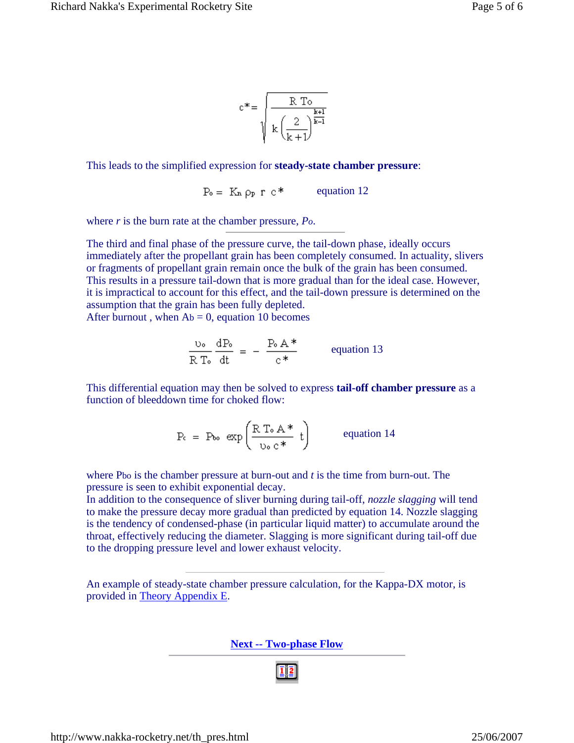$$c^* = \sqrt{\frac{R\,T_o}{k\left(\frac{2}{k+1}\right)^{\frac{k+1}{k-1}}}}$$

This leads to the simplified expression for **steady-state chamber pressure**:

$$P_o = K_n\,\rho_p\,r\,c^* \qquad \text{equation 12}$$

where $r$ is the burn rate at the chamber pressure, $P_o$.

---

The third and final phase of the pressure curve, the tail-down phase, ideally occurs immediately after the propellant grain has been completely consumed. In actuality, slivers or fragments of propellant grain remain once the bulk of the grain has been consumed. This results in a pressure tail-down that is more gradual than for the ideal case. However, it is impractical to account for this effect, and the tail-down pressure is determined on the assumption that the grain has been fully depleted.
After burnout , when $A_b = 0$, equation 10 becomes

$$\frac{\upsilon_o}{R\,T_o}\frac{dP_o}{dt} = -\frac{P_o\,A^*}{c^*} \qquad \text{equation 13}$$

This differential equation may then be solved to express **tail-off chamber pressure** as a function of bleeddown time for choked flow:

$$P_c = P_{bo}\,\exp\left(\frac{R\,T_o\,A^*}{\upsilon_o\,c^*}\,t\right) \qquad \text{equation 14}$$

where $P_{bo}$ is the chamber pressure at burn-out and $t$ is the time from burn-out. The pressure is seen to exhibit exponential decay.
In addition to the consequence of sliver burning during tail-off, *nozzle slagging* will tend to make the pressure decay more gradual than predicted by equation 14. Nozzle slagging is the tendency of condensed-phase (in particular liquid matter) to accumulate around the throat, effectively reducing the diameter. Slagging is more significant during tail-off due to the dropping pressure level and lower exhaust velocity.

---

An example of steady-state chamber pressure calculation, for the Kappa-DX motor, is provided in Theory Appendix E.

**Next -- Two-phase Flow**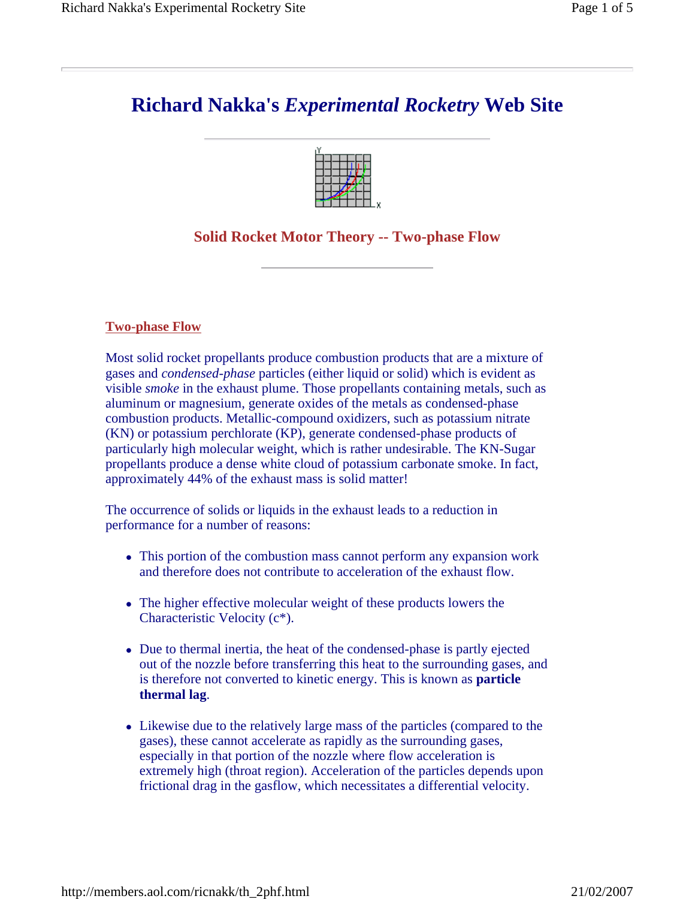# Richard Nakka's *Experimental Rocketry* Web Site

## Solid Rocket Motor Theory -- Two-phase Flow

### Two-phase Flow

Most solid rocket propellants produce combustion products that are a mixture of gases and *condensed-phase* particles (either liquid or solid) which is evident as visible *smoke* in the exhaust plume. Those propellants containing metals, such as aluminum or magnesium, generate oxides of the metals as condensed-phase combustion products. Metallic-compound oxidizers, such as potassium nitrate (KN) or potassium perchlorate (KP), generate condensed-phase products of particularly high molecular weight, which is rather undesirable. The KN-Sugar propellants produce a dense white cloud of potassium carbonate smoke. In fact, approximately 44% of the exhaust mass is solid matter!

The occurrence of solids or liquids in the exhaust leads to a reduction in performance for a number of reasons:

- This portion of the combustion mass cannot perform any expansion work and therefore does not contribute to acceleration of the exhaust flow.
- The higher effective molecular weight of these products lowers the Characteristic Velocity (c*).
- Due to thermal inertia, the heat of the condensed-phase is partly ejected out of the nozzle before transferring this heat to the surrounding gases, and is therefore not converted to kinetic energy. This is known as **particle thermal lag**.
- Likewise due to the relatively large mass of the particles (compared to the gases), these cannot accelerate as rapidly as the surrounding gases, especially in that portion of the nozzle where flow acceleration is extremely high (throat region). Acceleration of the particles depends upon frictional drag in the gasflow, which necessitates a differential velocity.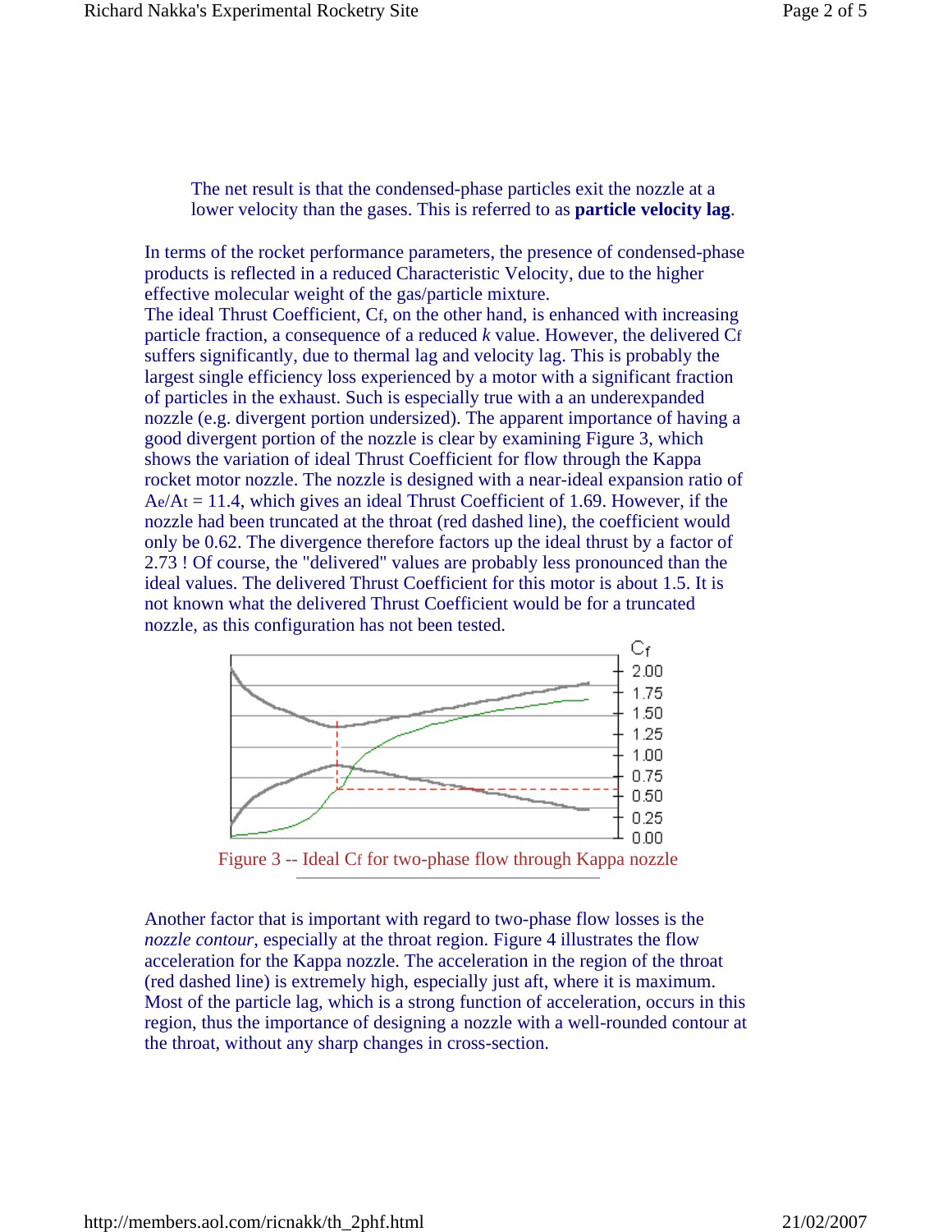The net result is that the condensed-phase particles exit the nozzle at a lower velocity than the gases. This is referred to as **particle velocity lag**.

In terms of the rocket performance parameters, the presence of condensed-phase products is reflected in a reduced Characteristic Velocity, due to the higher effective molecular weight of the gas/particle mixture.
The ideal Thrust Coefficient, $C_f$, on the other hand, is enhanced with increasing particle fraction, a consequence of a reduced *k* value. However, the delivered $C_f$ suffers significantly, due to thermal lag and velocity lag. This is probably the largest single efficiency loss experienced by a motor with a significant fraction of particles in the exhaust. Such is especially true with a an underexpanded nozzle (e.g. divergent portion undersized). The apparent importance of having a good divergent portion of the nozzle is clear by examining Figure 3, which shows the variation of ideal Thrust Coefficient for flow through the Kappa rocket motor nozzle. The nozzle is designed with a near-ideal expansion ratio of $A_e/A_t$ = 11.4, which gives an ideal Thrust Coefficient of 1.69. However, if the nozzle had been truncated at the throat (red dashed line), the coefficient would only be 0.62. The divergence therefore factors up the ideal thrust by a factor of 2.73 ! Of course, the "delivered" values are probably less pronounced than the ideal values. The delivered Thrust Coefficient for this motor is about 1.5. It is not known what the delivered Thrust Coefficient would be for a truncated nozzle, as this configuration has not been tested.

$C_f$
2.00
1.75
1.50
1.25
1.00
0.75
0.50
0.25
0.00

Figure 3 -- Ideal $C_f$ for two-phase flow through Kappa nozzle

Another factor that is important with regard to two-phase flow losses is the *nozzle contour*, especially at the throat region. Figure 4 illustrates the flow acceleration for the Kappa nozzle. The acceleration in the region of the throat (red dashed line) is extremely high, especially just aft, where it is maximum. Most of the particle lag, which is a strong function of acceleration, occurs in this region, thus the importance of designing a nozzle with a well-rounded contour at the throat, without any sharp changes in cross-section.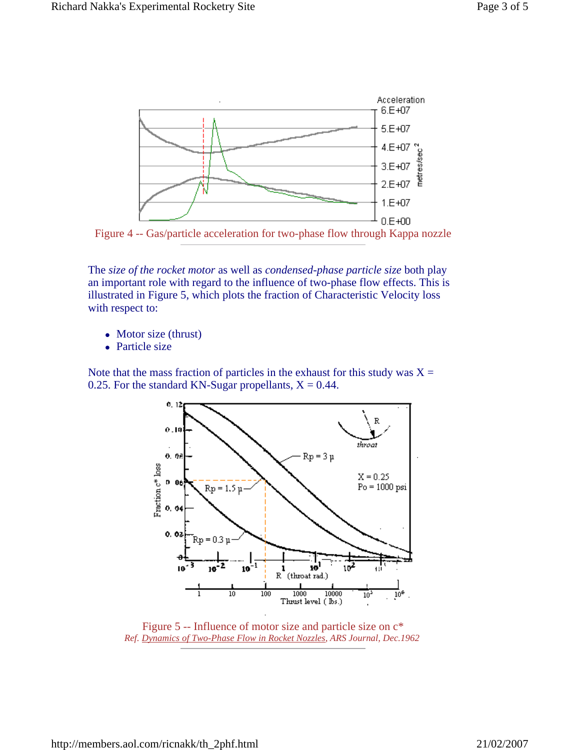Acceleration

6.E+07

5.E+07

4.E+07

3.E+07

2.E+07

1.E+07

0.E+00

metres/sec $^2$

Figure 4 -- Gas/particle acceleration for two-phase flow through Kappa nozzle

The *size of the rocket motor* as well as *condensed-phase particle size* both play an important role with regard to the influence of two-phase flow effects. This is illustrated in Figure 5, which plots the fraction of Characteristic Velocity loss with respect to:

- Motor size (thrust)
- Particle size

Note that the mass fraction of particles in the exhaust for this study was X = 0.25. For the standard KN-Sugar propellants, X = 0.44.

Fraction c* loss

0.12

0.10

0.08

0.06

0.04

0.02

0

R

throat

Rp = 3 μ

Rp = 1.5 μ

Rp = 0.3 μ

X = 0.25

Po = 1000 psi

$10^{-3}$ $10^{-2}$ $10^{-1}$ 1 $10^{1}$ $10^{2}$

R (throat rad.)

1 10 100 1000 10000 $10^{5}$ $10^{6}$

Thrust level ( lbs.)

Figure 5 -- Influence of motor size and particle size on c*

*Ref. Dynamics of Two-Phase Flow in Rocket Nozzles, ARS Journal, Dec.1962*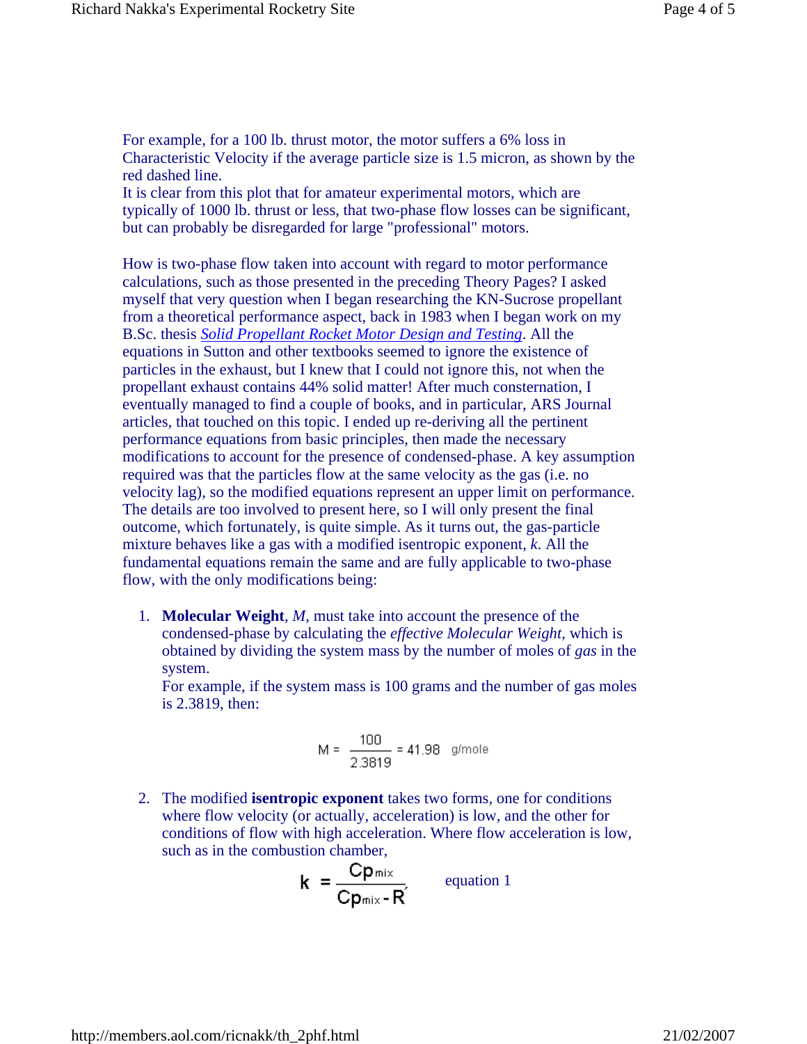For example, for a 100 lb. thrust motor, the motor suffers a 6% loss in Characteristic Velocity if the average particle size is 1.5 micron, as shown by the red dashed line.
It is clear from this plot that for amateur experimental motors, which are typically of 1000 lb. thrust or less, that two-phase flow losses can be significant, but can probably be disregarded for large "professional" motors.

How is two-phase flow taken into account with regard to motor performance calculations, such as those presented in the preceding Theory Pages? I asked myself that very question when I began researching the KN-Sucrose propellant from a theoretical performance aspect, back in 1983 when I began work on my B.Sc. thesis *Solid Propellant Rocket Motor Design and Testing*. All the equations in Sutton and other textbooks seemed to ignore the existence of particles in the exhaust, but I knew that I could not ignore this, not when the propellant exhaust contains 44% solid matter! After much consternation, I eventually managed to find a couple of books, and in particular, ARS Journal articles, that touched on this topic. I ended up re-deriving all the pertinent performance equations from basic principles, then made the necessary modifications to account for the presence of condensed-phase. A key assumption required was that the particles flow at the same velocity as the gas (i.e. no velocity lag), so the modified equations represent an upper limit on performance. The details are too involved to present here, so I will only present the final outcome, which fortunately, is quite simple. As it turns out, the gas-particle mixture behaves like a gas with a modified isentropic exponent, *k*. All the fundamental equations remain the same and are fully applicable to two-phase flow, with the only modifications being:

1. **Molecular Weight**, *M*, must take into account the presence of the condensed-phase by calculating the *effective Molecular Weight*, which is obtained by dividing the system mass by the number of moles of *gas* in the system.
   For example, if the system mass is 100 grams and the number of gas moles is 2.3819, then:

$$M = \frac{100}{2.3819} = 41.98 \quad \text{g/mole}$$

2. The modified **isentropic exponent** takes two forms, one for conditions where flow velocity (or actually, acceleration) is low, and the other for conditions of flow with high acceleration. Where flow acceleration is low, such as in the combustion chamber,

$$k = \frac{Cp_{mix}}{Cp_{mix} - R'} \qquad \text{equation 1}$$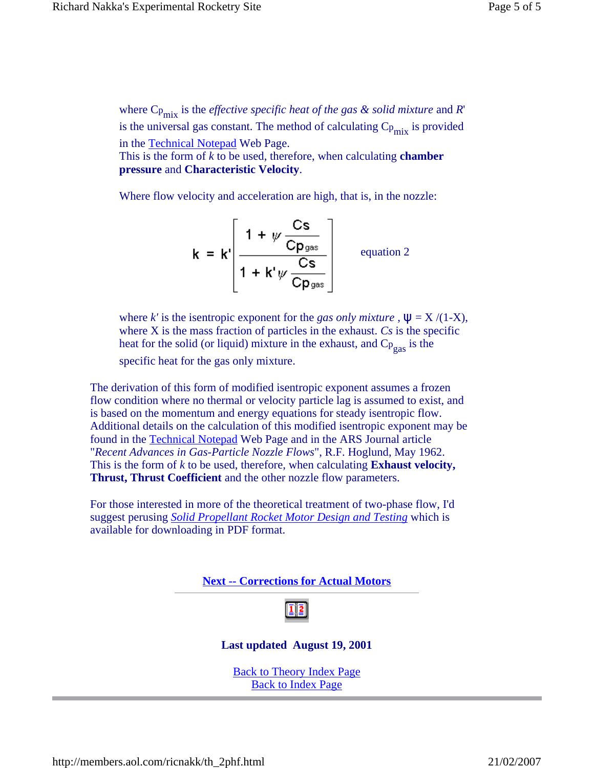where $Cp_{mix}$ is the *effective specific heat of the gas & solid mixture* and *R'* is the universal gas constant. The method of calculating $Cp_{mix}$ is provided in the Technical Notepad Web Page.
This is the form of *k* to be used, therefore, when calculating **chamber pressure** and **Characteristic Velocity**.

Where flow velocity and acceleration are high, that is, in the nozzle:

$$k = k'\left[\frac{1 + \psi \dfrac{Cs}{Cp_{gas}}}{1 + k'\psi \dfrac{Cs}{Cp_{gas}}}\right] \qquad \text{equation 2}$$

where *k'* is the isentropic exponent for the *gas only mixture* , $\psi = X/(1-X)$, where X is the mass fraction of particles in the exhaust. *Cs* is the specific heat for the solid (or liquid) mixture in the exhaust, and $Cp_{gas}$ is the specific heat for the gas only mixture.

The derivation of this form of modified isentropic exponent assumes a frozen flow condition where no thermal or velocity particle lag is assumed to exist, and is based on the momentum and energy equations for steady isentropic flow. Additional details on the calculation of this modified isentropic exponent may be found in the Technical Notepad Web Page and in the ARS Journal article "*Recent Advances in Gas-Particle Nozzle Flows*", R.F. Hoglund, May 1962. This is the form of *k* to be used, therefore, when calculating **Exhaust velocity, Thrust, Thrust Coefficient** and the other nozzle flow parameters.

For those interested in more of the theoretical treatment of two-phase flow, I'd suggest perusing *Solid Propellant Rocket Motor Design and Testing* which is available for downloading in PDF format.

**Next -- Corrections for Actual Motors**

**Last updated August 19, 2001**

Back to Theory Index Page
Back to Index Page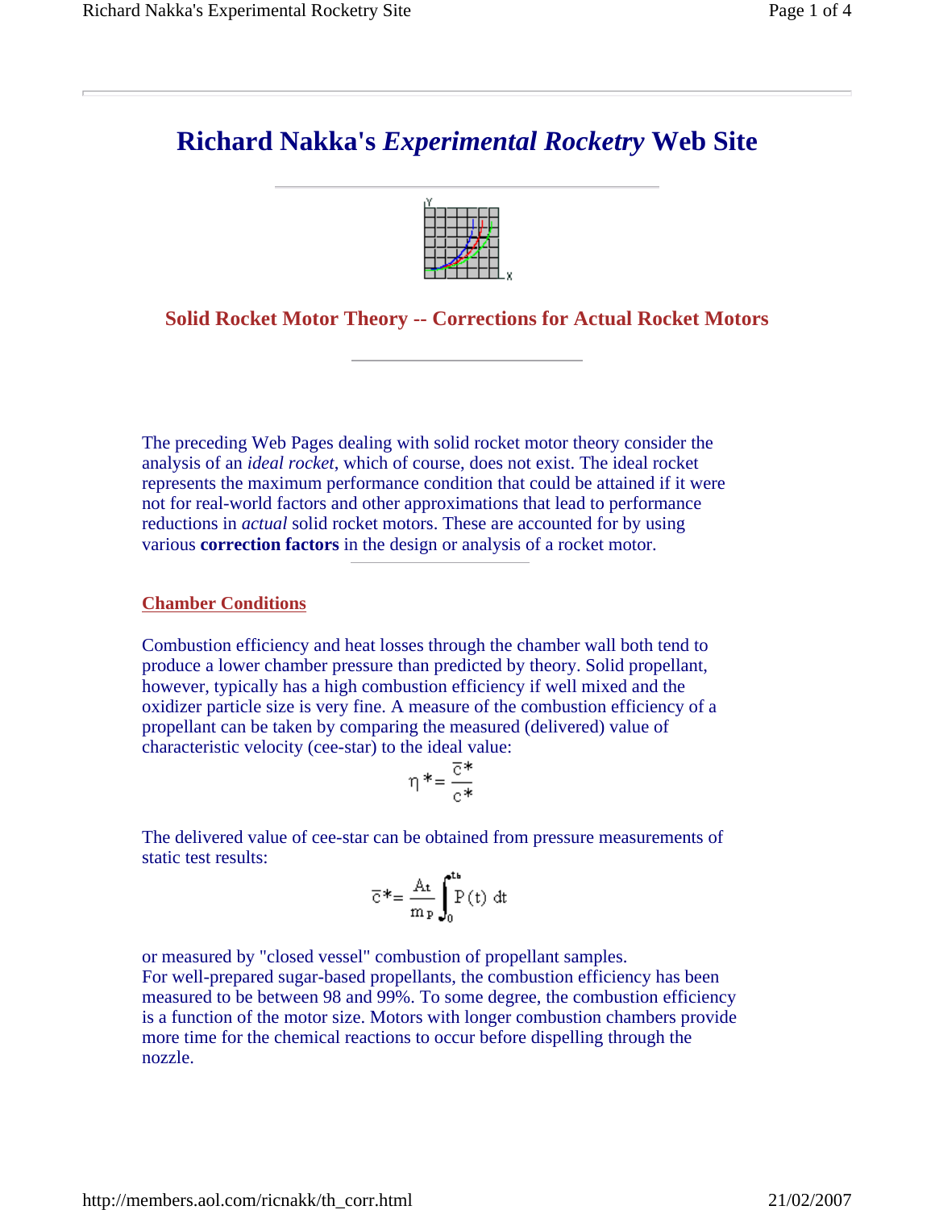# Richard Nakka's *Experimental Rocketry* Web Site

## Solid Rocket Motor Theory -- Corrections for Actual Rocket Motors

The preceding Web Pages dealing with solid rocket motor theory consider the analysis of an *ideal rocket*, which of course, does not exist. The ideal rocket represents the maximum performance condition that could be attained if it were not for real-world factors and other approximations that lead to performance reductions in *actual* solid rocket motors. These are accounted for by using various **correction factors** in the design or analysis of a rocket motor.

### Chamber Conditions

Combustion efficiency and heat losses through the chamber wall both tend to produce a lower chamber pressure than predicted by theory. Solid propellant, however, typically has a high combustion efficiency if well mixed and the oxidizer particle size is very fine. A measure of the combustion efficiency of a propellant can be taken by comparing the measured (delivered) value of characteristic velocity (cee-star) to the ideal value:

$$\eta^* = \frac{\bar{c}^*}{c^*}$$

The delivered value of cee-star can be obtained from pressure measurements of static test results:

$$\bar{c}^* = \frac{A_t}{m_p} \int_0^{t_b} P(t)\, dt$$

or measured by "closed vessel" combustion of propellant samples.
For well-prepared sugar-based propellants, the combustion efficiency has been measured to be between 98 and 99%. To some degree, the combustion efficiency is a function of the motor size. Motors with longer combustion chambers provide more time for the chemical reactions to occur before dispelling through the nozzle.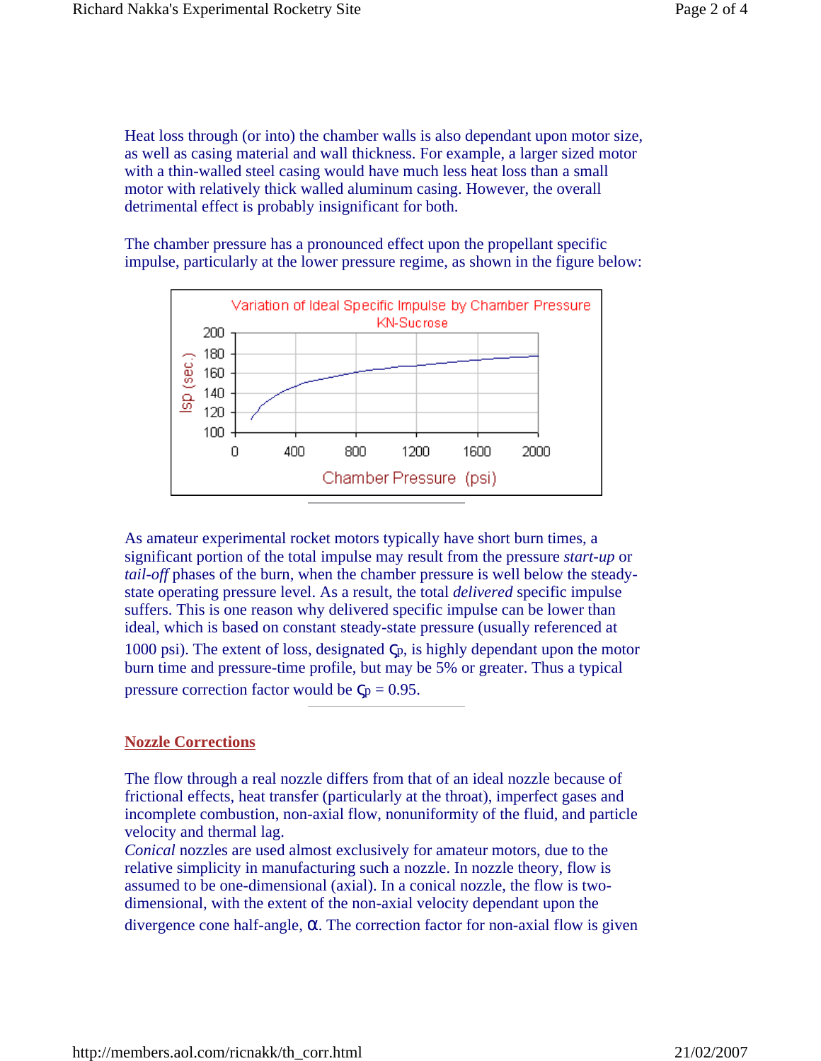Heat loss through (or into) the chamber walls is also dependant upon motor size, as well as casing material and wall thickness. For example, a larger sized motor with a thin-walled steel casing would have much less heat loss than a small motor with relatively thick walled aluminum casing. However, the overall detrimental effect is probably insignificant for both.

The chamber pressure has a pronounced effect upon the propellant specific impulse, particularly at the lower pressure regime, as shown in the figure below:

Variation of Ideal Specific Impulse by Chamber Pressure
KN-Sucrose
Isp (sec.)
200
180
160
140
120
100
0
400
800
1200
1600
2000
Chamber Pressure (psi)

As amateur experimental rocket motors typically have short burn times, a significant portion of the total impulse may result from the pressure *start-up* or *tail-off* phases of the burn, when the chamber pressure is well below the steady-state operating pressure level. As a result, the total *delivered* specific impulse suffers. This is one reason why delivered specific impulse can be lower than ideal, which is based on constant steady-state pressure (usually referenced at 1000 psi). The extent of loss, designated $\varsigma_p$, is highly dependant upon the motor burn time and pressure-time profile, but may be 5% or greater. Thus a typical pressure correction factor would be $\varsigma_p = 0.95$.

## Nozzle Corrections

The flow through a real nozzle differs from that of an ideal nozzle because of frictional effects, heat transfer (particularly at the throat), imperfect gases and incomplete combustion, non-axial flow, nonuniformity of the fluid, and particle velocity and thermal lag.

*Conical* nozzles are used almost exclusively for amateur motors, due to the relative simplicity in manufacturing such a nozzle. In nozzle theory, flow is assumed to be one-dimensional (axial). In a conical nozzle, the flow is two-dimensional, with the extent of the non-axial velocity dependant upon the divergence cone half-angle, $\alpha$. The correction factor for non-axial flow is given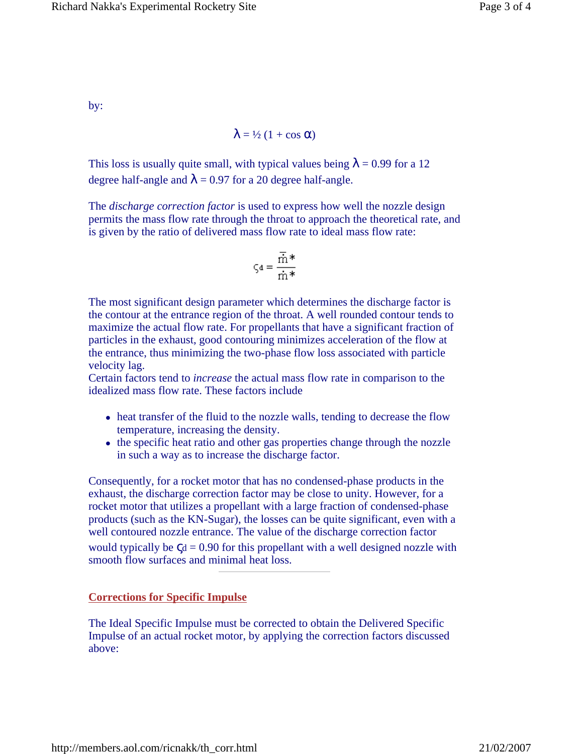by:

$$\lambda = ½ (1 + \cos \alpha)$$

This loss is usually quite small, with typical values being $\lambda = 0.99$ for a 12 degree half-angle and $\lambda = 0.97$ for a 20 degree half-angle.

The *discharge correction factor* is used to express how well the nozzle design permits the mass flow rate through the throat to approach the theoretical rate, and is given by the ratio of delivered mass flow rate to ideal mass flow rate:

$$\varsigma_d = \frac{\bar{\dot{m}}^*}{\dot{m}^*}$$

The most significant design parameter which determines the discharge factor is the contour at the entrance region of the throat. A well rounded contour tends to maximize the actual flow rate. For propellants that have a significant fraction of particles in the exhaust, good contouring minimizes acceleration of the flow at the entrance, thus minimizing the two-phase flow loss associated with particle velocity lag.
Certain factors tend to *increase* the actual mass flow rate in comparison to the idealized mass flow rate. These factors include

- heat transfer of the fluid to the nozzle walls, tending to decrease the flow temperature, increasing the density.
- the specific heat ratio and other gas properties change through the nozzle in such a way as to increase the discharge factor.

Consequently, for a rocket motor that has no condensed-phase products in the exhaust, the discharge correction factor may be close to unity. However, for a rocket motor that utilizes a propellant with a large fraction of condensed-phase products (such as the KN-Sugar), the losses can be quite significant, even with a well contoured nozzle entrance. The value of the discharge correction factor would typically be $\varsigma_d = 0.90$ for this propellant with a well designed nozzle with smooth flow surfaces and minimal heat loss.

---

## Corrections for Specific Impulse

The Ideal Specific Impulse must be corrected to obtain the Delivered Specific Impulse of an actual rocket motor, by applying the correction factors discussed above: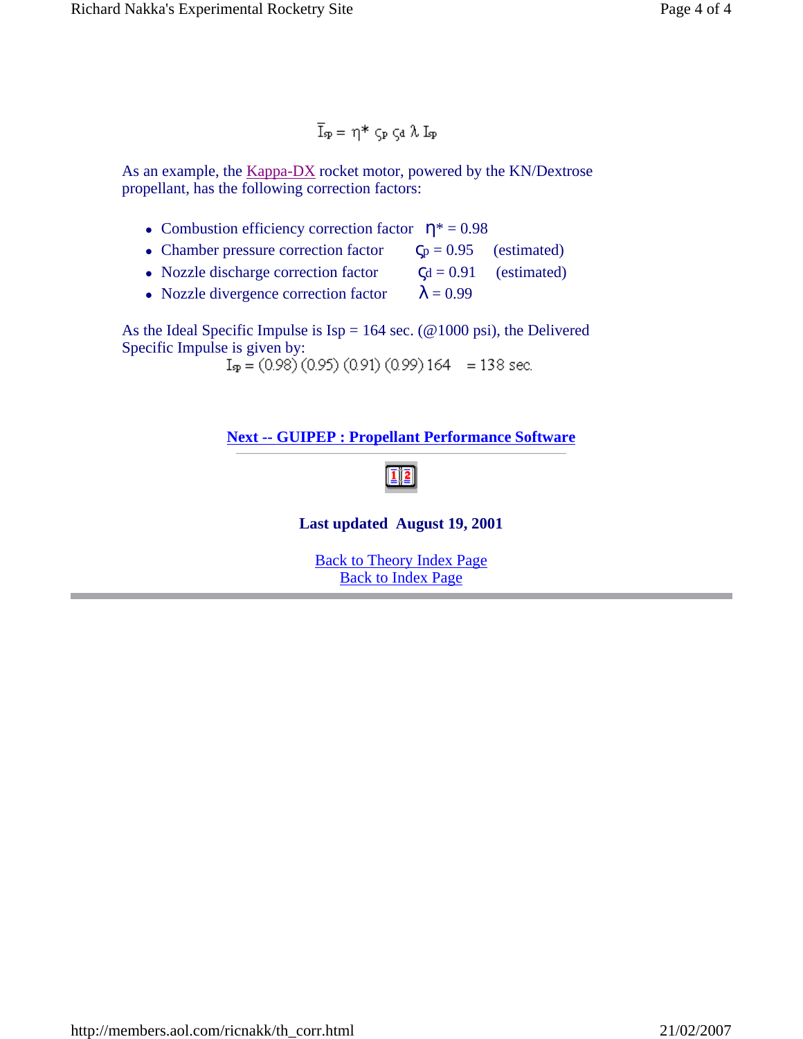$$\bar{I}_{sp} = \eta^* \, \varsigma_p \, \varsigma_d \, \lambda \, I_{sp}$$

As an example, the Kappa-DX rocket motor, powered by the KN/Dextrose propellant, has the following correction factors:

- Combustion efficiency correction factor $\eta^* = 0.98$
- Chamber pressure correction factor $\varsigma_p = 0.95$ (estimated)
- Nozzle discharge correction factor $\varsigma_d = 0.91$ (estimated)
- Nozzle divergence correction factor $\lambda = 0.99$

As the Ideal Specific Impulse is Isp = 164 sec. (@1000 psi), the Delivered Specific Impulse is given by:

$$I_{sp} = (0.98)\,(0.95)\,(0.91)\,(0.99)\,164 \quad = 138 \text{ sec.}$$

**Next -- GUIPEP : Propellant Performance Software**

---

**Last updated August 19, 2001**

Back to Theory Index Page
Back to Index Page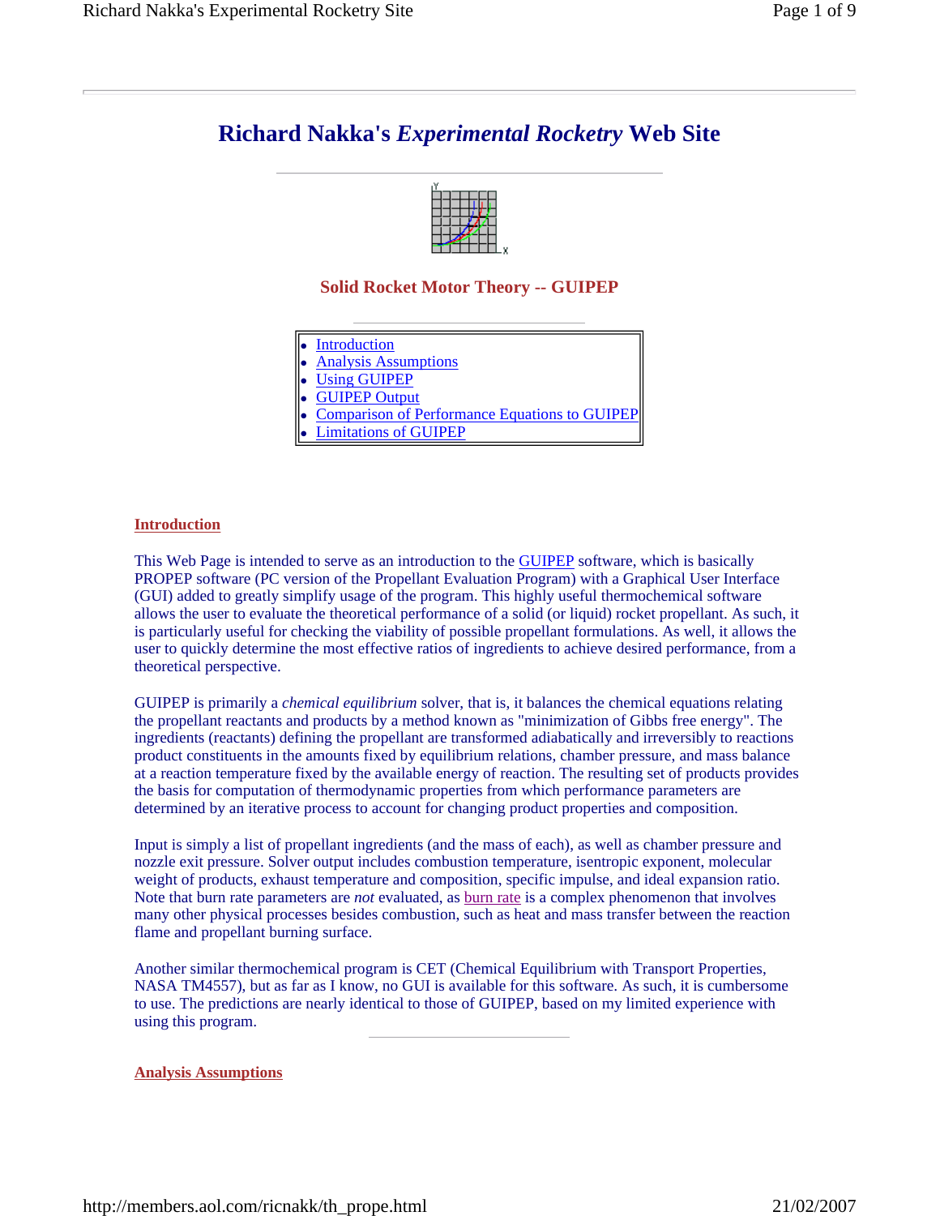# Richard Nakka's *Experimental Rocketry* Web Site

## Solid Rocket Motor Theory -- GUIPEP

- Introduction
- Analysis Assumptions
- Using GUIPEP
- GUIPEP Output
- Comparison of Performance Equations to GUIPEP
- Limitations of GUIPEP

### Introduction

This Web Page is intended to serve as an introduction to the GUIPEP software, which is basically PROPEP software (PC version of the Propellant Evaluation Program) with a Graphical User Interface (GUI) added to greatly simplify usage of the program. This highly useful thermochemical software allows the user to evaluate the theoretical performance of a solid (or liquid) rocket propellant. As such, it is particularly useful for checking the viability of possible propellant formulations. As well, it allows the user to quickly determine the most effective ratios of ingredients to achieve desired performance, from a theoretical perspective.

GUIPEP is primarily a *chemical equilibrium* solver, that is, it balances the chemical equations relating the propellant reactants and products by a method known as "minimization of Gibbs free energy". The ingredients (reactants) defining the propellant are transformed adiabatically and irreversibly to reactions product constituents in the amounts fixed by equilibrium relations, chamber pressure, and mass balance at a reaction temperature fixed by the available energy of reaction. The resulting set of products provides the basis for computation of thermodynamic properties from which performance parameters are determined by an iterative process to account for changing product properties and composition.

Input is simply a list of propellant ingredients (and the mass of each), as well as chamber pressure and nozzle exit pressure. Solver output includes combustion temperature, isentropic exponent, molecular weight of products, exhaust temperature and composition, specific impulse, and ideal expansion ratio. Note that burn rate parameters are *not* evaluated, as burn rate is a complex phenomenon that involves many other physical processes besides combustion, such as heat and mass transfer between the reaction flame and propellant burning surface.

Another similar thermochemical program is CET (Chemical Equilibrium with Transport Properties, NASA TM4557), but as far as I know, no GUI is available for this software. As such, it is cumbersome to use. The predictions are nearly identical to those of GUIPEP, based on my limited experience with using this program.

### Analysis Assumptions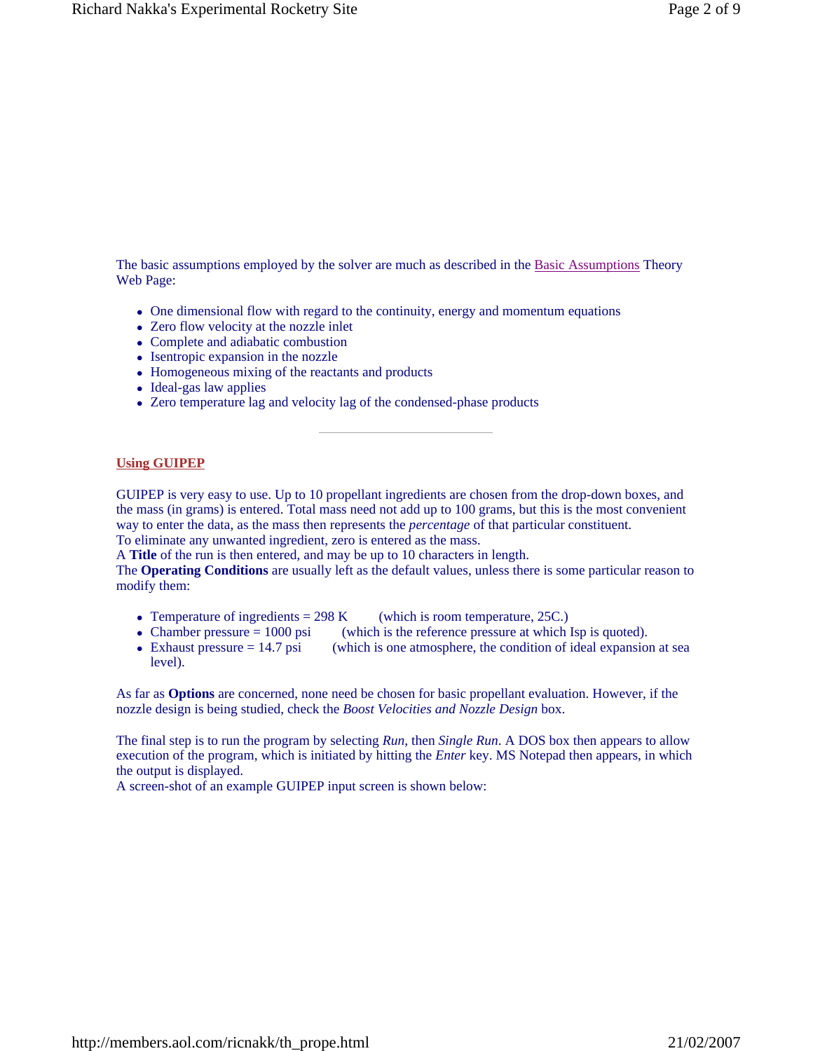The basic assumptions employed by the solver are much as described in the Basic Assumptions Theory Web Page:

- One dimensional flow with regard to the continuity, energy and momentum equations
- Zero flow velocity at the nozzle inlet
- Complete and adiabatic combustion
- Isentropic expansion in the nozzle
- Homogeneous mixing of the reactants and products
- Ideal-gas law applies
- Zero temperature lag and velocity lag of the condensed-phase products

---

## Using GUIPEP

GUIPEP is very easy to use. Up to 10 propellant ingredients are chosen from the drop-down boxes, and the mass (in grams) is entered. Total mass need not add up to 100 grams, but this is the most convenient way to enter the data, as the mass then represents the *percentage* of that particular constituent.
To eliminate any unwanted ingredient, zero is entered as the mass.
A **Title** of the run is then entered, and may be up to 10 characters in length.
The **Operating Conditions** are usually left as the default values, unless there is some particular reason to modify them:

- Temperature of ingredients = 298 K (which is room temperature, 25C.)
- Chamber pressure = 1000 psi (which is the reference pressure at which Isp is quoted).
- Exhaust pressure = 14.7 psi (which is one atmosphere, the condition of ideal expansion at sea level).

As far as **Options** are concerned, none need be chosen for basic propellant evaluation. However, if the nozzle design is being studied, check the *Boost Velocities and Nozzle Design* box.

The final step is to run the program by selecting *Run*, then *Single Run*. A DOS box then appears to allow execution of the program, which is initiated by hitting the *Enter* key. MS Notepad then appears, in which the output is displayed.
A screen-shot of an example GUIPEP input screen is shown below: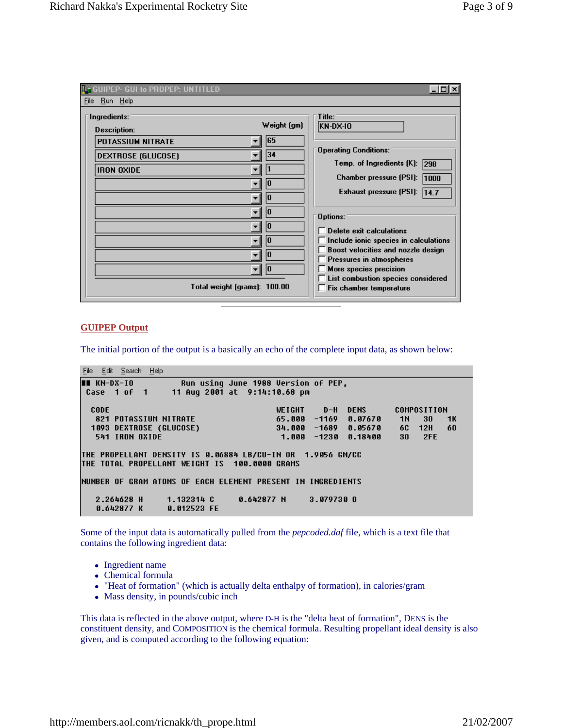## GUIPEP Output

The initial portion of the output is a basically an echo of the complete input data, as shown below:

```
File  Edit  Search  Help
██ KN-DX-IO          Run using June 1988 Version of PEP,
 Case   1 of   1      11 Aug 2001 at  9:14:10.68 pm

  CODE                                   WEIGHT     D-H   DENS        COMPOSITION
   821 POTASSIUM NITRATE                 65.000   -1169   0.07670      1N     3O     1K
  1093 DEXTROSE (GLUCOSE)                34.000   -1689   0.05670      6C    12H     6O
   541 IRON OXIDE                         1.000   -1230   0.18400      3O     2FE

THE PROPELLANT DENSITY IS 0.06884 LB/CU-IN OR  1.9056 GM/CC
THE TOTAL PROPELLANT WEIGHT IS   100.0000 GRAMS

NUMBER OF GRAM ATOMS OF EACH ELEMENT PRESENT IN INGREDIENTS

   2.264628 H      1.132314 C      0.642877 N      3.079730 O
   0.642877 K      0.012523 FE
```

Some of the input data is automatically pulled from the *pepcoded.daf* file, which is a text file that contains the following ingredient data:

- Ingredient name
- Chemical formula
- "Heat of formation" (which is actually delta enthalpy of formation), in calories/gram
- Mass density, in pounds/cubic inch

This data is reflected in the above output, where D-H is the "delta heat of formation", DENS is the constituent density, and COMPOSITION is the chemical formula. Resulting propellant ideal density is also given, and is computed according to the following equation: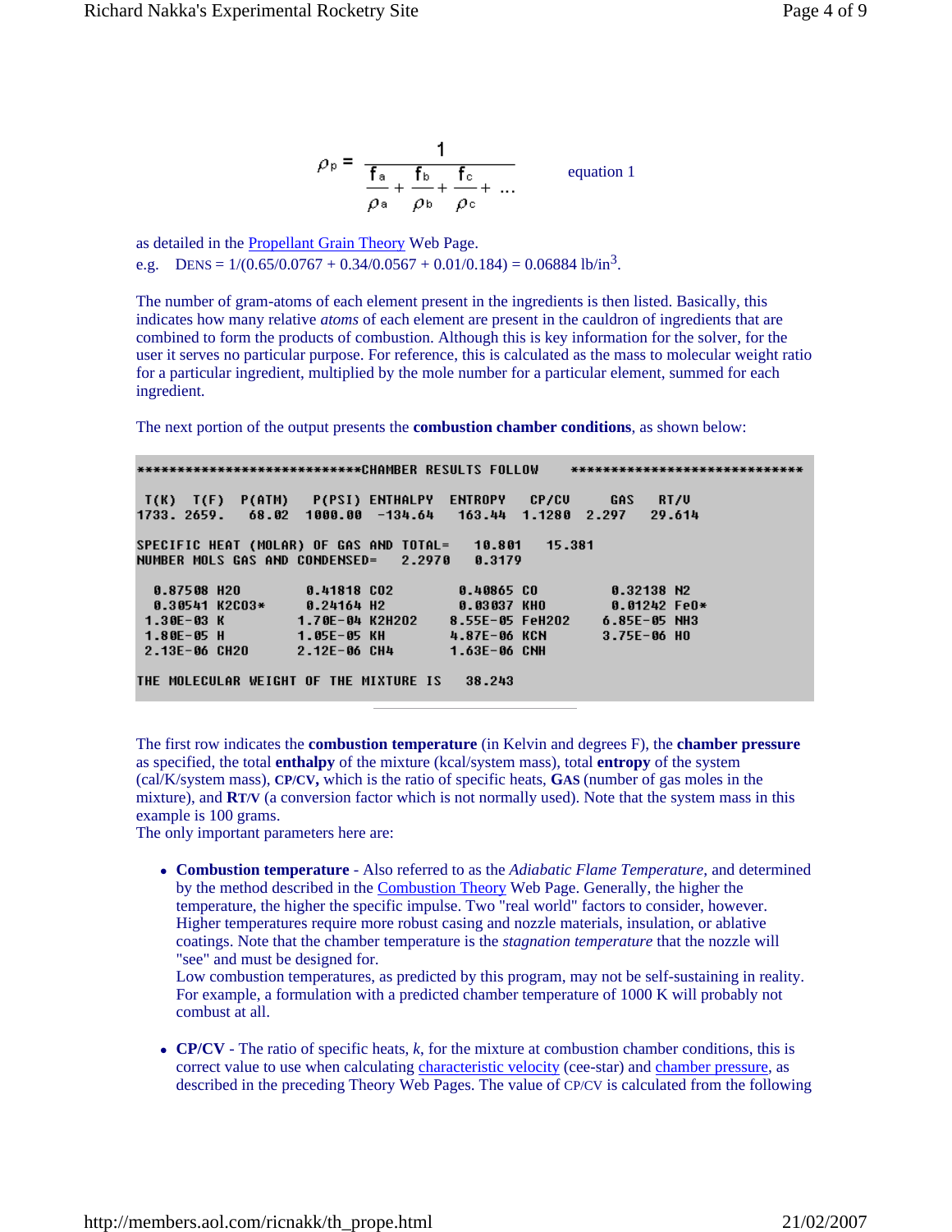$$\rho_p = \frac{1}{\frac{f_a}{\rho_a} + \frac{f_b}{\rho_b} + \frac{f_c}{\rho_c} + \ldots} \qquad \text{equation 1}$$

as detailed in the Propellant Grain Theory Web Page.

e.g. DENS = 1/(0.65/0.0767 + 0.34/0.0567 + 0.01/0.184) = 0.06884 lb/in$^3$.

The number of gram-atoms of each element present in the ingredients is then listed. Basically, this indicates how many relative *atoms* of each element are present in the cauldron of ingredients that are combined to form the products of combustion. Although this is key information for the solver, for the user it serves no particular purpose. For reference, this is calculated as the mass to molecular weight ratio for a particular ingredient, multiplied by the mole number for a particular element, summed for each ingredient.

The next portion of the output presents the **combustion chamber conditions**, as shown below:

```
****************************CHAMBER RESULTS FOLLOW    *****************************

 T(K)  T(F)  P(ATM)   P(PSI) ENTHALPY  ENTROPY  CP/CV     GAS    RT/V
1733. 2659.   68.02  1000.00  -134.64   163.44  1.1280  2.297   29.614

SPECIFIC HEAT (MOLAR) OF GAS AND TOTAL=   10.801   15.381
NUMBER MOLS GAS AND CONDENSED=   2.2970   0.3179

  0.87508 H2O          0.41818 CO2          0.40865 CO           0.32138 N2
  0.30541 K2CO3*       0.24164 H2           0.03037 KHO          0.01242 FeO*
 1.30E-03 K          1.70E-04 K2H2O2      8.55E-05 FeH2O2      6.85E-05 NH3
 1.80E-05 H          1.05E-05 KH          4.87E-06 KCN         3.75E-06 HO
 2.13E-06 CH2O       2.12E-06 CH4         1.63E-06 CNH

THE MOLECULAR WEIGHT OF THE MIXTURE IS   38.243
```

The first row indicates the **combustion temperature** (in Kelvin and degrees F), the **chamber pressure** as specified, the total **enthalpy** of the mixture (kcal/system mass), total **entropy** of the system (cal/K/system mass), **CP/CV,** which is the ratio of specific heats, **GAS** (number of gas moles in the mixture), and **RT/V** (a conversion factor which is not normally used). Note that the system mass in this example is 100 grams.

The only important parameters here are:

- **Combustion temperature** - Also referred to as the *Adiabatic Flame Temperature*, and determined by the method described in the Combustion Theory Web Page. Generally, the higher the temperature, the higher the specific impulse. Two "real world" factors to consider, however. Higher temperatures require more robust casing and nozzle materials, insulation, or ablative coatings. Note that the chamber temperature is the *stagnation temperature* that the nozzle will "see" and must be designed for.
  Low combustion temperatures, as predicted by this program, may not be self-sustaining in reality. For example, a formulation with a predicted chamber temperature of 1000 K will probably not combust at all.

- **CP/CV** - The ratio of specific heats, *k*, for the mixture at combustion chamber conditions, this is correct value to use when calculating characteristic velocity (cee-star) and chamber pressure, as described in the preceding Theory Web Pages. The value of CP/CV is calculated from the following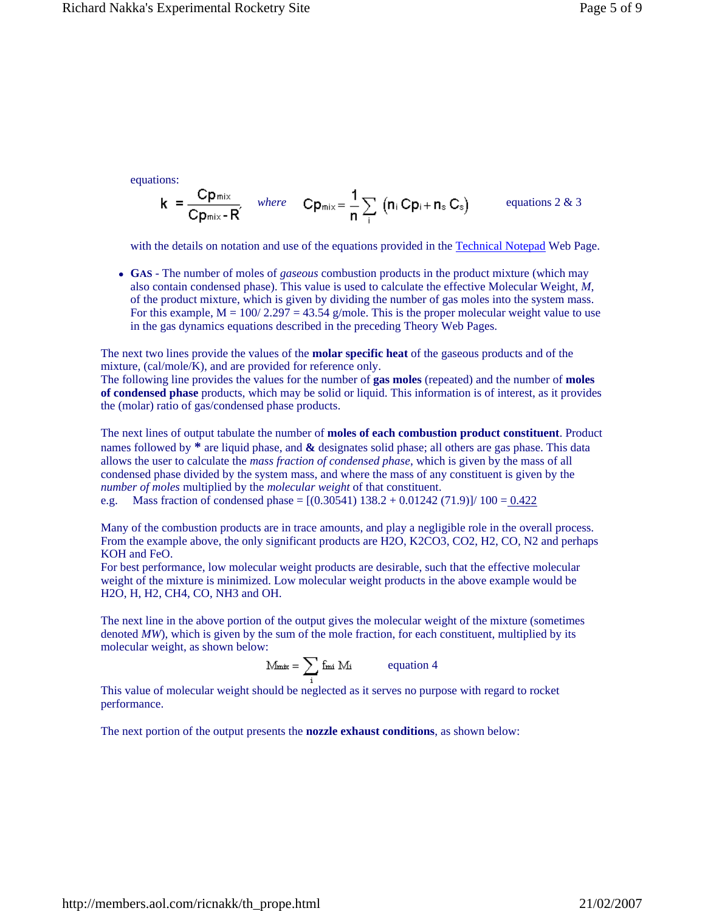equations:

$$k = \frac{Cp_{mix}}{Cp_{mix} - R}, \quad \textit{where} \quad Cp_{mix} = \frac{1}{n}\sum_i \left(n_i\, Cp_i + n_s\, C_s\right) \qquad \text{equations 2 \& 3}$$

with the details on notation and use of the equations provided in the Technical Notepad Web Page.

- **GAS** - The number of moles of *gaseous* combustion products in the product mixture (which may also contain condensed phase). This value is used to calculate the effective Molecular Weight, *M*, of the product mixture, which is given by dividing the number of gas moles into the system mass. For this example, M = 100/ 2.297 = 43.54 g/mole. This is the proper molecular weight value to use in the gas dynamics equations described in the preceding Theory Web Pages.

The next two lines provide the values of the **molar specific heat** of the gaseous products and of the mixture, (cal/mole/K), and are provided for reference only.
The following line provides the values for the number of **gas moles** (repeated) and the number of **moles of condensed phase** products, which may be solid or liquid. This information is of interest, as it provides the (molar) ratio of gas/condensed phase products.

The next lines of output tabulate the number of **moles of each combustion product constituent**. Product names followed by * are liquid phase, and & designates solid phase; all others are gas phase. This data allows the user to calculate the *mass fraction of condensed phase*, which is given by the mass of all condensed phase divided by the system mass, and where the mass of any constituent is given by the *number of moles* multiplied by the *molecular weight* of that constituent.
e.g. Mass fraction of condensed phase = [(0.30541) 138.2 + 0.01242 (71.9)]/ 100 = 0.422

Many of the combustion products are in trace amounts, and play a negligible role in the overall process. From the example above, the only significant products are $H_2O$, $K_2CO_3$, $CO_2$, $H_2$, CO, $N_2$ and perhaps KOH and FeO.
For best performance, low molecular weight products are desirable, such that the effective molecular weight of the mixture is minimized. Low molecular weight products in the above example would be $H_2O$, H, $H_2$, $CH_4$, CO, $NH_3$ and OH.

The next line in the above portion of the output gives the molecular weight of the mixture (sometimes denoted *MW*), which is given by the sum of the mole fraction, for each constituent, multiplied by its molecular weight, as shown below:

$$M_{mix} = \sum_i f_{mi}\, M_i \qquad \text{equation 4}$$

This value of molecular weight should be neglected as it serves no purpose with regard to rocket performance.

The next portion of the output presents the **nozzle exhaust conditions**, as shown below: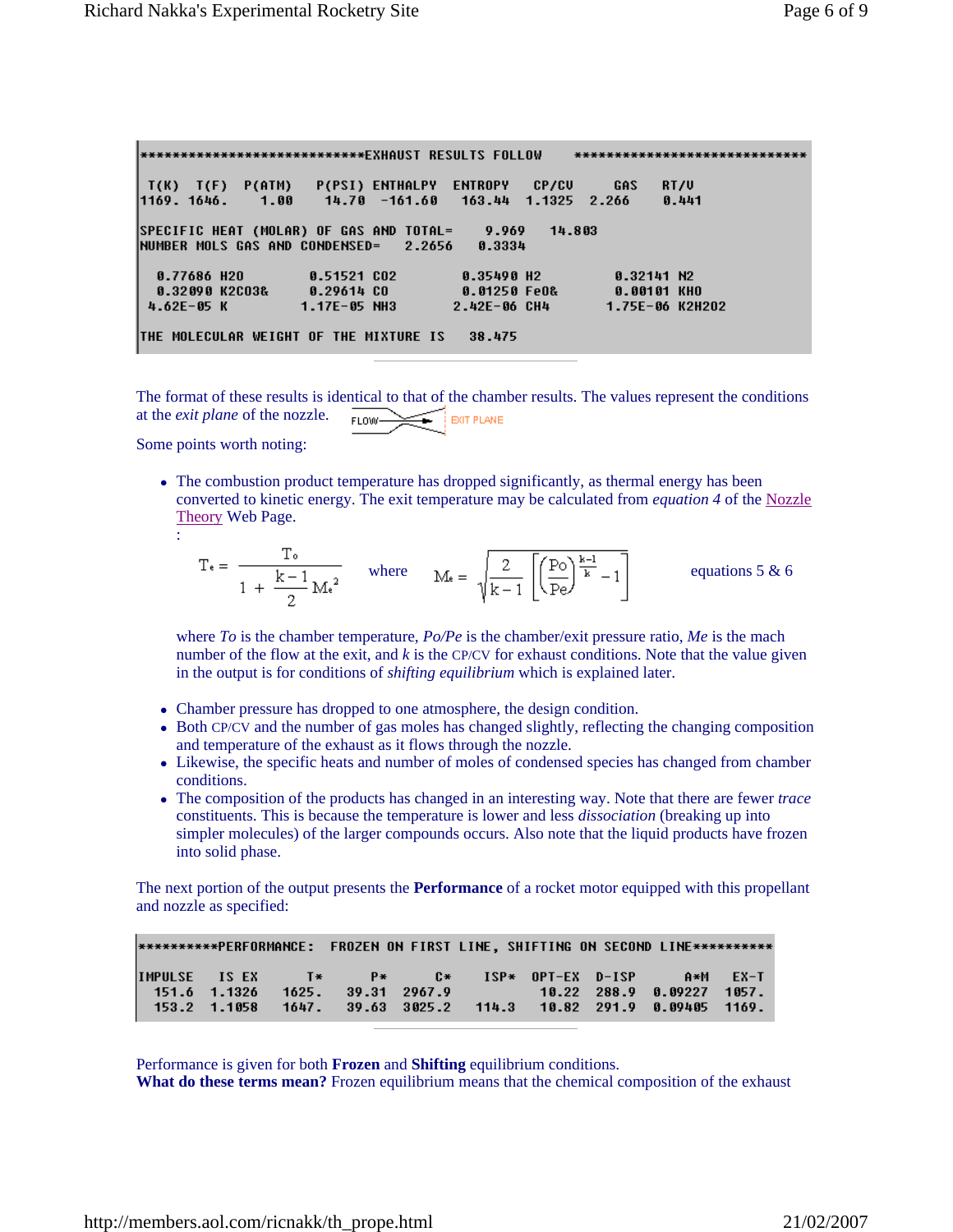```
****************************EXHAUST RESULTS FOLLOW    *****************************

 T(K)   T(F)  P(ATM)   P(PSI) ENTHALPY  ENTROPY  CP/CV    GAS    RT/V
1169. 1646.    1.00     14.70  -161.60   163.44  1.1325  2.266   0.441

SPECIFIC HEAT (MOLAR) OF GAS AND TOTAL=    9.969   14.803
NUMBER MOLS GAS AND CONDENSED=   2.2656   0.3334

  0.77686 H2O         0.51521 CO2         0.35490 H2         0.32141 N2
  0.32090 K2CO3&      0.29614 CO          0.01250 FeO&       0.00101 KHO
 4.62E-05 K          1.17E-05 NH3        2.42E-06 CH4       1.75E-06 K2H2O2

THE MOLECULAR WEIGHT OF THE MIXTURE IS   38.475
```

The format of these results is identical to that of the chamber results. The values represent the conditions at the *exit plane* of the nozzle. FLOW → EXIT PLANE

Some points worth noting:

- The combustion product temperature has dropped significantly, as thermal energy has been converted to kinetic energy. The exit temperature may be calculated from *equation 4* of the Nozzle Theory Web Page.
  :

  $$T_e = \frac{T_o}{1 + \frac{k-1}{2} M_e^2} \quad \text{where} \quad M_e = \sqrt{\frac{2}{k-1}\left[\left(\frac{Po}{Pe}\right)^{\frac{k-1}{k}} - 1\right]} \qquad \text{equations 5 \& 6}$$

  where *To* is the chamber temperature, *Po/Pe* is the chamber/exit pressure ratio, *Me* is the mach number of the flow at the exit, and *k* is the CP/CV for exhaust conditions. Note that the value given in the output is for conditions of *shifting equilibrium* which is explained later.

- Chamber pressure has dropped to one atmosphere, the design condition.
- Both CP/CV and the number of gas moles has changed slightly, reflecting the changing composition and temperature of the exhaust as it flows through the nozzle.
- Likewise, the specific heats and number of moles of condensed species has changed from chamber conditions.
- The composition of the products has changed in an interesting way. Note that there are fewer *trace* constituents. This is because the temperature is lower and less *dissociation* (breaking up into simpler molecules) of the larger compounds occurs. Also note that the liquid products have frozen into solid phase.

The next portion of the output presents the **Performance** of a rocket motor equipped with this propellant and nozzle as specified:

```
**********PERFORMANCE:  FROZEN ON FIRST LINE, SHIFTING ON SECOND LINE**********

IMPULSE   IS EX     T*     P*     C*     ISP*  OPT-EX  D-ISP     A*M    EX-T
  151.6  1.1326   1625.  39.31  2967.9          10.22  288.9  0.09227  1057.
  153.2  1.1058   1647.  39.63  3025.2  114.3   10.82  291.9  0.09405  1169.
```

Performance is given for both **Frozen** and **Shifting** equilibrium conditions.
**What do these terms mean?** Frozen equilibrium means that the chemical composition of the exhaust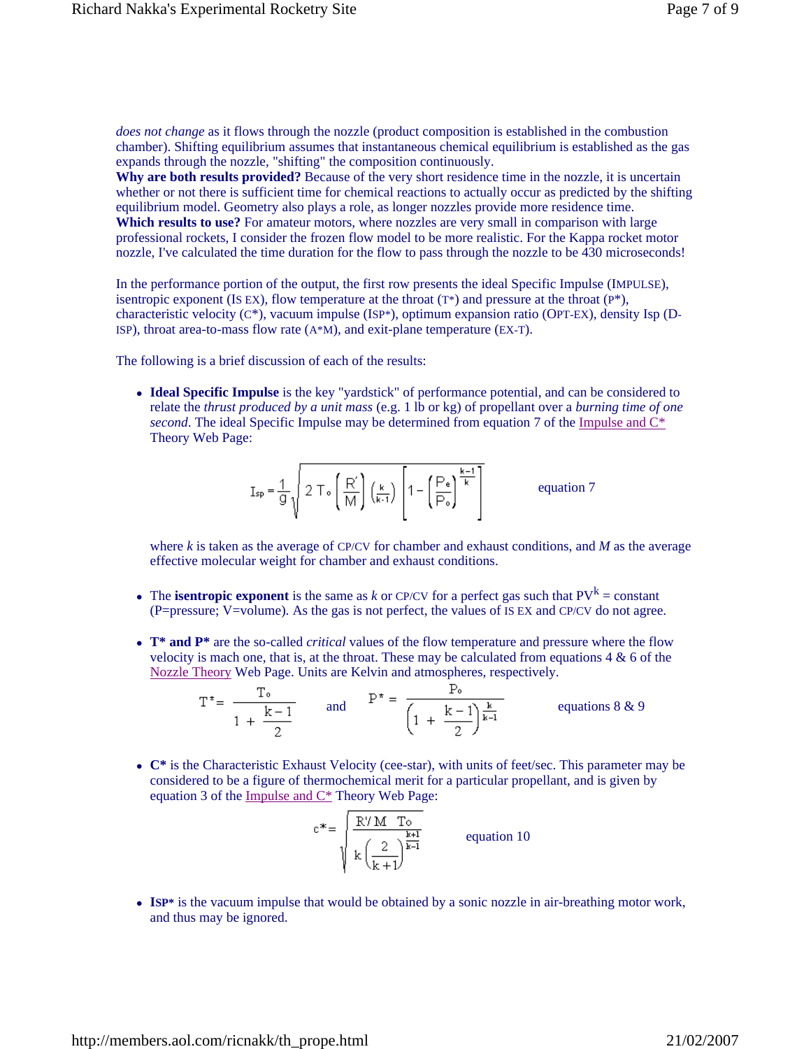*does not change* as it flows through the nozzle (product composition is established in the combustion chamber). Shifting equilibrium assumes that instantaneous chemical equilibrium is established as the gas expands through the nozzle, "shifting" the composition continuously.
**Why are both results provided?** Because of the very short residence time in the nozzle, it is uncertain whether or not there is sufficient time for chemical reactions to actually occur as predicted by the shifting equilibrium model. Geometry also plays a role, as longer nozzles provide more residence time.
**Which results to use?** For amateur motors, where nozzles are very small in comparison with large professional rockets, I consider the frozen flow model to be more realistic. For the Kappa rocket motor nozzle, I've calculated the time duration for the flow to pass through the nozzle to be 430 microseconds!

In the performance portion of the output, the first row presents the ideal Specific Impulse (IMPULSE), isentropic exponent (IS EX), flow temperature at the throat (T*) and pressure at the throat (P*), characteristic velocity (C*), vacuum impulse (ISP*), optimum expansion ratio (OPT-EX), density Isp (D-ISP), throat area-to-mass flow rate (A*M), and exit-plane temperature (EX-T).

The following is a brief discussion of each of the results:

- **Ideal Specific Impulse** is the key "yardstick" of performance potential, and can be considered to relate the *thrust produced by a unit mass* (e.g. 1 lb or kg) of propellant over a *burning time of one second*. The ideal Specific Impulse may be determined from equation 7 of the Impulse and C* Theory Web Page:

$$I_{sp} = \frac{1}{g}\sqrt{2\,T_o\left(\frac{R'}{M}\right)\left(\frac{k}{k-1}\right)\left[1-\left(\frac{P_e}{P_o}\right)^{\frac{k-1}{k}}\right]} \qquad \text{equation 7}$$

  where $k$ is taken as the average of CP/CV for chamber and exhaust conditions, and $M$ as the average effective molecular weight for chamber and exhaust conditions.

- The **isentropic exponent** is the same as $k$ or CP/CV for a perfect gas such that $PV^k$ = constant (P=pressure; V=volume). As the gas is not perfect, the values of IS EX and CP/CV do not agree.

- **T* and P*** are the so-called *critical* values of the flow temperature and pressure where the flow velocity is mach one, that is, at the throat. These may be calculated from equations 4 & 6 of the Nozzle Theory Web Page. Units are Kelvin and atmospheres, respectively.

$$T^* = \frac{T_o}{1+\frac{k-1}{2}} \quad \text{and} \quad P^* = \frac{P_o}{\left(1+\frac{k-1}{2}\right)^{\frac{k}{k-1}}} \qquad \text{equations 8 \& 9}$$

- **C*** is the Characteristic Exhaust Velocity (cee-star), with units of feet/sec. This parameter may be considered to be a figure of thermochemical merit for a particular propellant, and is given by equation 3 of the Impulse and C* Theory Web Page:

$$c^* = \sqrt{\frac{R'/M\ \ T_o}{k\left(\frac{2}{k+1}\right)^{\frac{k+1}{k-1}}}} \qquad \text{equation 10}$$

- **ISP*** is the vacuum impulse that would be obtained by a sonic nozzle in air-breathing motor work, and thus may be ignored.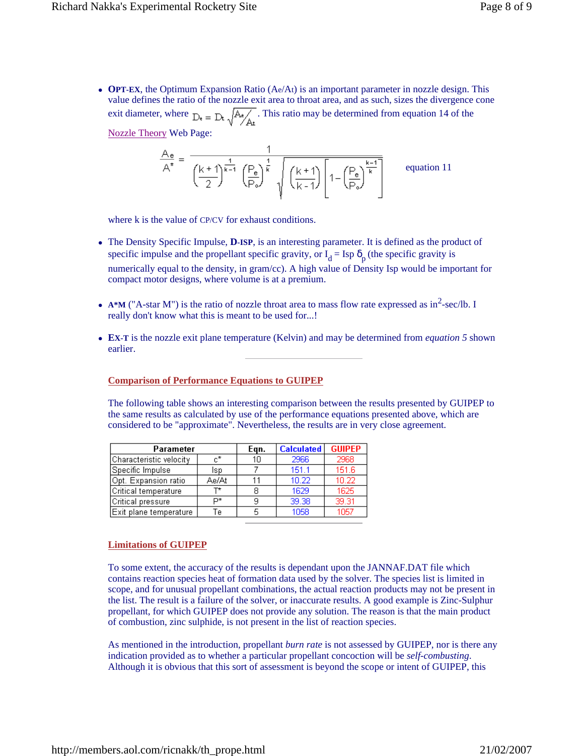- **OPT-EX**, the Optimum Expansion Ratio ($A_e/A_t$) is an important parameter in nozzle design. This value defines the ratio of the nozzle exit area to throat area, and as such, sizes the divergence cone exit diameter, where $D_e = D_t \sqrt{A_e / A_t}$. This ratio may be determined from equation 14 of the Nozzle Theory Web Page:

$$\frac{A_e}{A^*} = \frac{1}{\left(\frac{k+1}{2}\right)^{\frac{1}{k-1}} \left(\frac{P_e}{P_o}\right)^{\frac{1}{k}} \sqrt{\left(\frac{k+1}{k-1}\right)\left[1-\left(\frac{P_e}{P_o}\right)^{\frac{k-1}{k}}\right]}} \qquad \text{equation 11}$$

  where k is the value of CP/CV for exhaust conditions.

- The Density Specific Impulse, **D-ISP**, is an interesting parameter. It is defined as the product of specific impulse and the propellant specific gravity, or $I_d = Isp\ \delta_p$ (the specific gravity is numerically equal to the density, in gram/cc). A high value of Density Isp would be important for compact motor designs, where volume is at a premium.

- **A*M** ("A-star M") is the ratio of nozzle throat area to mass flow rate expressed as $in^2$-sec/lb. I really don't know what this is meant to be used for...!

- **EX-T** is the nozzle exit plane temperature (Kelvin) and may be determined from *equation 5* shown earlier.

## Comparison of Performance Equations to GUIPEP

The following table shows an interesting comparison between the results presented by GUIPEP to the same results as calculated by use of the performance equations presented above, which are considered to be "approximate". Nevertheless, the results are in very close agreement.

| Parameter | | Eqn. | Calculated | GUIPEP |
|---|---|---|---|---|
| Characteristic velocity | c* | 10 | 2966 | 2968 |
| Specific Impulse | Isp | 7 | 151.1 | 151.6 |
| Opt. Expansion ratio | Ae/At | 11 | 10.22 | 10.22 |
| Critical temperature | T* | 8 | 1629 | 1625 |
| Critical pressure | P* | 9 | 39.38 | 39.31 |
| Exit plane temperature | Te | 5 | 1058 | 1057 |

## Limitations of GUIPEP

To some extent, the accuracy of the results is dependant upon the JANNAF.DAT file which contains reaction species heat of formation data used by the solver. The species list is limited in scope, and for unusual propellant combinations, the actual reaction products may not be present in the list. The result is a failure of the solver, or inaccurate results. A good example is Zinc-Sulphur propellant, for which GUIPEP does not provide any solution. The reason is that the main product of combustion, zinc sulphide, is not present in the list of reaction species.

As mentioned in the introduction, propellant *burn rate* is not assessed by GUIPEP, nor is there any indication provided as to whether a particular propellant concoction will be *self-combusting*. Although it is obvious that this sort of assessment is beyond the scope or intent of GUIPEP, this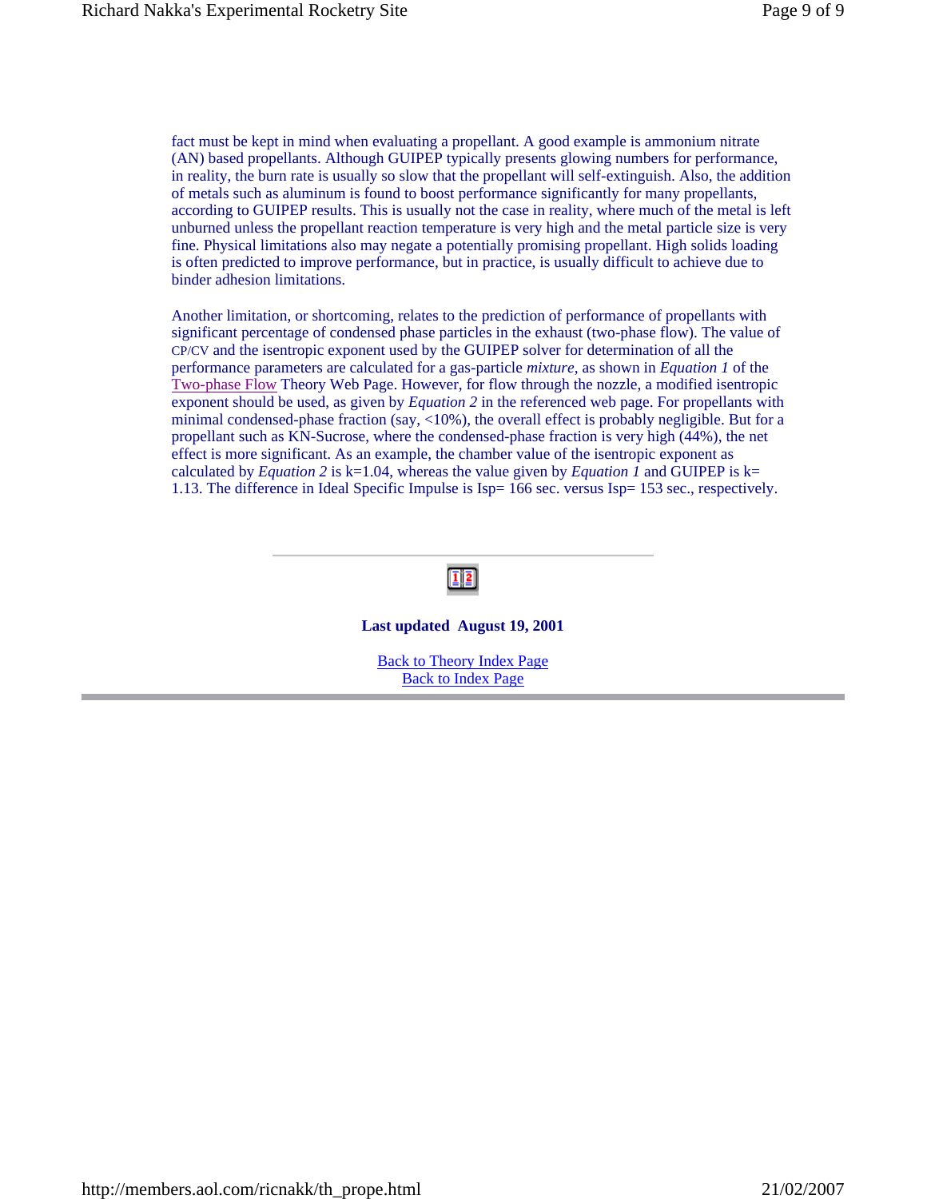fact must be kept in mind when evaluating a propellant. A good example is ammonium nitrate (AN) based propellants. Although GUIPEP typically presents glowing numbers for performance, in reality, the burn rate is usually so slow that the propellant will self-extinguish. Also, the addition of metals such as aluminum is found to boost performance significantly for many propellants, according to GUIPEP results. This is usually not the case in reality, where much of the metal is left unburned unless the propellant reaction temperature is very high and the metal particle size is very fine. Physical limitations also may negate a potentially promising propellant. High solids loading is often predicted to improve performance, but in practice, is usually difficult to achieve due to binder adhesion limitations.

Another limitation, or shortcoming, relates to the prediction of performance of propellants with significant percentage of condensed phase particles in the exhaust (two-phase flow). The value of CP/CV and the isentropic exponent used by the GUIPEP solver for determination of all the performance parameters are calculated for a gas-particle *mixture*, as shown in *Equation 1* of the Two-phase Flow Theory Web Page. However, for flow through the nozzle, a modified isentropic exponent should be used, as given by *Equation 2* in the referenced web page. For propellants with minimal condensed-phase fraction (say, <10%), the overall effect is probably negligible. But for a propellant such as KN-Sucrose, where the condensed-phase fraction is very high (44%), the net effect is more significant. As an example, the chamber value of the isentropic exponent as calculated by *Equation 2* is k=1.04, whereas the value given by *Equation 1* and GUIPEP is k= 1.13. The difference in Ideal Specific Impulse is Isp= 166 sec. versus Isp= 153 sec., respectively.

---

**Last updated August 19, 2001**

Back to Theory Index Page
Back to Index Page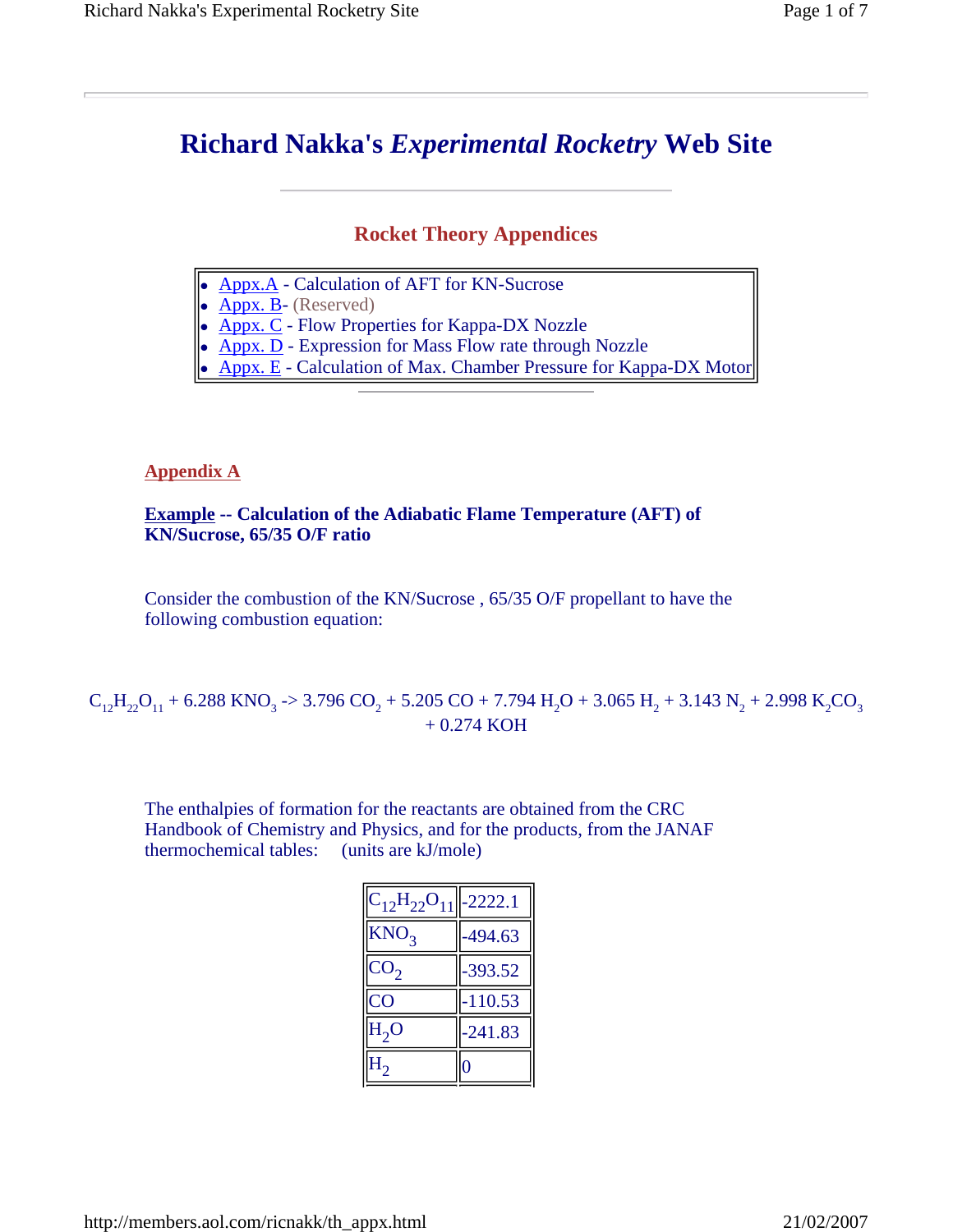# Richard Nakka's *Experimental Rocketry* Web Site

## Rocket Theory Appendices

- Appx.A - Calculation of AFT for KN-Sucrose
- Appx. B- (Reserved)
- Appx. C - Flow Properties for Kappa-DX Nozzle
- Appx. D - Expression for Mass Flow rate through Nozzle
- Appx. E - Calculation of Max. Chamber Pressure for Kappa-DX Motor

### Appendix A

**Example -- Calculation of the Adiabatic Flame Temperature (AFT) of KN/Sucrose, 65/35 O/F ratio**

Consider the combustion of the KN/Sucrose , 65/35 O/F propellant to have the following combustion equation:

$$C_{12}H_{22}O_{11} + 6.288\ KNO_3 \rightarrow 3.796\ CO_2 + 5.205\ CO + 7.794\ H_2O + 3.065\ H_2 + 3.143\ N_2 + 2.998\ K_2CO_3 + 0.274\ KOH$$

The enthalpies of formation for the reactants are obtained from the CRC Handbook of Chemistry and Physics, and for the products, from the JANAF thermochemical tables: (units are kJ/mole)

| | |
|---|---|
| $C_{12}H_{22}O_{11}$ | -2222.1 |
| $KNO_3$ | -494.63 |
| $CO_2$ | -393.52 |
| $CO$ | -110.53 |
| $H_2O$ | -241.83 |
| $H_2$ | 0 |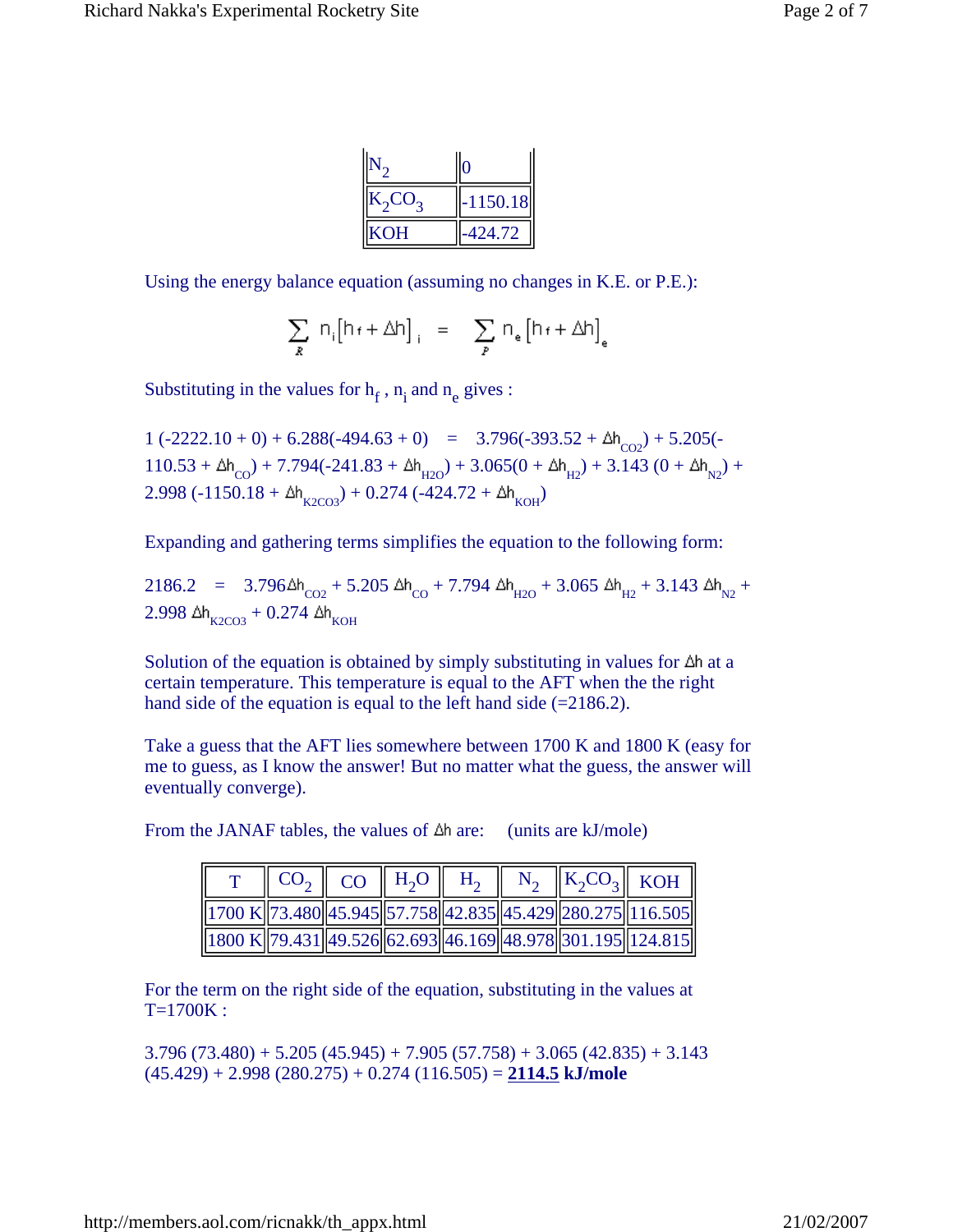| | |
|---|---|
| $N_2$ | 0 |
| $K_2CO_3$ | -1150.18 |
| KOH | -424.72 |

Using the energy balance equation (assuming no changes in K.E. or P.E.):

$$\sum_R n_i \left[h_f + \Delta h\right]_i = \sum_P n_e \left[h_f + \Delta h\right]_e$$

Substituting in the values for $h_f$, $n_i$ and $n_e$ gives :

$$1(-2222.10 + 0) + 6.288(-494.63 + 0) = 3.796(-393.52 + \Delta h_{CO2}) + 5.205(-110.53 + \Delta h_{CO}) + 7.794(-241.83 + \Delta h_{H2O}) + 3.065(0 + \Delta h_{H2}) + 3.143(0 + \Delta h_{N2}) + 2.998(-1150.18 + \Delta h_{K2CO3}) + 0.274(-424.72 + \Delta h_{KOH})$$

Expanding and gathering terms simplifies the equation to the following form:

$$2186.2 = 3.796\Delta h_{CO2} + 5.205\,\Delta h_{CO} + 7.794\,\Delta h_{H2O} + 3.065\,\Delta h_{H2} + 3.143\,\Delta h_{N2} + 2.998\,\Delta h_{K2CO3} + 0.274\,\Delta h_{KOH}$$

Solution of the equation is obtained by simply substituting in values for $\Delta h$ at a certain temperature. This temperature is equal to the AFT when the the right hand side of the equation is equal to the left hand side (=2186.2).

Take a guess that the AFT lies somewhere between 1700 K and 1800 K (easy for me to guess, as I know the answer! But no matter what the guess, the answer will eventually converge).

From the JANAF tables, the values of $\Delta h$ are: (units are kJ/mole)

| T | $CO_2$ | CO | $H_2O$ | $H_2$ | $N_2$ | $K_2CO_3$ | KOH |
|---|---|---|---|---|---|---|---|
| 1700 K | 73.480 | 45.945 | 57.758 | 42.835 | 45.429 | 280.275 | 116.505 |
| 1800 K | 79.431 | 49.526 | 62.693 | 46.169 | 48.978 | 301.195 | 124.815 |

For the term on the right side of the equation, substituting in the values at T=1700K :

3.796 (73.480) + 5.205 (45.945) + 7.905 (57.758) + 3.065 (42.835) + 3.143 (45.429) + 2.998 (280.275) + 0.274 (116.505) = **2114.5 kJ/mole**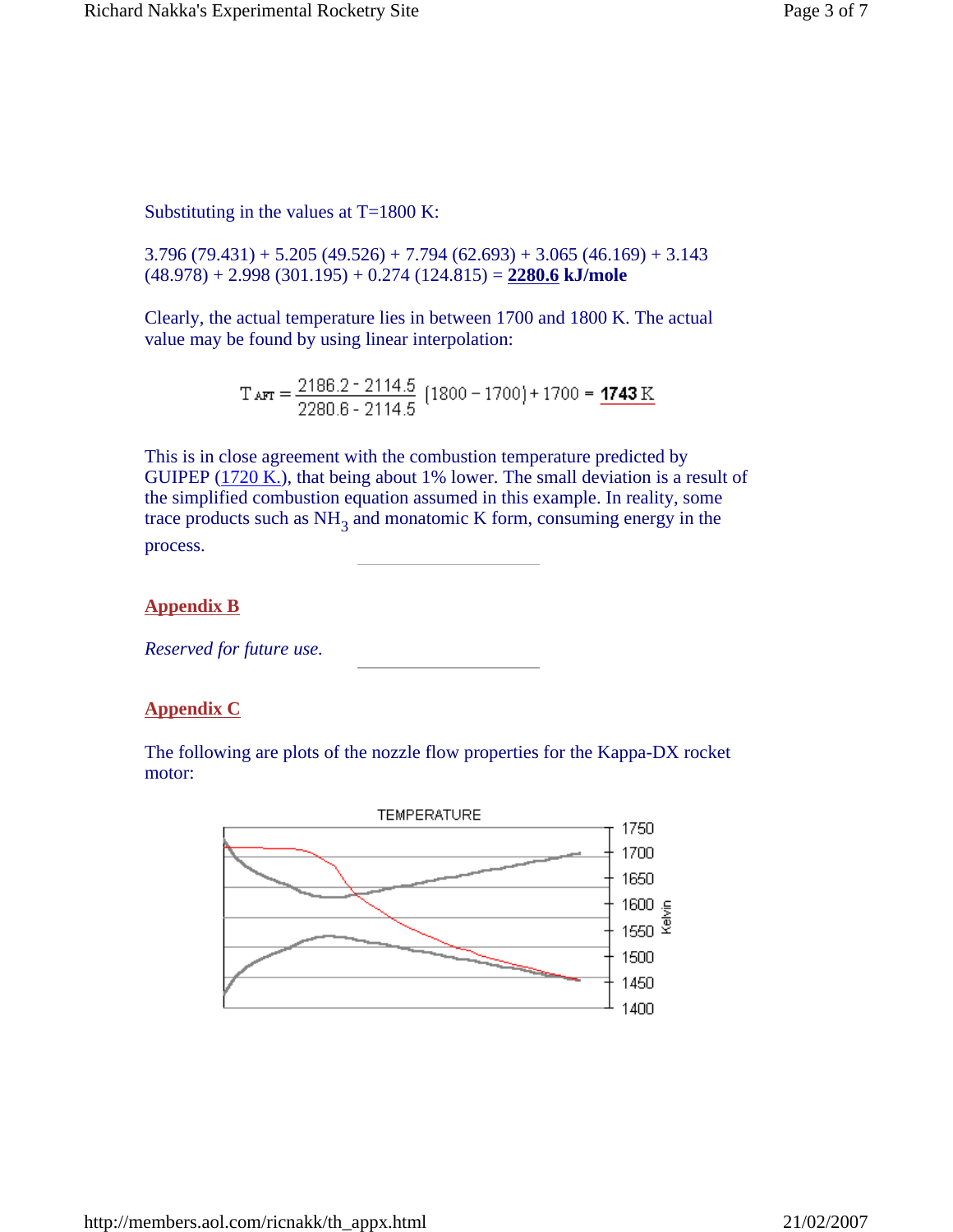Substituting in the values at T=1800 K:

3.796 (79.431) + 5.205 (49.526) + 7.794 (62.693) + 3.065 (46.169) + 3.143 (48.978) + 2.998 (301.195) + 0.274 (124.815) = **2280.6 kJ/mole**

Clearly, the actual temperature lies in between 1700 and 1800 K. The actual value may be found by using linear interpolation:

$$T_{AFT} = \frac{2186.2 - 2114.5}{2280.6 - 2114.5}(1800 - 1700) + 1700 = \mathbf{1743\ K}$$

This is in close agreement with the combustion temperature predicted by GUIPEP (1720 K.), that being about 1% lower. The small deviation is a result of the simplified combustion equation assumed in this example. In reality, some trace products such as $NH_3$ and monatomic K form, consuming energy in the process.

## Appendix B

*Reserved for future use.*

## Appendix C

The following are plots of the nozzle flow properties for the Kappa-DX rocket motor:

TEMPERATURE

1750
1700
1650
1600
1550
1500
1450
1400

Kelvin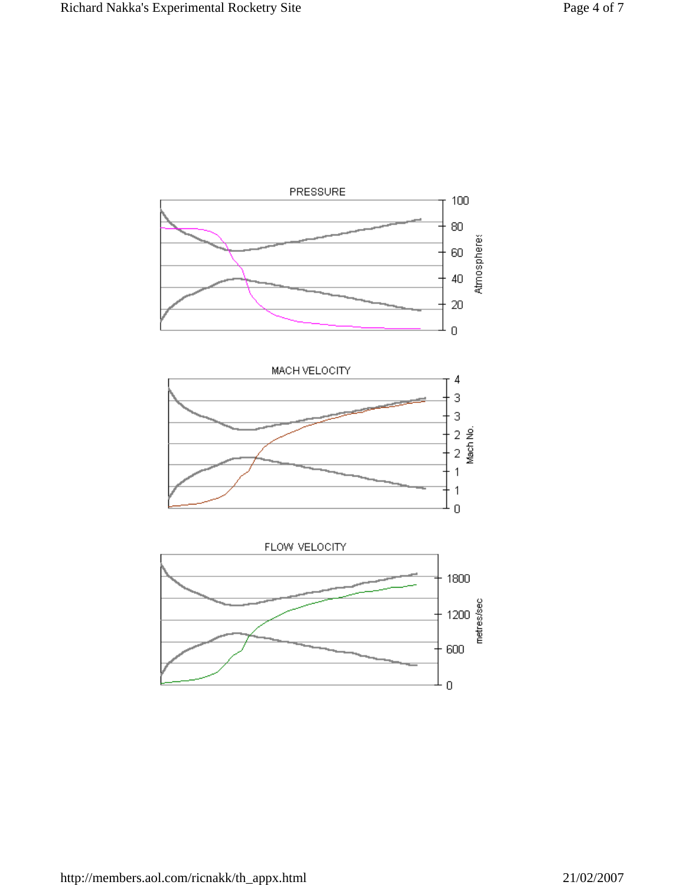PRESSURE

Atmospheres: 100, 80, 60, 40, 20, 0

MACH VELOCITY

Mach No.: 4, 3, 3, 2, 2, 1, 1, 0

FLOW VELOCITY

metres/sec: 1800, 1200, 600, 0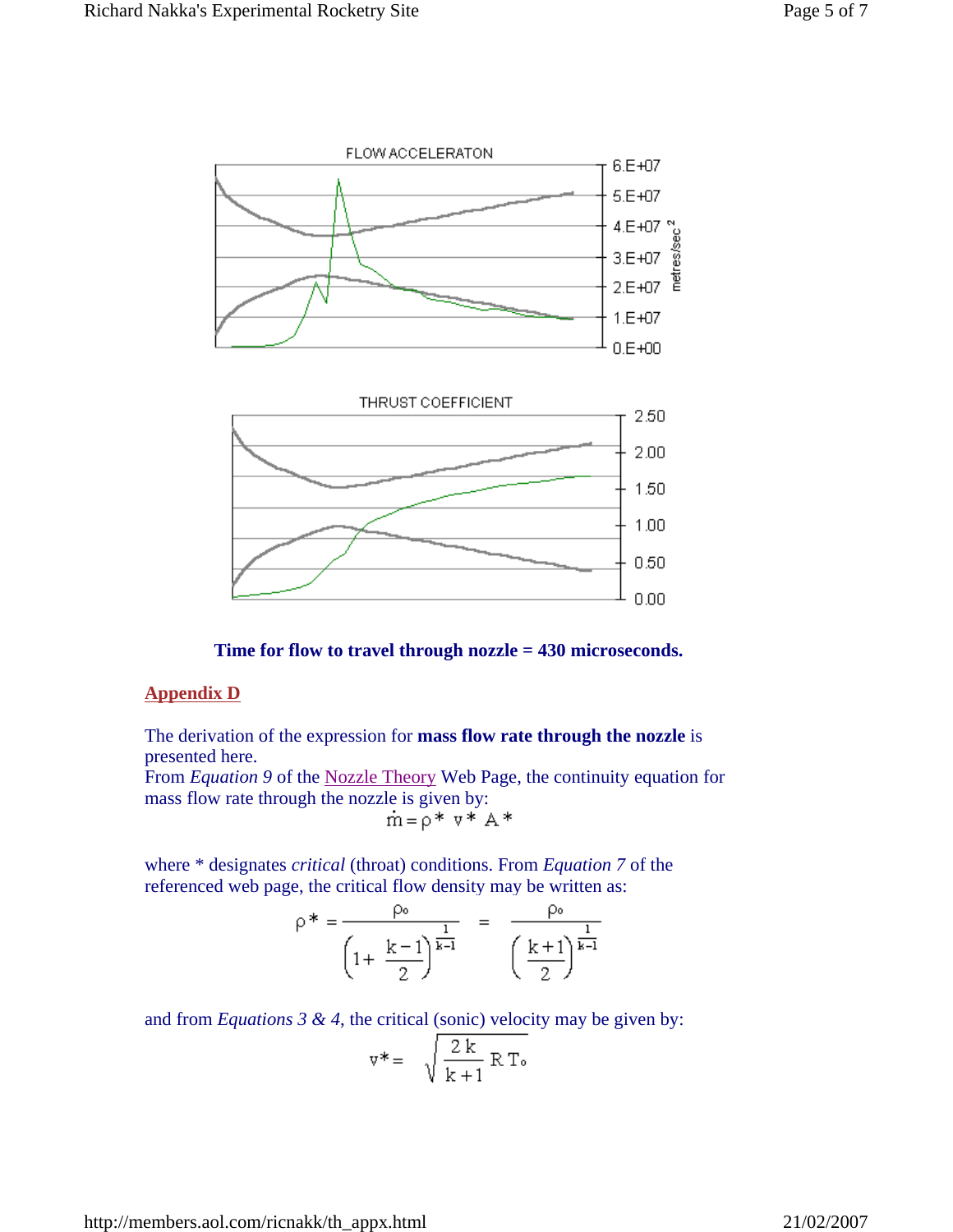FLOW ACCELERATON

6.E+07
5.E+07
4.E+07
3.E+07
2.E+07
1.E+07
0.E+00

metres/sec$^2$

THRUST COEFFICIENT

2.50
2.00
1.50
1.00
0.50
0.00

**Time for flow to travel through nozzle = 430 microseconds.**

## Appendix D

The derivation of the expression for **mass flow rate through the nozzle** is presented here.

From *Equation 9* of the Nozzle Theory Web Page, the continuity equation for mass flow rate through the nozzle is given by:

$$\dot{m} = \rho^* \, v^* \, A^*$$

where * designates *critical* (throat) conditions. From *Equation 7* of the referenced web page, the critical flow density may be written as:

$$\rho^* = \frac{\rho_o}{\left(1 + \frac{k-1}{2}\right)^{\frac{1}{k-1}}} = \frac{\rho_o}{\left(\frac{k+1}{2}\right)^{\frac{1}{k-1}}}$$

and from *Equations 3 & 4*, the critical (sonic) velocity may be given by:

$$v^* = \sqrt{\frac{2k}{k+1} R \, T_o}$$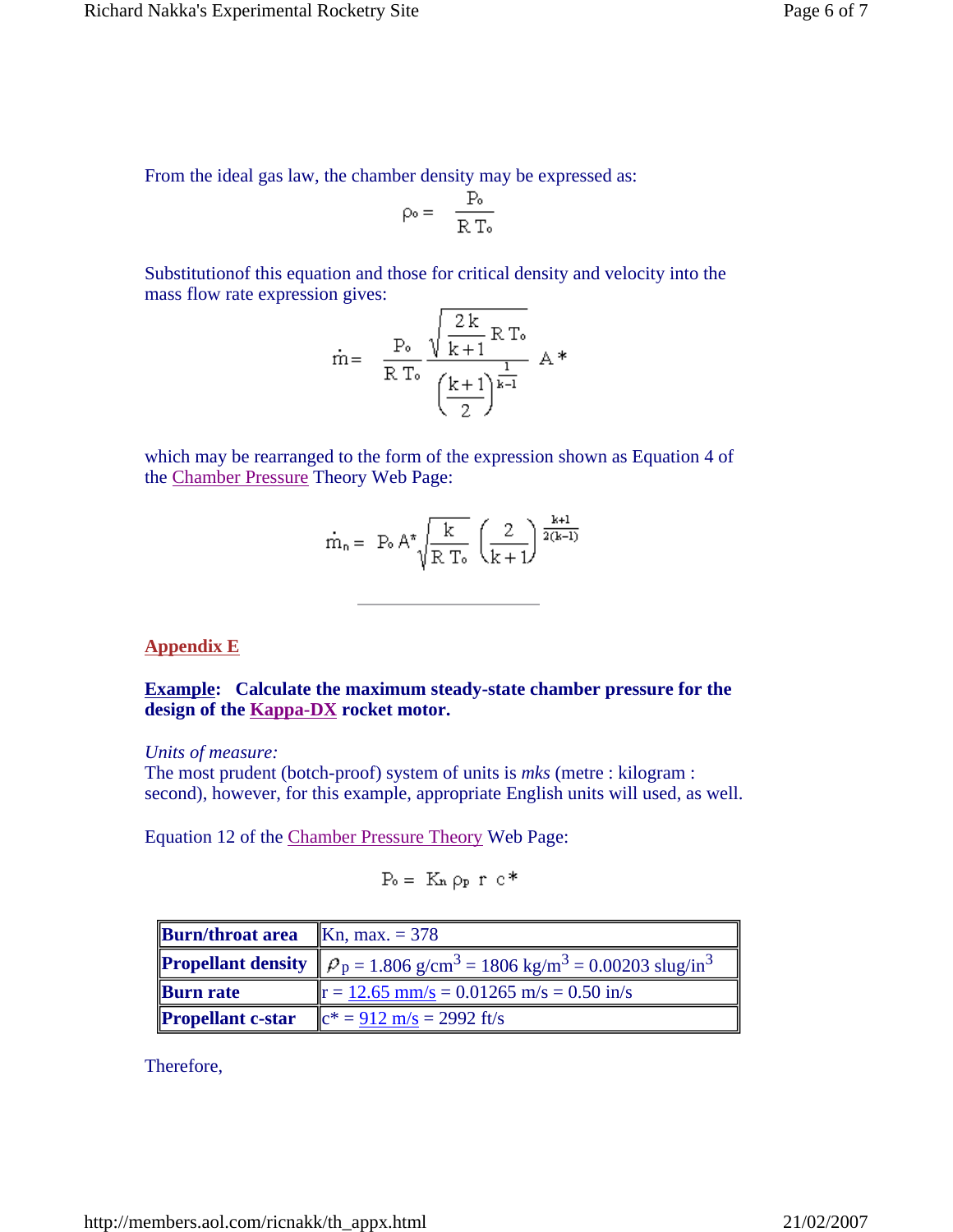From the ideal gas law, the chamber density may be expressed as:

$$\rho_o = \frac{P_o}{R\,T_o}$$

Substitutionof this equation and those for critical density and velocity into the mass flow rate expression gives:

$$\dot{m} = \frac{P_o}{R\,T_o} \frac{\sqrt{\frac{2k}{k+1} R\,T_o}}{\left(\frac{k+1}{2}\right)^{\frac{1}{k-1}}} A^*$$

which may be rearranged to the form of the expression shown as Equation 4 of the Chamber Pressure Theory Web Page:

$$\dot{m}_n = P_o A^* \sqrt{\frac{k}{R\,T_o}} \left(\frac{2}{k+1}\right)^{\frac{k+1}{2(k-1)}}$$

---

## Appendix E

**Example: Calculate the maximum steady-state chamber pressure for the design of the Kappa-DX rocket motor.**

*Units of measure:*
The most prudent (botch-proof) system of units is *mks* (metre : kilogram : second), however, for this example, appropriate English units will used, as well.

Equation 12 of the Chamber Pressure Theory Web Page:

$$P_o = K_n \rho_p \, r \, c^*$$

| | |
|---|---|
| **Burn/throat area** | Kn, max. = 378 |
| **Propellant density** | $\rho_p$ = 1.806 g/cm$^3$ = 1806 kg/m$^3$ = 0.00203 slug/in$^3$ |
| **Burn rate** | r = 12.65 mm/s = 0.01265 m/s = 0.50 in/s |
| **Propellant c-star** | c* = 912 m/s = 2992 ft/s |

Therefore,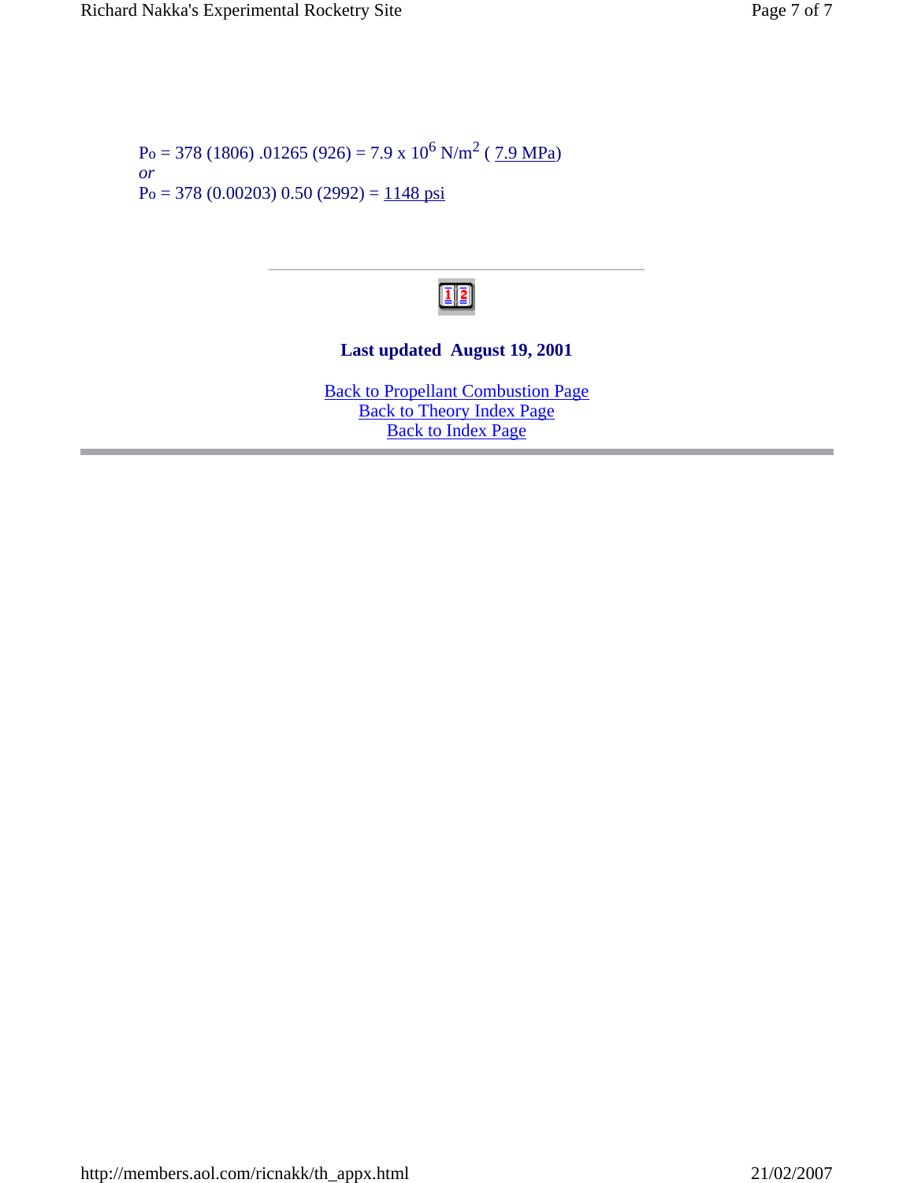$P_o = 378\ (1806)\ .01265\ (926) = 7.9 \times 10^6\ N/m^2$ ( 7.9 MPa)

*or*

$P_o = 378\ (0.00203)\ 0.50\ (2992) =$ 1148 psi

---

**Last updated August 19, 2001**

Back to Propellant Combustion Page
Back to Theory Index Page
Back to Index Page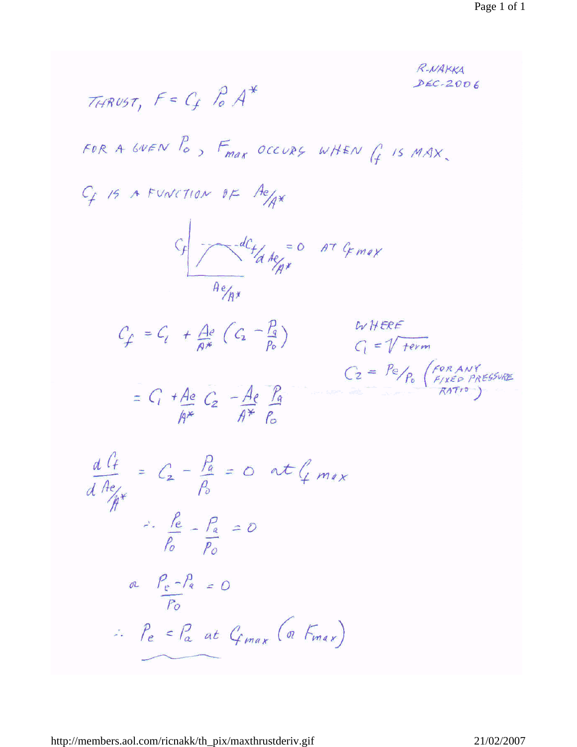R-NAKKA
DEC-2006

THRUST, $F = C_f \, P_o \, A^*$

FOR A GIVEN $P_o$, $F_{max}$ OCCURS WHEN $C_f$ IS MAX.

$C_f$ IS A FUNCTION OF $A_e/A^*$

$C_f$

$dC_f / d\,A_e/A^* = 0$ AT $C_f\,max$

$A_e/A^*$

$$C_f = C_1 + \frac{A_e}{A^*}\left(C_2 - \frac{P_a}{P_o}\right)$$

WHERE

$C_1 = \sqrt{term}$

$C_2 = P_e/P_o$ (FOR ANY FIXED PRESSURE RATIO)

$$= C_1 + \frac{A_e}{A^*} C_2 - \frac{A_e}{A^*} \frac{P_a}{P_o}$$

$$\frac{d\,C_f}{d\,A_e/A^*} = C_2 - \frac{P_a}{P_o} = 0 \quad \text{at } C_f\,max$$

$$\therefore \frac{P_e}{P_o} - \frac{P_a}{P_o} = 0$$

or $$\frac{P_e - P_a}{P_o} = 0$$

$$\therefore P_e = P_a \text{ at } C_{f\,max} \text{ (or } F_{max}\text{)}$$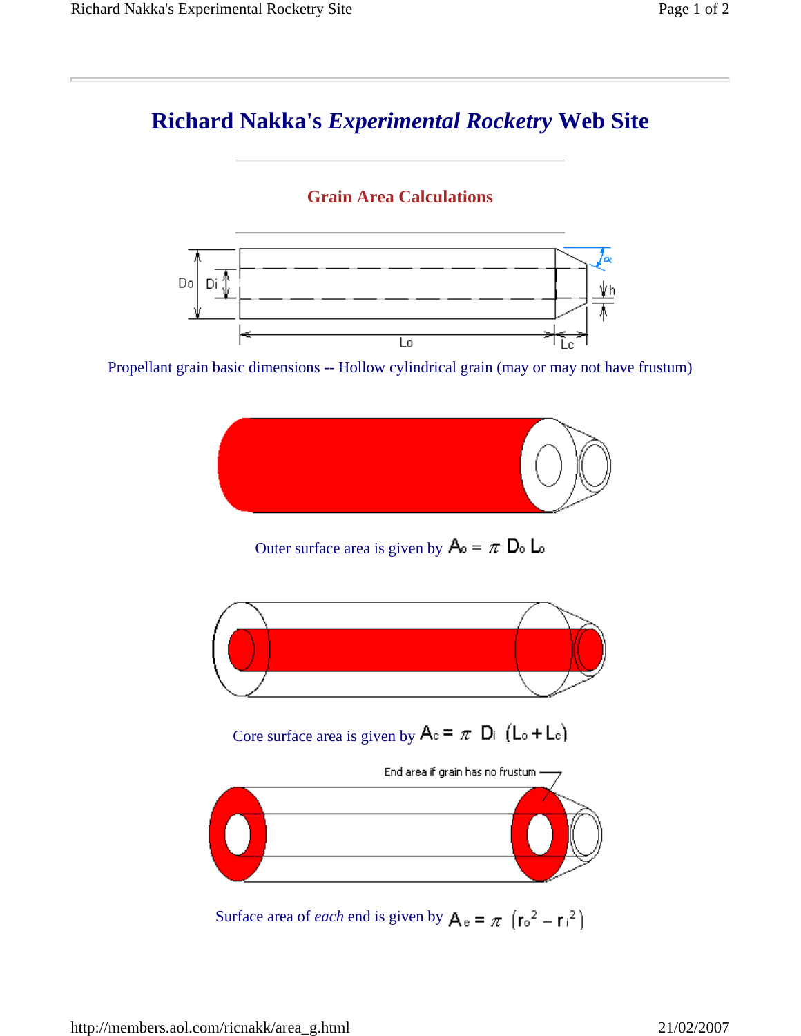# Richard Nakka's *Experimental Rocketry* Web Site

## Grain Area Calculations

Do Di Lo Lc h α

Propellant grain basic dimensions -- Hollow cylindrical grain (may or may not have frustum)

Outer surface area is given by $A_o = \pi D_o L_o$

Core surface area is given by $A_c = \pi D_i (L_o + L_c)$

End area if grain has no frustum

Surface area of *each* end is given by $A_e = \pi (r_o^2 - r_i^2)$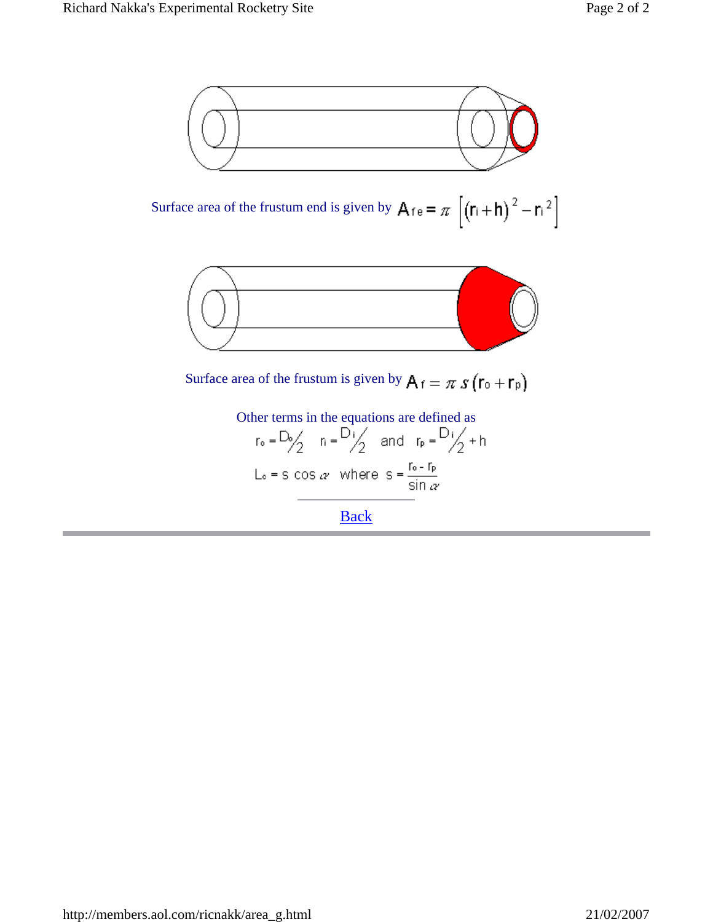Surface area of the frustum end is given by $A_{fe} = \pi \left[ (r_i + h)^2 - r_i^2 \right]$

Surface area of the frustum is given by $A_f = \pi s (r_o + r_p)$

Other terms in the equations are defined as

$r_o = D_o/2 \quad r_i = D_i/2 \quad \text{and} \quad r_p = D_i/2 + h$

$L_c = s \cos \alpha \quad \text{where} \quad s = \dfrac{r_o - r_p}{\sin \alpha}$

Back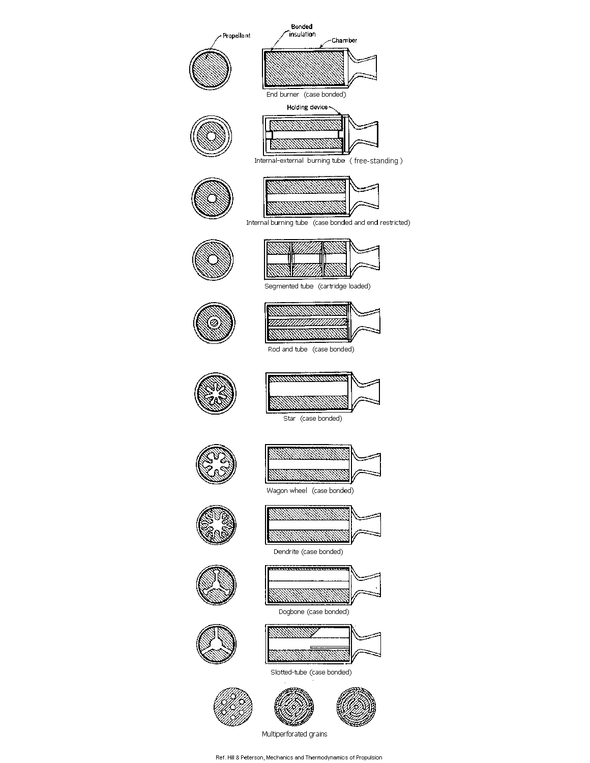Propellant

Bonded insulation

Chamber

End burner (case bonded)

Holding device

Internal-external burning tube (free-standing)

Internal burning tube (case bonded and end restricted)

Segmented tube (cartridge loaded)

Rod and tube (case bonded)

Star (case bonded)

Wagon wheel (case bonded)

Dendrite (case bonded)

Dogbone (case bonded)

Slotted-tube (case bonded)

Multiperforated grains

Ref. Hill & Peterson, Mechanics and Thermodynamics of Propulsion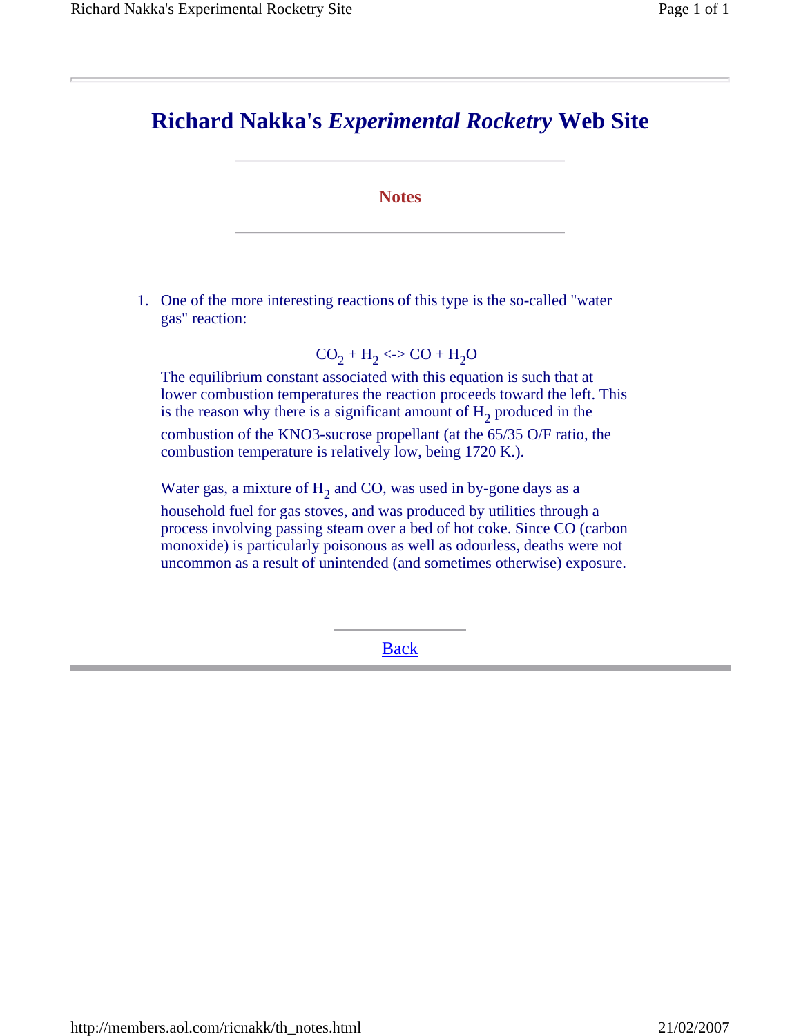# Richard Nakka's *Experimental Rocketry* Web Site

## Notes

1. One of the more interesting reactions of this type is the so-called "water gas" reaction:

   $$CO_2 + H_2 <-> CO + H_2O$$

   The equilibrium constant associated with this equation is such that at lower combustion temperatures the reaction proceeds toward the left. This is the reason why there is a significant amount of $H_2$ produced in the combustion of the KNO3-sucrose propellant (at the 65/35 O/F ratio, the combustion temperature is relatively low, being 1720 K.).

   Water gas, a mixture of $H_2$ and CO, was used in by-gone days as a household fuel for gas stoves, and was produced by utilities through a process involving passing steam over a bed of hot coke. Since CO (carbon monoxide) is particularly poisonous as well as odourless, deaths were not uncommon as a result of unintended (and sometimes otherwise) exposure.

Back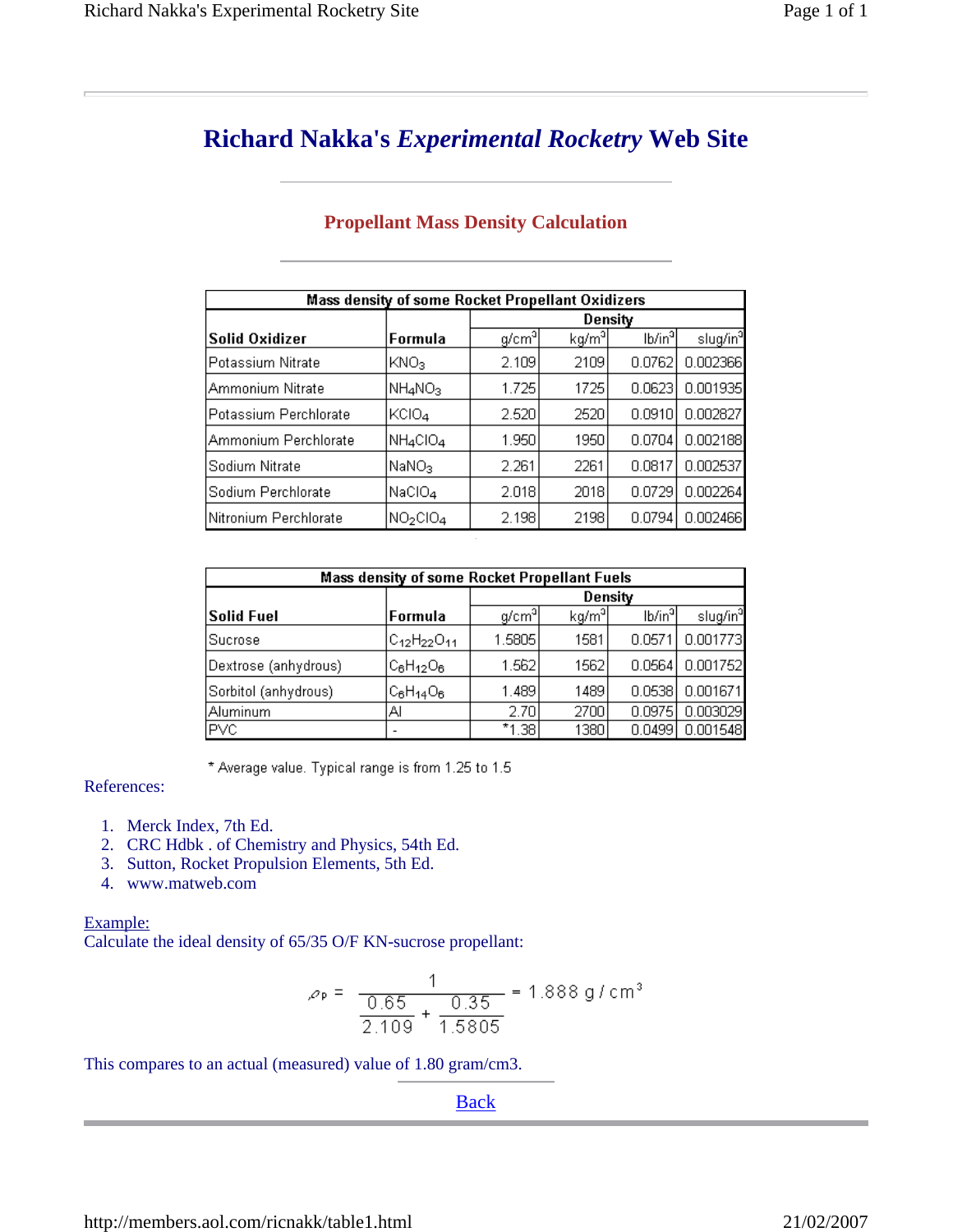# Richard Nakka's *Experimental Rocketry* Web Site

## Propellant Mass Density Calculation

| Mass density of some Rocket Propellant Oxidizers | | | | | |
|---|---|---|---|---|---|
| | | Density | | | |
| Solid Oxidizer | Formula | g/cm$^3$ | kg/m$^3$ | lb/in$^3$ | slug/in$^3$ |
| Potassium Nitrate | $KNO_3$ | 2.109 | 2109 | 0.0762 | 0.002366 |
| Ammonium Nitrate | $NH_4NO_3$ | 1.725 | 1725 | 0.0623 | 0.001935 |
| Potassium Perchlorate | $KClO_4$ | 2.520 | 2520 | 0.0910 | 0.002827 |
| Ammonium Perchlorate | $NH_4ClO_4$ | 1.950 | 1950 | 0.0704 | 0.002188 |
| Sodium Nitrate | $NaNO_3$ | 2.261 | 2261 | 0.0817 | 0.002537 |
| Sodium Perchlorate | $NaClO_4$ | 2.018 | 2018 | 0.0729 | 0.002264 |
| Nitronium Perchlorate | $NO_2ClO_4$ | 2.198 | 2198 | 0.0794 | 0.002466 |

| Mass density of some Rocket Propellant Fuels | | | | | |
|---|---|---|---|---|---|
| | | Density | | | |
| Solid Fuel | Formula | g/cm$^3$ | kg/m$^3$ | lb/in$^3$ | slug/in$^3$ |
| Sucrose | $C_{12}H_{22}O_{11}$ | 1.5805 | 1581 | 0.0571 | 0.001773 |
| Dextrose (anhydrous) | $C_6H_{12}O_6$ | 1.562 | 1562 | 0.0564 | 0.001752 |
| Sorbitol (anhydrous) | $C_6H_{14}O_6$ | 1.489 | 1489 | 0.0538 | 0.001671 |
| Aluminum | Al | 2.70 | 2700 | 0.0975 | 0.003029 |
| PVC | - | *1.38 | 1380 | 0.0499 | 0.001548 |

\* Average value. Typical range is from 1.25 to 1.5

References:

1. Merck Index, 7th Ed.
2. CRC Hdbk . of Chemistry and Physics, 54th Ed.
3. Sutton, Rocket Propulsion Elements, 5th Ed.
4. www.matweb.com

Example:
Calculate the ideal density of 65/35 O/F KN-sucrose propellant:

$$\rho_p = \frac{1}{\dfrac{0.65}{2.109} + \dfrac{0.35}{1.5805}} = 1.888 \text{ g/cm}^3$$

This compares to an actual (measured) value of 1.80 gram/cm3.

Back